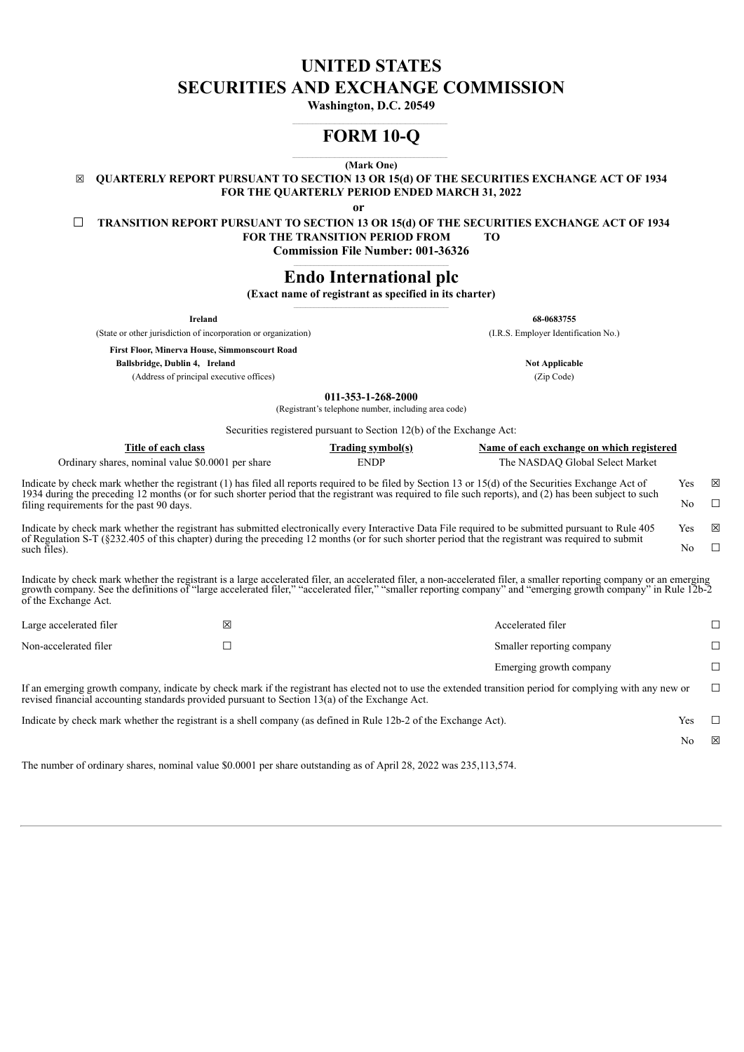# UNITED STATES
# SECURITIES AND EXCHANGE COMMISSION

**Washington, D.C. 20549**

# FORM 10-Q

**(Mark One)**

☒ **QUARTERLY REPORT PURSUANT TO SECTION 13 OR 15(d) OF THE SECURITIES EXCHANGE ACT OF 1934 FOR THE QUARTERLY PERIOD ENDED MARCH 31, 2022**

**or**

☐ **TRANSITION REPORT PURSUANT TO SECTION 13 OR 15(d) OF THE SECURITIES EXCHANGE ACT OF 1934 FOR THE TRANSITION PERIOD FROM TO**

**Commission File Number: 001-36326**

# Endo International plc

**(Exact name of registrant as specified in its charter)**

| | |
|---|---|
| **Ireland** | **68-0683755** |
| (State or other jurisdiction of incorporation or organization) | (I.R.S. Employer Identification No.) |
| **First Floor, Minerva House, Simmonscourt Road Ballsbridge, Dublin 4, Ireland** | **Not Applicable** |
| (Address of principal executive offices) | (Zip Code) |

**011-353-1-268-2000**

(Registrant's telephone number, including area code)

Securities registered pursuant to Section 12(b) of the Exchange Act:

| Title of each class | Trading symbol(s) | Name of each exchange on which registered |
|---|---|---|
| Ordinary shares, nominal value $0.0001 per share | ENDP | The NASDAQ Global Select Market |

Indicate by check mark whether the registrant (1) has filed all reports required to be filed by Section 13 or 15(d) of the Securities Exchange Act of 1934 during the preceding 12 months (or for such shorter period that the registrant was required to file such reports), and (2) has been subject to such filing requirements for the past 90 days. Yes ☒ No ☐

Indicate by check mark whether the registrant has submitted electronically every Interactive Data File required to be submitted pursuant to Rule 405 of Regulation S-T (§232.405 of this chapter) during the preceding 12 months (or for such shorter period that the registrant was required to submit such files). Yes ☒ No ☐

Indicate by check mark whether the registrant is a large accelerated filer, an accelerated filer, a non-accelerated filer, a smaller reporting company or an emerging growth company. See the definitions of "large accelerated filer," "accelerated filer," "smaller reporting company" and "emerging growth company" in Rule 12b-2 of the Exchange Act.

| | | | |
|---|---|---|---|
| Large accelerated filer | ☒ | Accelerated filer | ☐ |
| Non-accelerated filer | ☐ | Smaller reporting company | ☐ |
| | | Emerging growth company | ☐ |

If an emerging growth company, indicate by check mark if the registrant has elected not to use the extended transition period for complying with any new or revised financial accounting standards provided pursuant to Section 13(a) of the Exchange Act. ☐

Indicate by check mark whether the registrant is a shell company (as defined in Rule 12b-2 of the Exchange Act). Yes ☐ No ☒

The number of ordinary shares, nominal value $0.0001 per share outstanding as of April 28, 2022 was 235,113,574.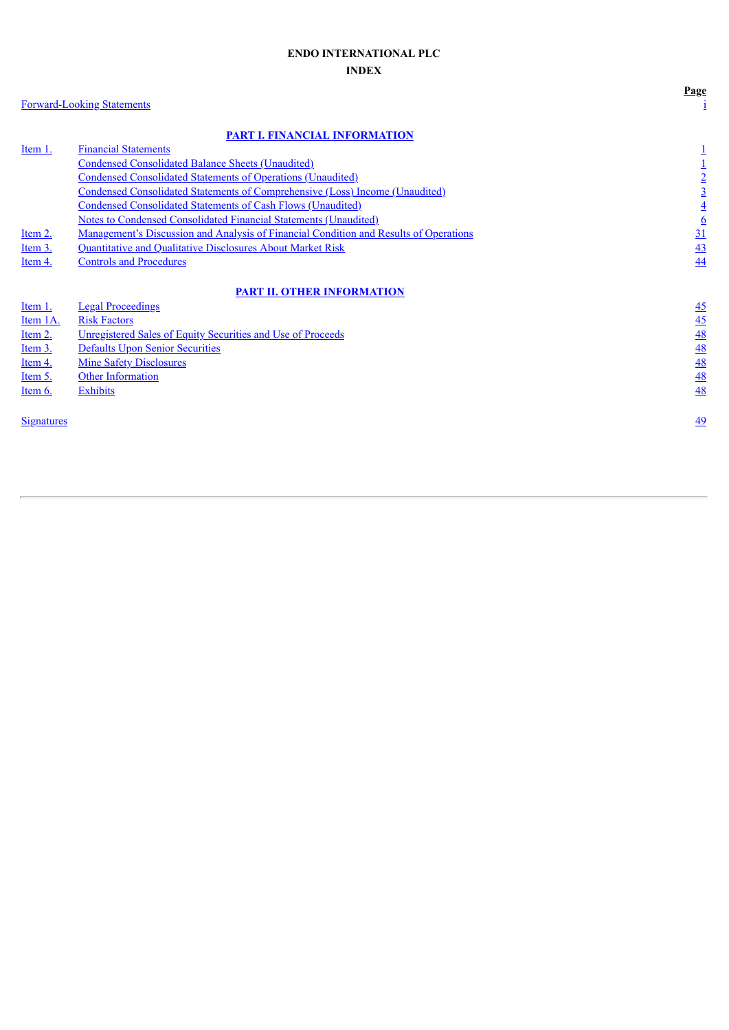**ENDO INTERNATIONAL PLC**

**INDEX**

| | | Page |
|---|---|---|
| Forward-Looking Statements | | i |
| | **PART I. FINANCIAL INFORMATION** | |
| Item 1. | Financial Statements | 1 |
| | Condensed Consolidated Balance Sheets (Unaudited) | 1 |
| | Condensed Consolidated Statements of Operations (Unaudited) | 2 |
| | Condensed Consolidated Statements of Comprehensive (Loss) Income (Unaudited) | 3 |
| | Condensed Consolidated Statements of Cash Flows (Unaudited) | 4 |
| | Notes to Condensed Consolidated Financial Statements (Unaudited) | 6 |
| Item 2. | Management's Discussion and Analysis of Financial Condition and Results of Operations | 31 |
| Item 3. | Quantitative and Qualitative Disclosures About Market Risk | 43 |
| Item 4. | Controls and Procedures | 44 |
| | **PART II. OTHER INFORMATION** | |
| Item 1. | Legal Proceedings | 45 |
| Item 1A. | Risk Factors | 45 |
| Item 2. | Unregistered Sales of Equity Securities and Use of Proceeds | 48 |
| Item 3. | Defaults Upon Senior Securities | 48 |
| Item 4. | Mine Safety Disclosures | 48 |
| Item 5. | Other Information | 48 |
| Item 6. | Exhibits | 48 |
| Signatures | | 49 |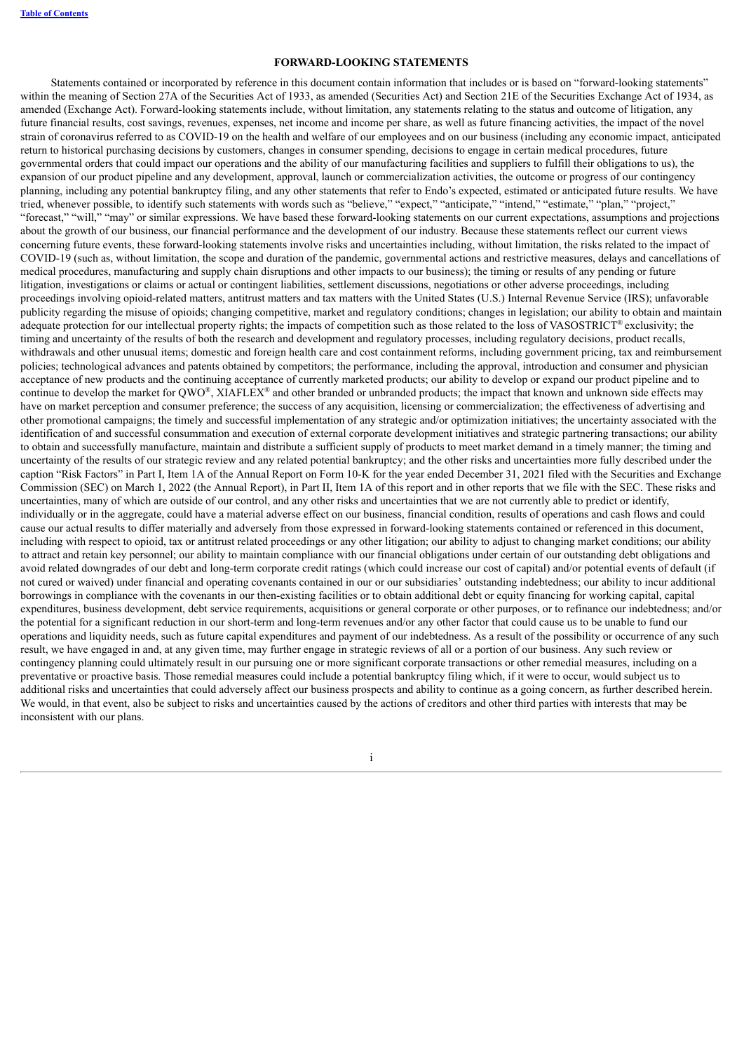## FORWARD-LOOKING STATEMENTS

Statements contained or incorporated by reference in this document contain information that includes or is based on "forward-looking statements" within the meaning of Section 27A of the Securities Act of 1933, as amended (Securities Act) and Section 21E of the Securities Exchange Act of 1934, as amended (Exchange Act). Forward-looking statements include, without limitation, any statements relating to the status and outcome of litigation, any future financial results, cost savings, revenues, expenses, net income and income per share, as well as future financing activities, the impact of the novel strain of coronavirus referred to as COVID-19 on the health and welfare of our employees and on our business (including any economic impact, anticipated return to historical purchasing decisions by customers, changes in consumer spending, decisions to engage in certain medical procedures, future governmental orders that could impact our operations and the ability of our manufacturing facilities and suppliers to fulfill their obligations to us), the expansion of our product pipeline and any development, approval, launch or commercialization activities, the outcome or progress of our contingency planning, including any potential bankruptcy filing, and any other statements that refer to Endo's expected, estimated or anticipated future results. We have tried, whenever possible, to identify such statements with words such as "believe," "expect," "anticipate," "intend," "estimate," "plan," "project," "forecast," "will," "may" or similar expressions. We have based these forward-looking statements on our current expectations, assumptions and projections about the growth of our business, our financial performance and the development of our industry. Because these statements reflect our current views concerning future events, these forward-looking statements involve risks and uncertainties including, without limitation, the risks related to the impact of COVID-19 (such as, without limitation, the scope and duration of the pandemic, governmental actions and restrictive measures, delays and cancellations of medical procedures, manufacturing and supply chain disruptions and other impacts to our business); the timing or results of any pending or future litigation, investigations or claims or actual or contingent liabilities, settlement discussions, negotiations or other adverse proceedings, including proceedings involving opioid-related matters, antitrust matters and tax matters with the United States (U.S.) Internal Revenue Service (IRS); unfavorable publicity regarding the misuse of opioids; changing competitive, market and regulatory conditions; changes in legislation; our ability to obtain and maintain adequate protection for our intellectual property rights; the impacts of competition such as those related to the loss of VASOSTRICT® exclusivity; the timing and uncertainty of the results of both the research and development and regulatory processes, including regulatory decisions, product recalls, withdrawals and other unusual items; domestic and foreign health care and cost containment reforms, including government pricing, tax and reimbursement policies; technological advances and patents obtained by competitors; the performance, including the approval, introduction and consumer and physician acceptance of new products and the continuing acceptance of currently marketed products; our ability to develop or expand our product pipeline and to continue to develop the market for QWO®, XIAFLEX® and other branded or unbranded products; the impact that known and unknown side effects may have on market perception and consumer preference; the success of any acquisition, licensing or commercialization; the effectiveness of advertising and other promotional campaigns; the timely and successful implementation of any strategic and/or optimization initiatives; the uncertainty associated with the identification of and successful consummation and execution of external corporate development initiatives and strategic partnering transactions; our ability to obtain and successfully manufacture, maintain and distribute a sufficient supply of products to meet market demand in a timely manner; the timing and uncertainty of the results of our strategic review and any related potential bankruptcy; and the other risks and uncertainties more fully described under the caption "Risk Factors" in Part I, Item 1A of the Annual Report on Form 10-K for the year ended December 31, 2021 filed with the Securities and Exchange Commission (SEC) on March 1, 2022 (the Annual Report), in Part II, Item 1A of this report and in other reports that we file with the SEC. These risks and uncertainties, many of which are outside of our control, and any other risks and uncertainties that we are not currently able to predict or identify, individually or in the aggregate, could have a material adverse effect on our business, financial condition, results of operations and cash flows and could cause our actual results to differ materially and adversely from those expressed in forward-looking statements contained or referenced in this document, including with respect to opioid, tax or antitrust related proceedings or any other litigation; our ability to adjust to changing market conditions; our ability to attract and retain key personnel; our ability to maintain compliance with our financial obligations under certain of our outstanding debt obligations and avoid related downgrades of our debt and long-term corporate credit ratings (which could increase our cost of capital) and/or potential events of default (if not cured or waived) under financial and operating covenants contained in our or our subsidiaries' outstanding indebtedness; our ability to incur additional borrowings in compliance with the covenants in our then-existing facilities or to obtain additional debt or equity financing for working capital, capital expenditures, business development, debt service requirements, acquisitions or general corporate or other purposes, or to refinance our indebtedness; and/or the potential for a significant reduction in our short-term and long-term revenues and/or any other factor that could cause us to be unable to fund our operations and liquidity needs, such as future capital expenditures and payment of our indebtedness. As a result of the possibility or occurrence of any such result, we have engaged in and, at any given time, may further engage in strategic reviews of all or a portion of our business. Any such review or contingency planning could ultimately result in our pursuing one or more significant corporate transactions or other remedial measures, including on a preventative or proactive basis. Those remedial measures could include a potential bankruptcy filing which, if it were to occur, would subject us to additional risks and uncertainties that could adversely affect our business prospects and ability to continue as a going concern, as further described herein. We would, in that event, also be subject to risks and uncertainties caused by the actions of creditors and other third parties with interests that may be inconsistent with our plans.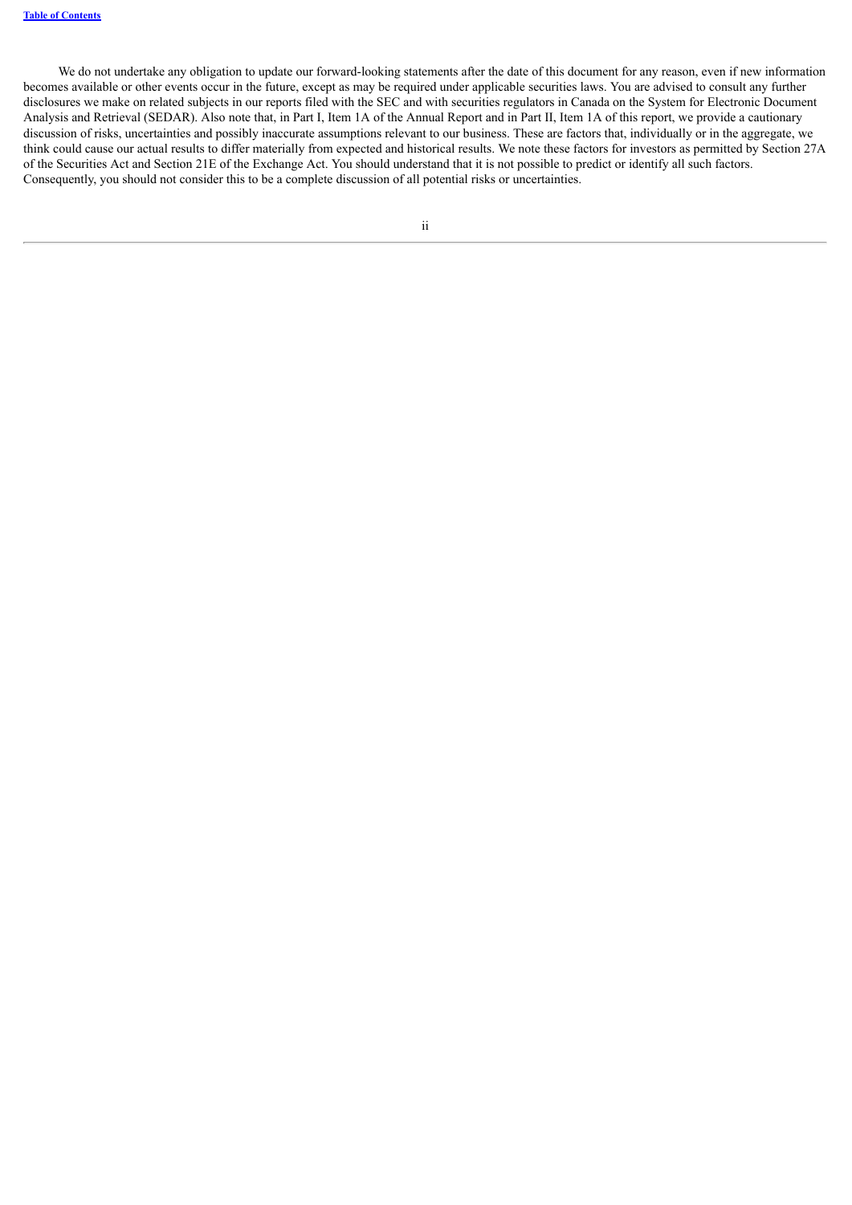We do not undertake any obligation to update our forward-looking statements after the date of this document for any reason, even if new information becomes available or other events occur in the future, except as may be required under applicable securities laws. You are advised to consult any further disclosures we make on related subjects in our reports filed with the SEC and with securities regulators in Canada on the System for Electronic Document Analysis and Retrieval (SEDAR). Also note that, in Part I, Item 1A of the Annual Report and in Part II, Item 1A of this report, we provide a cautionary discussion of risks, uncertainties and possibly inaccurate assumptions relevant to our business. These are factors that, individually or in the aggregate, we think could cause our actual results to differ materially from expected and historical results. We note these factors for investors as permitted by Section 27A of the Securities Act and Section 21E of the Exchange Act. You should understand that it is not possible to predict or identify all such factors. Consequently, you should not consider this to be a complete discussion of all potential risks or uncertainties.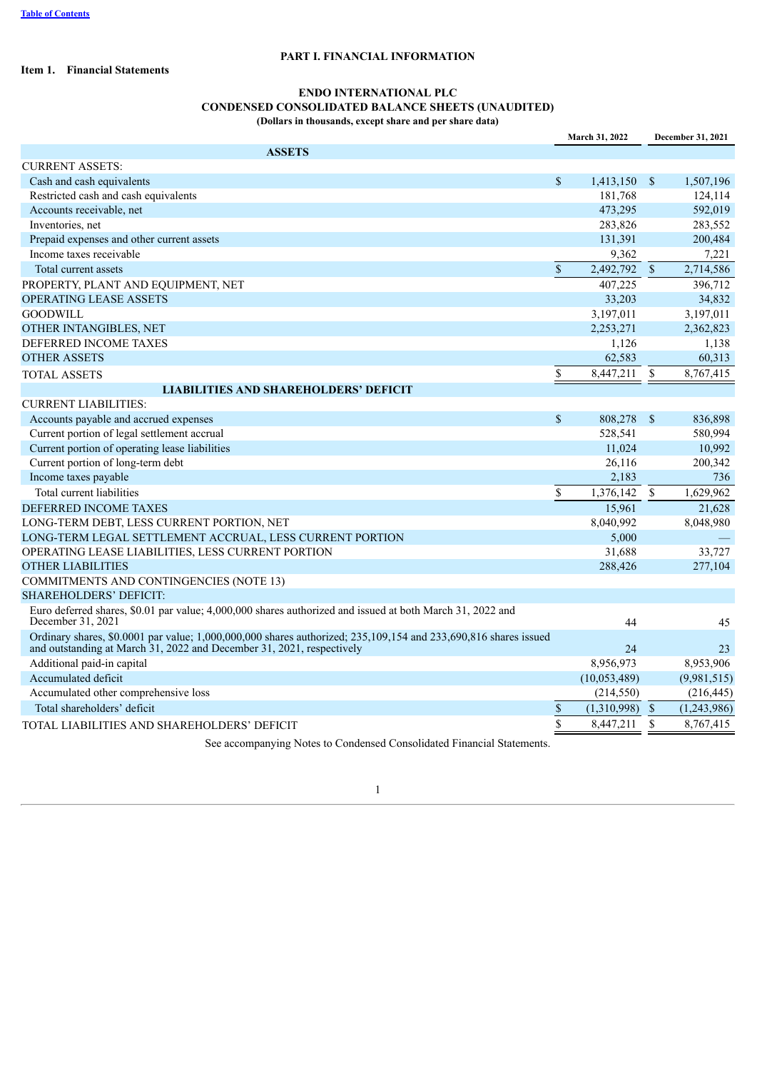# PART I. FINANCIAL INFORMATION

## Item 1. Financial Statements

### ENDO INTERNATIONAL PLC
### CONDENSED CONSOLIDATED BALANCE SHEETS (UNAUDITED)
**(Dollars in thousands, except share and per share data)**

| | March 31, 2022 | December 31, 2021 |
|---|---|---|
| **ASSETS** | | |
| CURRENT ASSETS: | | |
| Cash and cash equivalents | $ 1,413,150 | $ 1,507,196 |
| Restricted cash and cash equivalents | 181,768 | 124,114 |
| Accounts receivable, net | 473,295 | 592,019 |
| Inventories, net | 283,826 | 283,552 |
| Prepaid expenses and other current assets | 131,391 | 200,484 |
| Income taxes receivable | 9,362 | 7,221 |
| Total current assets | $ 2,492,792 | $ 2,714,586 |
| PROPERTY, PLANT AND EQUIPMENT, NET | 407,225 | 396,712 |
| OPERATING LEASE ASSETS | 33,203 | 34,832 |
| GOODWILL | 3,197,011 | 3,197,011 |
| OTHER INTANGIBLES, NET | 2,253,271 | 2,362,823 |
| DEFERRED INCOME TAXES | 1,126 | 1,138 |
| OTHER ASSETS | 62,583 | 60,313 |
| TOTAL ASSETS | $ 8,447,211 | $ 8,767,415 |
| **LIABILITIES AND SHAREHOLDERS' DEFICIT** | | |
| CURRENT LIABILITIES: | | |
| Accounts payable and accrued expenses | $ 808,278 | $ 836,898 |
| Current portion of legal settlement accrual | 528,541 | 580,994 |
| Current portion of operating lease liabilities | 11,024 | 10,992 |
| Current portion of long-term debt | 26,116 | 200,342 |
| Income taxes payable | 2,183 | 736 |
| Total current liabilities | $ 1,376,142 | $ 1,629,962 |
| DEFERRED INCOME TAXES | 15,961 | 21,628 |
| LONG-TERM DEBT, LESS CURRENT PORTION, NET | 8,040,992 | 8,048,980 |
| LONG-TERM LEGAL SETTLEMENT ACCRUAL, LESS CURRENT PORTION | 5,000 | — |
| OPERATING LEASE LIABILITIES, LESS CURRENT PORTION | 31,688 | 33,727 |
| OTHER LIABILITIES | 288,426 | 277,104 |
| COMMITMENTS AND CONTINGENCIES (NOTE 13) | | |
| SHAREHOLDERS' DEFICIT: | | |
| Euro deferred shares, $0.01 par value; 4,000,000 shares authorized and issued at both March 31, 2022 and December 31, 2021 | 44 | 45 |
| Ordinary shares, $0.0001 par value; 1,000,000,000 shares authorized; 235,109,154 and 233,690,816 shares issued and outstanding at March 31, 2022 and December 31, 2021, respectively | 24 | 23 |
| Additional paid-in capital | 8,956,973 | 8,953,906 |
| Accumulated deficit | (10,053,489) | (9,981,515) |
| Accumulated other comprehensive loss | (214,550) | (216,445) |
| Total shareholders' deficit | $ (1,310,998) | $ (1,243,986) |
| TOTAL LIABILITIES AND SHAREHOLDERS' DEFICIT | $ 8,447,211 | $ 8,767,415 |

See accompanying Notes to Condensed Consolidated Financial Statements.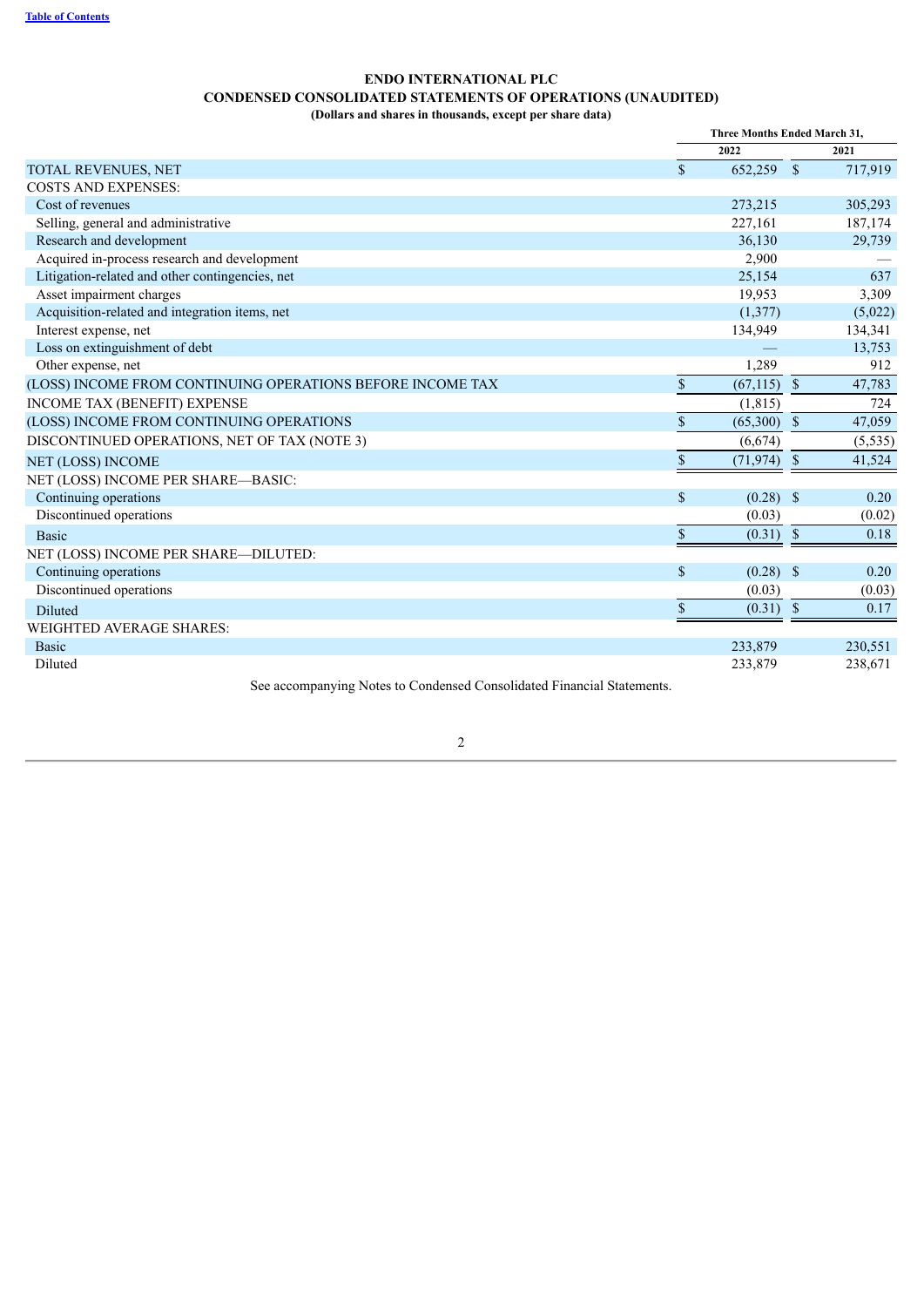**ENDO INTERNATIONAL PLC**
**CONDENSED CONSOLIDATED STATEMENTS OF OPERATIONS (UNAUDITED)**
**(Dollars and shares in thousands, except per share data)**

| | Three Months Ended March 31, | |
|---|---|---|
| | 2022 | 2021 |
| TOTAL REVENUES, NET | $ 652,259 | $ 717,919 |
| COSTS AND EXPENSES: | | |
| Cost of revenues | 273,215 | 305,293 |
| Selling, general and administrative | 227,161 | 187,174 |
| Research and development | 36,130 | 29,739 |
| Acquired in-process research and development | 2,900 | — |
| Litigation-related and other contingencies, net | 25,154 | 637 |
| Asset impairment charges | 19,953 | 3,309 |
| Acquisition-related and integration items, net | (1,377) | (5,022) |
| Interest expense, net | 134,949 | 134,341 |
| Loss on extinguishment of debt | — | 13,753 |
| Other expense, net | 1,289 | 912 |
| (LOSS) INCOME FROM CONTINUING OPERATIONS BEFORE INCOME TAX | $ (67,115) | $ 47,783 |
| INCOME TAX (BENEFIT) EXPENSE | (1,815) | 724 |
| (LOSS) INCOME FROM CONTINUING OPERATIONS | $ (65,300) | $ 47,059 |
| DISCONTINUED OPERATIONS, NET OF TAX (NOTE 3) | (6,674) | (5,535) |
| NET (LOSS) INCOME | $ (71,974) | $ 41,524 |
| NET (LOSS) INCOME PER SHARE—BASIC: | | |
| Continuing operations | $ (0.28) | $ 0.20 |
| Discontinued operations | (0.03) | (0.02) |
| Basic | $ (0.31) | $ 0.18 |
| NET (LOSS) INCOME PER SHARE—DILUTED: | | |
| Continuing operations | $ (0.28) | $ 0.20 |
| Discontinued operations | (0.03) | (0.03) |
| Diluted | $ (0.31) | $ 0.17 |
| WEIGHTED AVERAGE SHARES: | | |
| Basic | 233,879 | 230,551 |
| Diluted | 233,879 | 238,671 |

See accompanying Notes to Condensed Consolidated Financial Statements.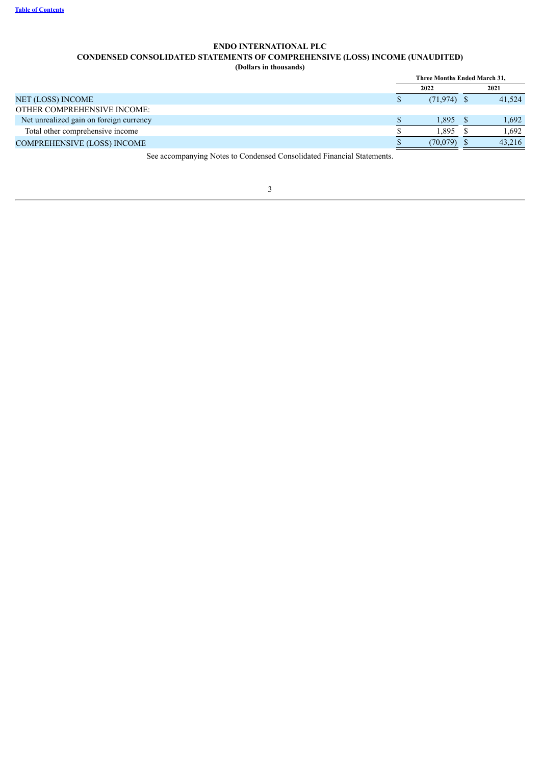**ENDO INTERNATIONAL PLC**
**CONDENSED CONSOLIDATED STATEMENTS OF COMPREHENSIVE (LOSS) INCOME (UNAUDITED)**
**(Dollars in thousands)**

| | Three Months Ended March 31, | |
|---|---|---|
| | 2022 | 2021 |
| NET (LOSS) INCOME | $ (71,974) | $ 41,524 |
| OTHER COMPREHENSIVE INCOME: | | |
| Net unrealized gain on foreign currency | $ 1,895 | $ 1,692 |
| Total other comprehensive income | $ 1,895 | $ 1,692 |
| COMPREHENSIVE (LOSS) INCOME | $ (70,079) | $ 43,216 |

See accompanying Notes to Condensed Consolidated Financial Statements.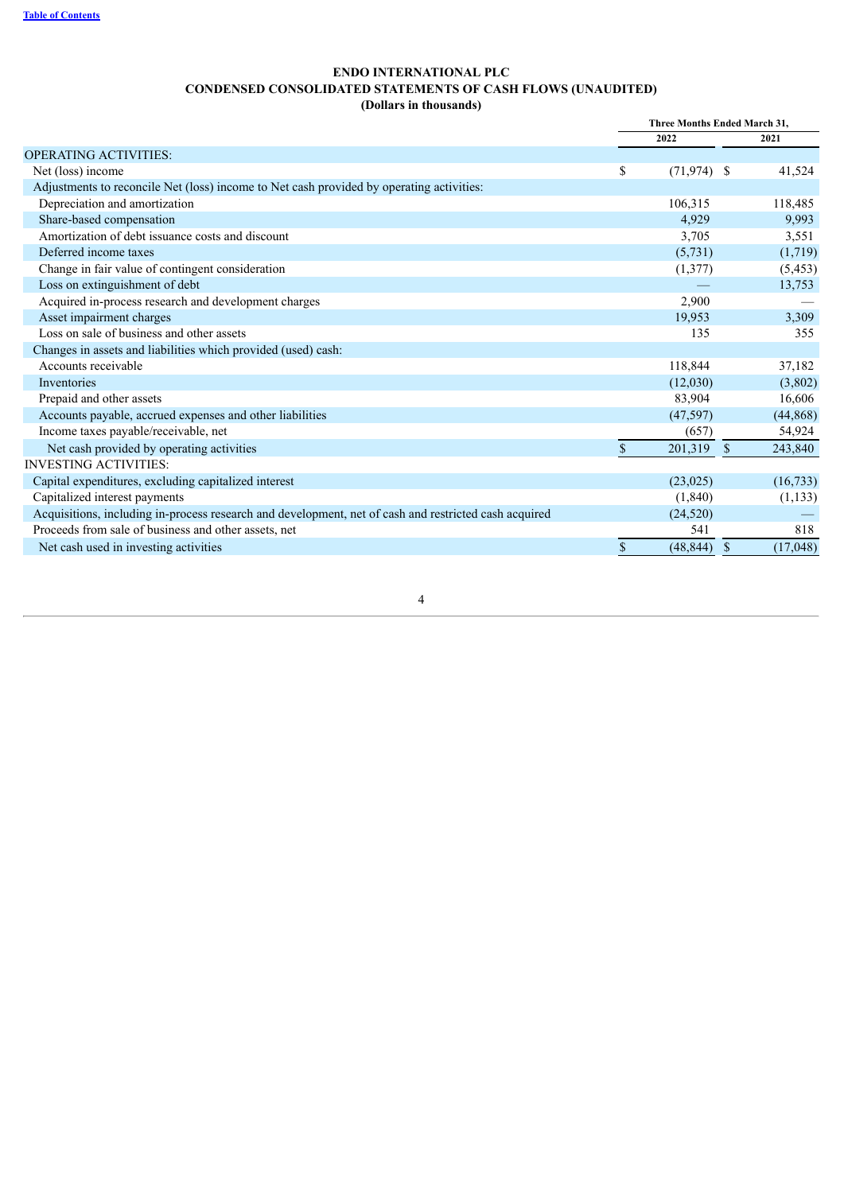**ENDO INTERNATIONAL PLC**
**CONDENSED CONSOLIDATED STATEMENTS OF CASH FLOWS (UNAUDITED)**
**(Dollars in thousands)**

| | Three Months Ended March 31, | |
|---|---|---|
| | 2022 | 2021 |
| OPERATING ACTIVITIES: | | |
| Net (loss) income | $ (71,974) | $ 41,524 |
| Adjustments to reconcile Net (loss) income to Net cash provided by operating activities: | | |
| Depreciation and amortization | 106,315 | 118,485 |
| Share-based compensation | 4,929 | 9,993 |
| Amortization of debt issuance costs and discount | 3,705 | 3,551 |
| Deferred income taxes | (5,731) | (1,719) |
| Change in fair value of contingent consideration | (1,377) | (5,453) |
| Loss on extinguishment of debt | — | 13,753 |
| Acquired in-process research and development charges | 2,900 | — |
| Asset impairment charges | 19,953 | 3,309 |
| Loss on sale of business and other assets | 135 | 355 |
| Changes in assets and liabilities which provided (used) cash: | | |
| Accounts receivable | 118,844 | 37,182 |
| Inventories | (12,030) | (3,802) |
| Prepaid and other assets | 83,904 | 16,606 |
| Accounts payable, accrued expenses and other liabilities | (47,597) | (44,868) |
| Income taxes payable/receivable, net | (657) | 54,924 |
| Net cash provided by operating activities | $ 201,319 | $ 243,840 |
| INVESTING ACTIVITIES: | | |
| Capital expenditures, excluding capitalized interest | (23,025) | (16,733) |
| Capitalized interest payments | (1,840) | (1,133) |
| Acquisitions, including in-process research and development, net of cash and restricted cash acquired | (24,520) | — |
| Proceeds from sale of business and other assets, net | 541 | 818 |
| Net cash used in investing activities | $ (48,844) | $ (17,048) |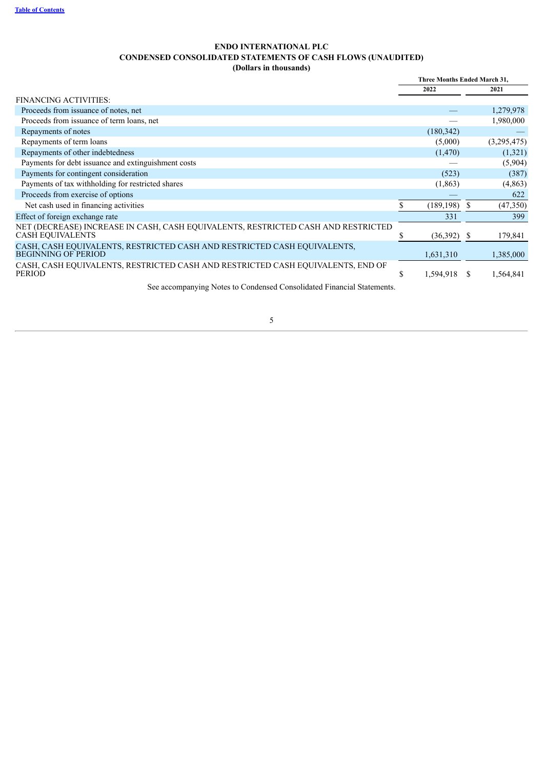**ENDO INTERNATIONAL PLC**
**CONDENSED CONSOLIDATED STATEMENTS OF CASH FLOWS (UNAUDITED)**
**(Dollars in thousands)**

| | Three Months Ended March 31, | |
|---|---|---|
| | 2022 | 2021 |
| FINANCING ACTIVITIES: | | |
| Proceeds from issuance of notes, net | — | 1,279,978 |
| Proceeds from issuance of term loans, net | — | 1,980,000 |
| Repayments of notes | (180,342) | — |
| Repayments of term loans | (5,000) | (3,295,475) |
| Repayments of other indebtedness | (1,470) | (1,321) |
| Payments for debt issuance and extinguishment costs | — | (5,904) |
| Payments for contingent consideration | (523) | (387) |
| Payments of tax withholding for restricted shares | (1,863) | (4,863) |
| Proceeds from exercise of options | — | 622 |
| Net cash used in financing activities | $ (189,198) | $ (47,350) |
| Effect of foreign exchange rate | 331 | 399 |
| NET (DECREASE) INCREASE IN CASH, CASH EQUIVALENTS, RESTRICTED CASH AND RESTRICTED CASH EQUIVALENTS | $ (36,392) | $ 179,841 |
| CASH, CASH EQUIVALENTS, RESTRICTED CASH AND RESTRICTED CASH EQUIVALENTS, BEGINNING OF PERIOD | 1,631,310 | 1,385,000 |
| CASH, CASH EQUIVALENTS, RESTRICTED CASH AND RESTRICTED CASH EQUIVALENTS, END OF PERIOD | $ 1,594,918 | $ 1,564,841 |

See accompanying Notes to Condensed Consolidated Financial Statements.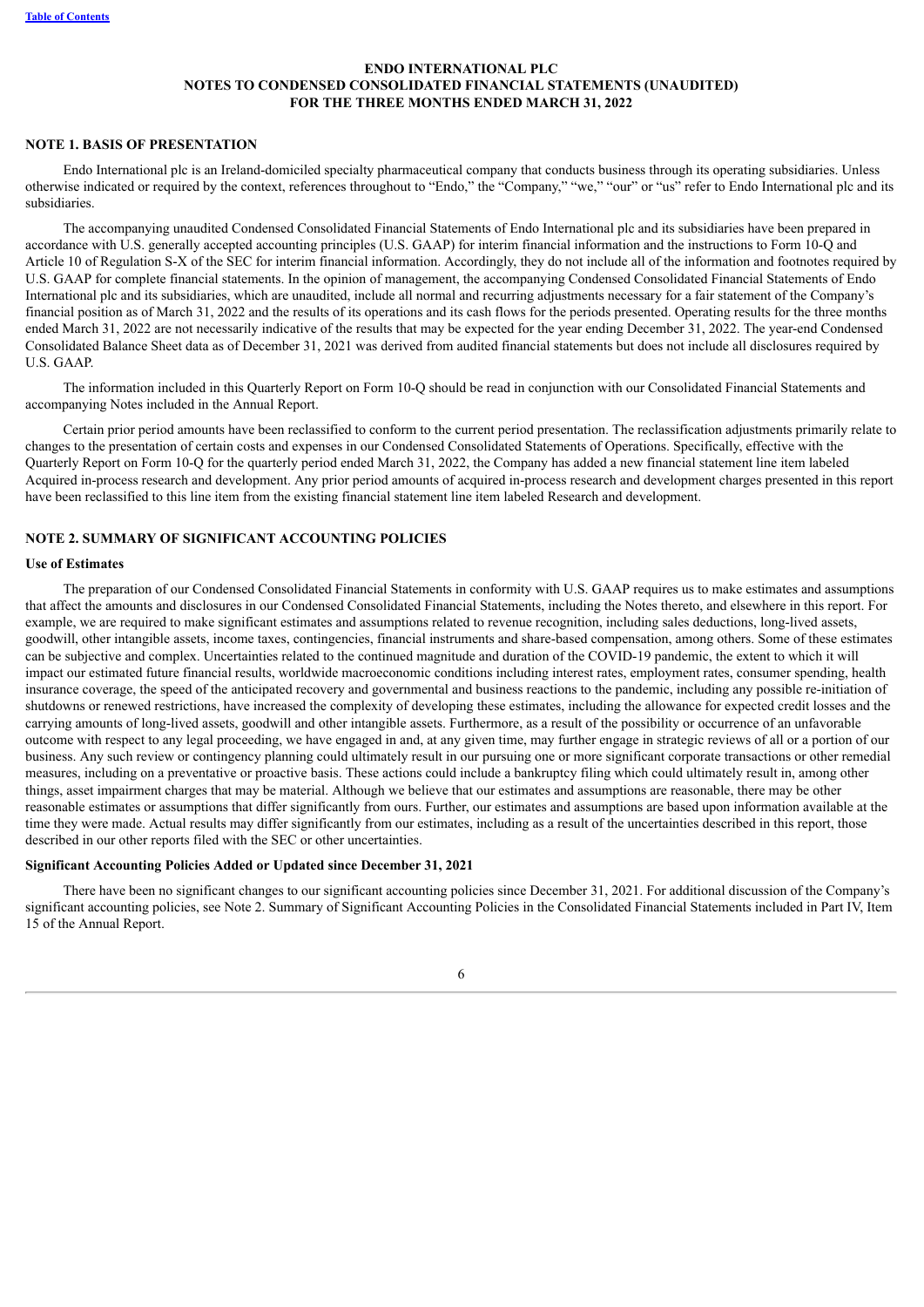**ENDO INTERNATIONAL PLC**
**NOTES TO CONDENSED CONSOLIDATED FINANCIAL STATEMENTS (UNAUDITED)**
**FOR THE THREE MONTHS ENDED MARCH 31, 2022**

## NOTE 1. BASIS OF PRESENTATION

Endo International plc is an Ireland-domiciled specialty pharmaceutical company that conducts business through its operating subsidiaries. Unless otherwise indicated or required by the context, references throughout to "Endo," the "Company," "we," "our" or "us" refer to Endo International plc and its subsidiaries.

The accompanying unaudited Condensed Consolidated Financial Statements of Endo International plc and its subsidiaries have been prepared in accordance with U.S. generally accepted accounting principles (U.S. GAAP) for interim financial information and the instructions to Form 10-Q and Article 10 of Regulation S-X of the SEC for interim financial information. Accordingly, they do not include all of the information and footnotes required by U.S. GAAP for complete financial statements. In the opinion of management, the accompanying Condensed Consolidated Financial Statements of Endo International plc and its subsidiaries, which are unaudited, include all normal and recurring adjustments necessary for a fair statement of the Company's financial position as of March 31, 2022 and the results of its operations and its cash flows for the periods presented. Operating results for the three months ended March 31, 2022 are not necessarily indicative of the results that may be expected for the year ending December 31, 2022. The year-end Condensed Consolidated Balance Sheet data as of December 31, 2021 was derived from audited financial statements but does not include all disclosures required by U.S. GAAP.

The information included in this Quarterly Report on Form 10-Q should be read in conjunction with our Consolidated Financial Statements and accompanying Notes included in the Annual Report.

Certain prior period amounts have been reclassified to conform to the current period presentation. The reclassification adjustments primarily relate to changes to the presentation of certain costs and expenses in our Condensed Consolidated Statements of Operations. Specifically, effective with the Quarterly Report on Form 10-Q for the quarterly period ended March 31, 2022, the Company has added a new financial statement line item labeled Acquired in-process research and development. Any prior period amounts of acquired in-process research and development charges presented in this report have been reclassified to this line item from the existing financial statement line item labeled Research and development.

## NOTE 2. SUMMARY OF SIGNIFICANT ACCOUNTING POLICIES

### Use of Estimates

The preparation of our Condensed Consolidated Financial Statements in conformity with U.S. GAAP requires us to make estimates and assumptions that affect the amounts and disclosures in our Condensed Consolidated Financial Statements, including the Notes thereto, and elsewhere in this report. For example, we are required to make significant estimates and assumptions related to revenue recognition, including sales deductions, long-lived assets, goodwill, other intangible assets, income taxes, contingencies, financial instruments and share-based compensation, among others. Some of these estimates can be subjective and complex. Uncertainties related to the continued magnitude and duration of the COVID-19 pandemic, the extent to which it will impact our estimated future financial results, worldwide macroeconomic conditions including interest rates, employment rates, consumer spending, health insurance coverage, the speed of the anticipated recovery and governmental and business reactions to the pandemic, including any possible re-initiation of shutdowns or renewed restrictions, have increased the complexity of developing these estimates, including the allowance for expected credit losses and the carrying amounts of long-lived assets, goodwill and other intangible assets. Furthermore, as a result of the possibility or occurrence of an unfavorable outcome with respect to any legal proceeding, we have engaged in and, at any given time, may further engage in strategic reviews of all or a portion of our business. Any such review or contingency planning could ultimately result in our pursuing one or more significant corporate transactions or other remedial measures, including on a preventative or proactive basis. These actions could include a bankruptcy filing which could ultimately result in, among other things, asset impairment charges that may be material. Although we believe that our estimates and assumptions are reasonable, there may be other reasonable estimates or assumptions that differ significantly from ours. Further, our estimates and assumptions are based upon information available at the time they were made. Actual results may differ significantly from our estimates, including as a result of the uncertainties described in this report, those described in our other reports filed with the SEC or other uncertainties.

### Significant Accounting Policies Added or Updated since December 31, 2021

There have been no significant changes to our significant accounting policies since December 31, 2021. For additional discussion of the Company's significant accounting policies, see Note 2. Summary of Significant Accounting Policies in the Consolidated Financial Statements included in Part IV, Item 15 of the Annual Report.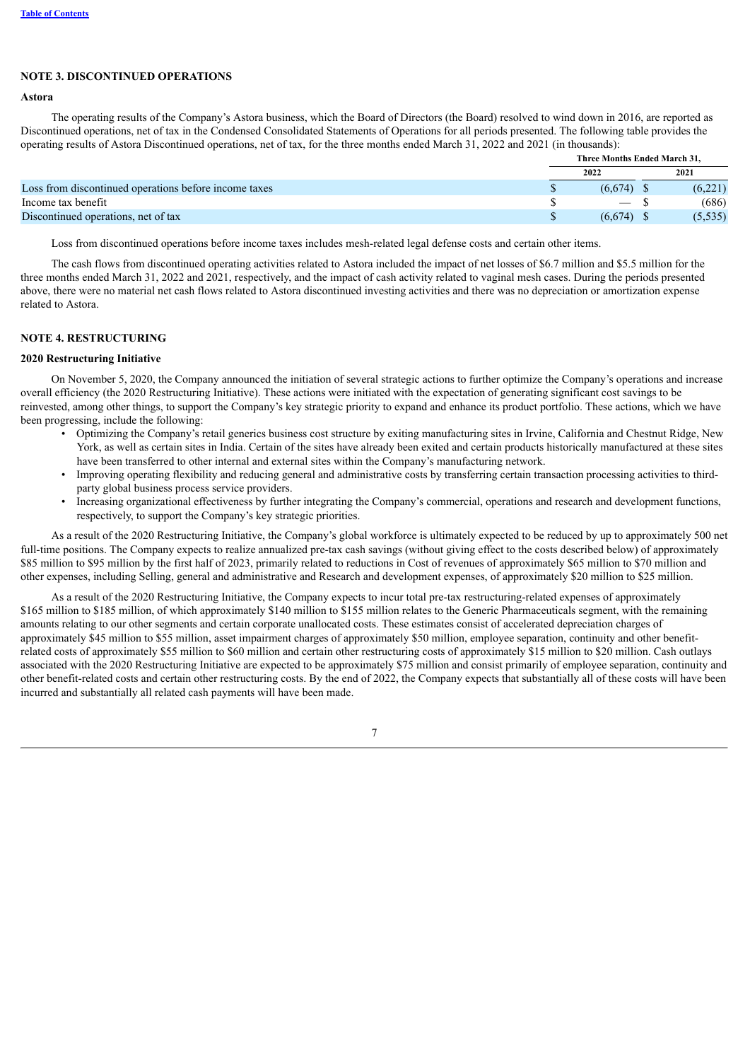## NOTE 3. DISCONTINUED OPERATIONS

### Astora

The operating results of the Company's Astora business, which the Board of Directors (the Board) resolved to wind down in 2016, are reported as Discontinued operations, net of tax in the Condensed Consolidated Statements of Operations for all periods presented. The following table provides the operating results of Astora Discontinued operations, net of tax, for the three months ended March 31, 2022 and 2021 (in thousands):

| | Three Months Ended March 31, | |
|---|---|---|
| | 2022 | 2021 |
| Loss from discontinued operations before income taxes | $ (6,674) | $ (6,221) |
| Income tax benefit | $ — | $ (686) |
| Discontinued operations, net of tax | $ (6,674) | $ (5,535) |

Loss from discontinued operations before income taxes includes mesh-related legal defense costs and certain other items.

The cash flows from discontinued operating activities related to Astora included the impact of net losses of $6.7 million and $5.5 million for the three months ended March 31, 2022 and 2021, respectively, and the impact of cash activity related to vaginal mesh cases. During the periods presented above, there were no material net cash flows related to Astora discontinued investing activities and there was no depreciation or amortization expense related to Astora.

## NOTE 4. RESTRUCTURING

### 2020 Restructuring Initiative

On November 5, 2020, the Company announced the initiation of several strategic actions to further optimize the Company's operations and increase overall efficiency (the 2020 Restructuring Initiative). These actions were initiated with the expectation of generating significant cost savings to be reinvested, among other things, to support the Company's key strategic priority to expand and enhance its product portfolio. These actions, which we have been progressing, include the following:

- Optimizing the Company's retail generics business cost structure by exiting manufacturing sites in Irvine, California and Chestnut Ridge, New York, as well as certain sites in India. Certain of the sites have already been exited and certain products historically manufactured at these sites have been transferred to other internal and external sites within the Company's manufacturing network.
- Improving operating flexibility and reducing general and administrative costs by transferring certain transaction processing activities to third-party global business process service providers.
- Increasing organizational effectiveness by further integrating the Company's commercial, operations and research and development functions, respectively, to support the Company's key strategic priorities.

As a result of the 2020 Restructuring Initiative, the Company's global workforce is ultimately expected to be reduced by up to approximately 500 net full-time positions. The Company expects to realize annualized pre-tax cash savings (without giving effect to the costs described below) of approximately $85 million to $95 million by the first half of 2023, primarily related to reductions in Cost of revenues of approximately $65 million to $70 million and other expenses, including Selling, general and administrative and Research and development expenses, of approximately $20 million to $25 million.

As a result of the 2020 Restructuring Initiative, the Company expects to incur total pre-tax restructuring-related expenses of approximately $165 million to $185 million, of which approximately $140 million to $155 million relates to the Generic Pharmaceuticals segment, with the remaining amounts relating to our other segments and certain corporate unallocated costs. These estimates consist of accelerated depreciation charges of approximately $45 million to $55 million, asset impairment charges of approximately $50 million, employee separation, continuity and other benefit-related costs of approximately $55 million to $60 million and certain other restructuring costs of approximately $15 million to $20 million. Cash outlays associated with the 2020 Restructuring Initiative are expected to be approximately $75 million and consist primarily of employee separation, continuity and other benefit-related costs and certain other restructuring costs. By the end of 2022, the Company expects that substantially all of these costs will have been incurred and substantially all related cash payments will have been made.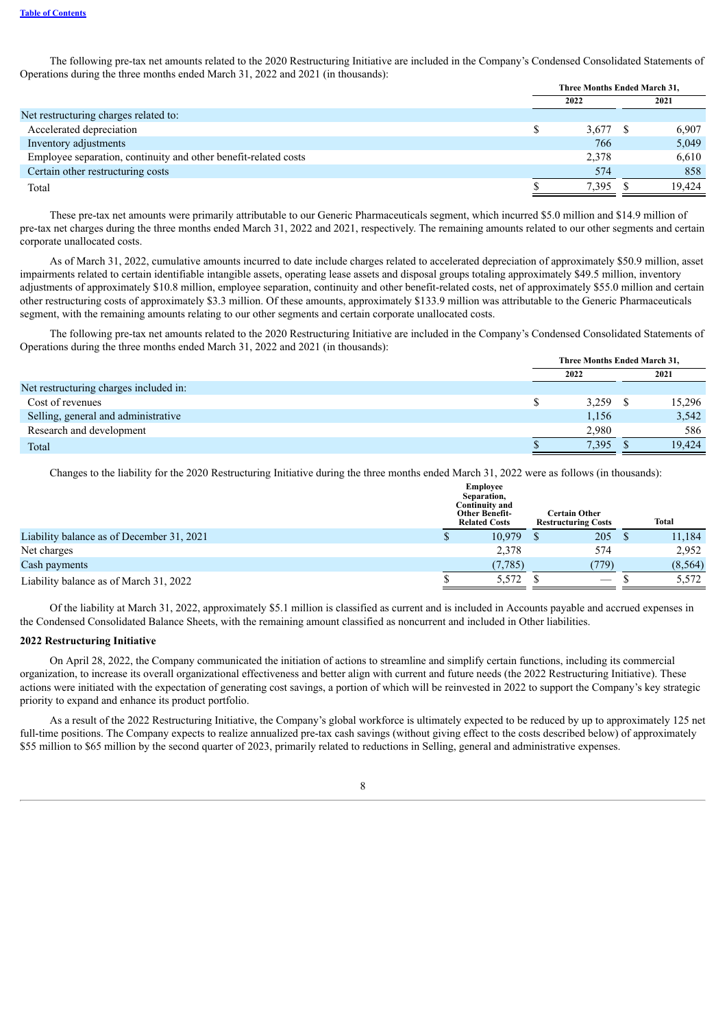The following pre-tax net amounts related to the 2020 Restructuring Initiative are included in the Company's Condensed Consolidated Statements of Operations during the three months ended March 31, 2022 and 2021 (in thousands):

| | Three Months Ended March 31, | |
|---|---|---|
| | 2022 | 2021 |
| Net restructuring charges related to: | | |
| Accelerated depreciation | $ 3,677 | $ 6,907 |
| Inventory adjustments | 766 | 5,049 |
| Employee separation, continuity and other benefit-related costs | 2,378 | 6,610 |
| Certain other restructuring costs | 574 | 858 |
| Total | $ 7,395 | $ 19,424 |

These pre-tax net amounts were primarily attributable to our Generic Pharmaceuticals segment, which incurred $5.0 million and $14.9 million of pre-tax net charges during the three months ended March 31, 2022 and 2021, respectively. The remaining amounts related to our other segments and certain corporate unallocated costs.

As of March 31, 2022, cumulative amounts incurred to date include charges related to accelerated depreciation of approximately $50.9 million, asset impairments related to certain identifiable intangible assets, operating lease assets and disposal groups totaling approximately $49.5 million, inventory adjustments of approximately $10.8 million, employee separation, continuity and other benefit-related costs, net of approximately $55.0 million and certain other restructuring costs of approximately $3.3 million. Of these amounts, approximately $133.9 million was attributable to the Generic Pharmaceuticals segment, with the remaining amounts relating to our other segments and certain corporate unallocated costs.

The following pre-tax net amounts related to the 2020 Restructuring Initiative are included in the Company's Condensed Consolidated Statements of Operations during the three months ended March 31, 2022 and 2021 (in thousands):

| | Three Months Ended March 31, | |
|---|---|---|
| | 2022 | 2021 |
| Net restructuring charges included in: | | |
| Cost of revenues | $ 3,259 | $ 15,296 |
| Selling, general and administrative | 1,156 | 3,542 |
| Research and development | 2,980 | 586 |
| Total | $ 7,395 | $ 19,424 |

Changes to the liability for the 2020 Restructuring Initiative during the three months ended March 31, 2022 were as follows (in thousands):

| | Employee Separation, Continuity and Other Benefit-Related Costs | Certain Other Restructuring Costs | Total |
|---|---|---|---|
| Liability balance as of December 31, 2021 | $ 10,979 | $ 205 | $ 11,184 |
| Net charges | 2,378 | 574 | 2,952 |
| Cash payments | (7,785) | (779) | (8,564) |
| Liability balance as of March 31, 2022 | $ 5,572 | $ — | $ 5,572 |

Of the liability at March 31, 2022, approximately $5.1 million is classified as current and is included in Accounts payable and accrued expenses in the Condensed Consolidated Balance Sheets, with the remaining amount classified as noncurrent and included in Other liabilities.

**2022 Restructuring Initiative**

On April 28, 2022, the Company communicated the initiation of actions to streamline and simplify certain functions, including its commercial organization, to increase its overall organizational effectiveness and better align with current and future needs (the 2022 Restructuring Initiative). These actions were initiated with the expectation of generating cost savings, a portion of which will be reinvested in 2022 to support the Company's key strategic priority to expand and enhance its product portfolio.

As a result of the 2022 Restructuring Initiative, the Company's global workforce is ultimately expected to be reduced by up to approximately 125 net full-time positions. The Company expects to realize annualized pre-tax cash savings (without giving effect to the costs described below) of approximately $55 million to $65 million by the second quarter of 2023, primarily related to reductions in Selling, general and administrative expenses.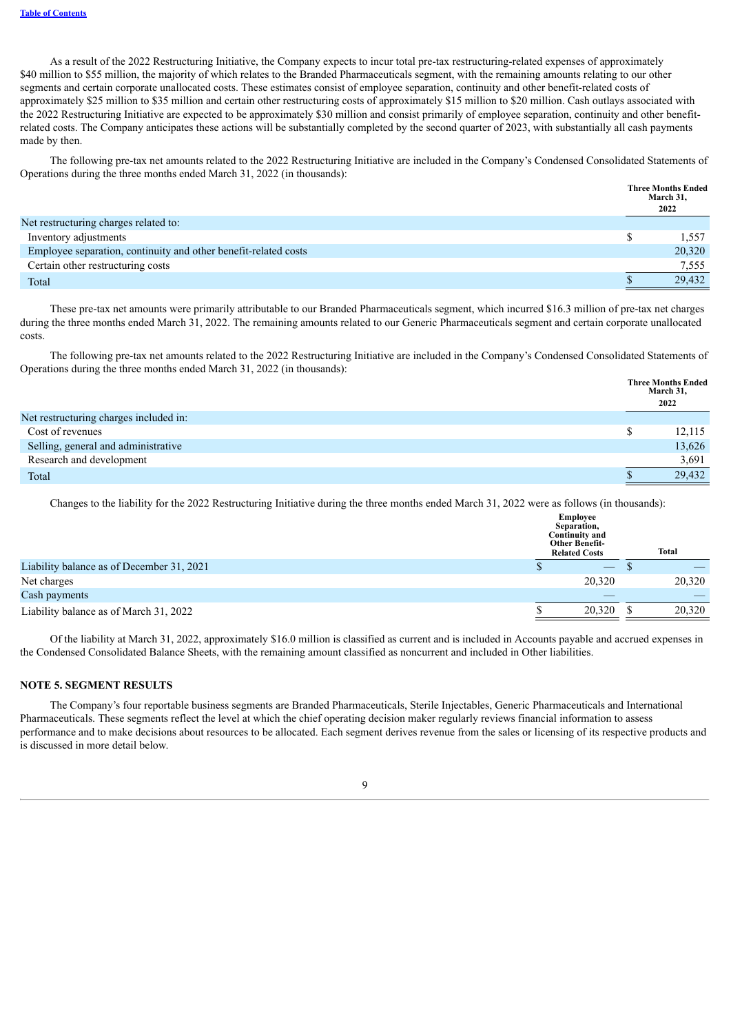As a result of the 2022 Restructuring Initiative, the Company expects to incur total pre-tax restructuring-related expenses of approximately $40 million to $55 million, the majority of which relates to the Branded Pharmaceuticals segment, with the remaining amounts relating to our other segments and certain corporate unallocated costs. These estimates consist of employee separation, continuity and other benefit-related costs of approximately $25 million to $35 million and certain other restructuring costs of approximately $15 million to $20 million. Cash outlays associated with the 2022 Restructuring Initiative are expected to be approximately $30 million and consist primarily of employee separation, continuity and other benefit-related costs. The Company anticipates these actions will be substantially completed by the second quarter of 2023, with substantially all cash payments made by then.

The following pre-tax net amounts related to the 2022 Restructuring Initiative are included in the Company's Condensed Consolidated Statements of Operations during the three months ended March 31, 2022 (in thousands):

| | Three Months Ended March 31, 2022 |
|---|---|
| Net restructuring charges related to: | |
| Inventory adjustments | $ 1,557 |
| Employee separation, continuity and other benefit-related costs | 20,320 |
| Certain other restructuring costs | 7,555 |
| Total | $ 29,432 |

These pre-tax net amounts were primarily attributable to our Branded Pharmaceuticals segment, which incurred $16.3 million of pre-tax net charges during the three months ended March 31, 2022. The remaining amounts related to our Generic Pharmaceuticals segment and certain corporate unallocated costs.

The following pre-tax net amounts related to the 2022 Restructuring Initiative are included in the Company's Condensed Consolidated Statements of Operations during the three months ended March 31, 2022 (in thousands):

| | Three Months Ended March 31, 2022 |
|---|---|
| Net restructuring charges included in: | |
| Cost of revenues | $ 12,115 |
| Selling, general and administrative | 13,626 |
| Research and development | 3,691 |
| Total | $ 29,432 |

Changes to the liability for the 2022 Restructuring Initiative during the three months ended March 31, 2022 were as follows (in thousands):

| | Employee Separation, Continuity and Other Benefit-Related Costs | Total |
|---|---|---|
| Liability balance as of December 31, 2021 | $ — | $ — |
| Net charges | 20,320 | 20,320 |
| Cash payments | — | — |
| Liability balance as of March 31, 2022 | $ 20,320 | $ 20,320 |

Of the liability at March 31, 2022, approximately $16.0 million is classified as current and is included in Accounts payable and accrued expenses in the Condensed Consolidated Balance Sheets, with the remaining amount classified as noncurrent and included in Other liabilities.

## NOTE 5. SEGMENT RESULTS

The Company's four reportable business segments are Branded Pharmaceuticals, Sterile Injectables, Generic Pharmaceuticals and International Pharmaceuticals. These segments reflect the level at which the chief operating decision maker regularly reviews financial information to assess performance and to make decisions about resources to be allocated. Each segment derives revenue from the sales or licensing of its respective products and is discussed in more detail below.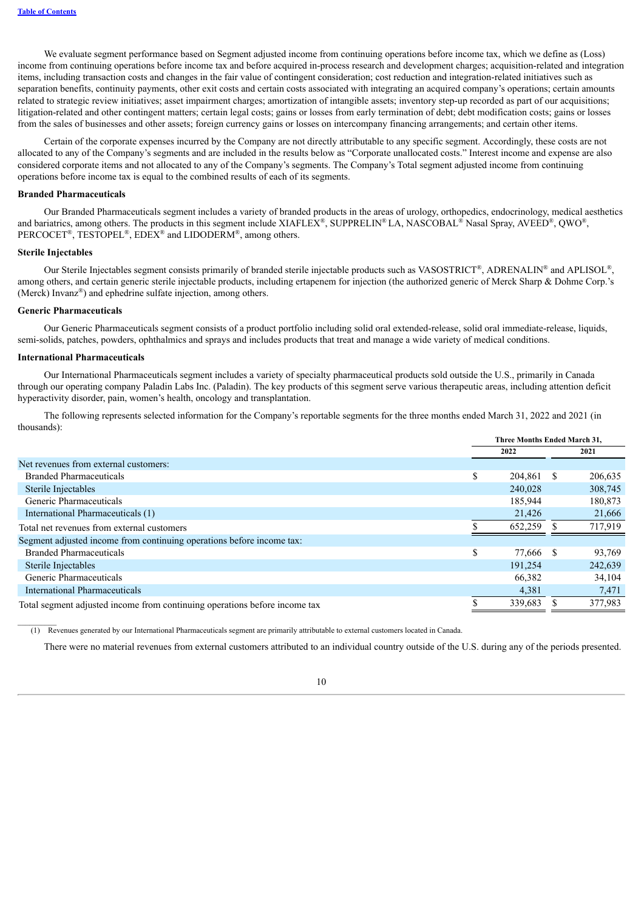We evaluate segment performance based on Segment adjusted income from continuing operations before income tax, which we define as (Loss) income from continuing operations before income tax and before acquired in-process research and development charges; acquisition-related and integration items, including transaction costs and changes in the fair value of contingent consideration; cost reduction and integration-related initiatives such as separation benefits, continuity payments, other exit costs and certain costs associated with integrating an acquired company's operations; certain amounts related to strategic review initiatives; asset impairment charges; amortization of intangible assets; inventory step-up recorded as part of our acquisitions; litigation-related and other contingent matters; certain legal costs; gains or losses from early termination of debt; debt modification costs; gains or losses from the sales of businesses and other assets; foreign currency gains or losses on intercompany financing arrangements; and certain other items.

Certain of the corporate expenses incurred by the Company are not directly attributable to any specific segment. Accordingly, these costs are not allocated to any of the Company's segments and are included in the results below as "Corporate unallocated costs." Interest income and expense are also considered corporate items and not allocated to any of the Company's segments. The Company's Total segment adjusted income from continuing operations before income tax is equal to the combined results of each of its segments.

**Branded Pharmaceuticals**

Our Branded Pharmaceuticals segment includes a variety of branded products in the areas of urology, orthopedics, endocrinology, medical aesthetics and bariatrics, among others. The products in this segment include XIAFLEX®, SUPPRELIN® LA, NASCOBAL® Nasal Spray, AVEED®, QWO®, PERCOCET®, TESTOPEL®, EDEX® and LIDODERM®, among others.

**Sterile Injectables**

Our Sterile Injectables segment consists primarily of branded sterile injectable products such as VASOSTRICT®, ADRENALIN® and APLISOL®, among others, and certain generic sterile injectable products, including ertapenem for injection (the authorized generic of Merck Sharp & Dohme Corp.'s (Merck) Invanz®) and ephedrine sulfate injection, among others.

**Generic Pharmaceuticals**

Our Generic Pharmaceuticals segment consists of a product portfolio including solid oral extended-release, solid oral immediate-release, liquids, semi-solids, patches, powders, ophthalmics and sprays and includes products that treat and manage a wide variety of medical conditions.

**International Pharmaceuticals**

Our International Pharmaceuticals segment includes a variety of specialty pharmaceutical products sold outside the U.S., primarily in Canada through our operating company Paladin Labs Inc. (Paladin). The key products of this segment serve various therapeutic areas, including attention deficit hyperactivity disorder, pain, women's health, oncology and transplantation.

The following represents selected information for the Company's reportable segments for the three months ended March 31, 2022 and 2021 (in thousands):

| | Three Months Ended March 31, | |
|---|---|---|
| | 2022 | 2021 |
| Net revenues from external customers: | | |
| Branded Pharmaceuticals | $ 204,861 | $ 206,635 |
| Sterile Injectables | 240,028 | 308,745 |
| Generic Pharmaceuticals | 185,944 | 180,873 |
| International Pharmaceuticals (1) | 21,426 | 21,666 |
| Total net revenues from external customers | $ 652,259 | $ 717,919 |
| Segment adjusted income from continuing operations before income tax: | | |
| Branded Pharmaceuticals | $ 77,666 | $ 93,769 |
| Sterile Injectables | 191,254 | 242,639 |
| Generic Pharmaceuticals | 66,382 | 34,104 |
| International Pharmaceuticals | 4,381 | 7,471 |
| Total segment adjusted income from continuing operations before income tax | $ 339,683 | $ 377,983 |

(1) Revenues generated by our International Pharmaceuticals segment are primarily attributable to external customers located in Canada.

There were no material revenues from external customers attributed to an individual country outside of the U.S. during any of the periods presented.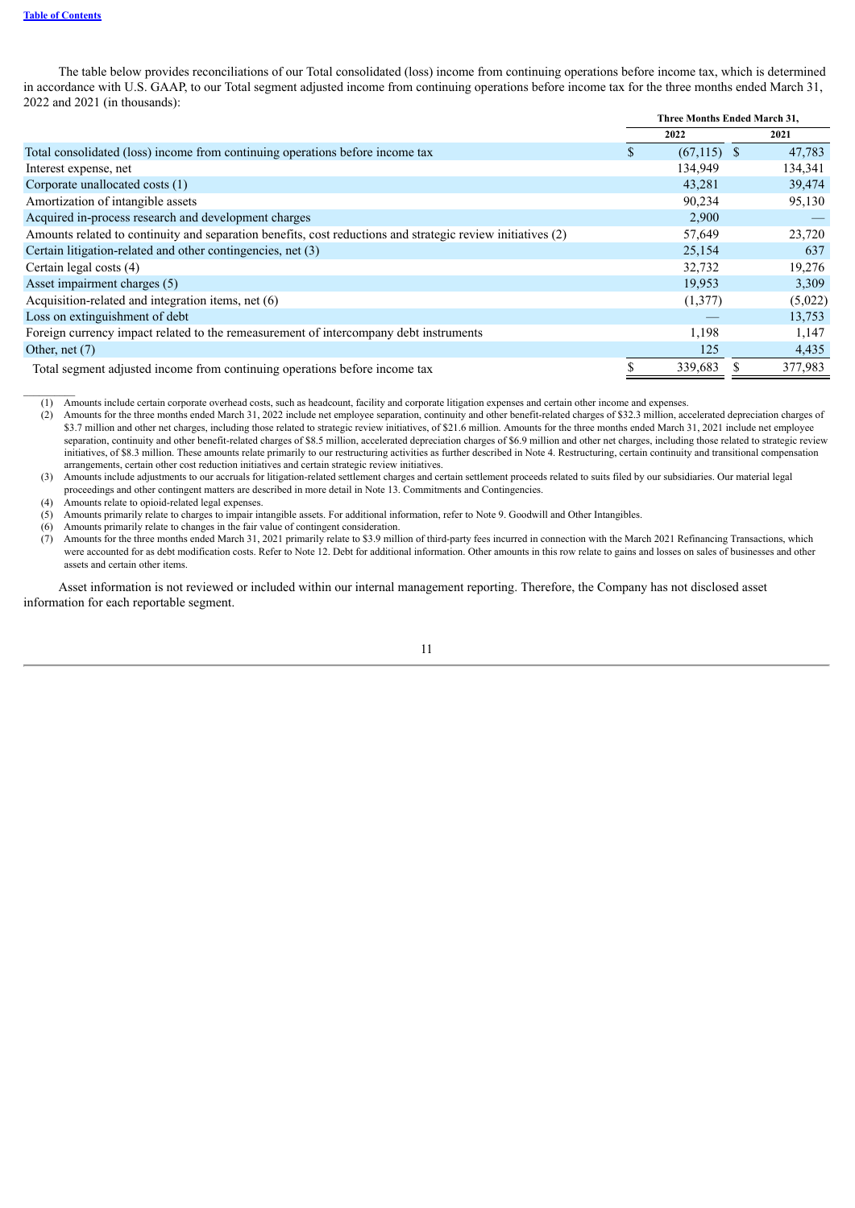Table of Contents

The table below provides reconciliations of our Total consolidated (loss) income from continuing operations before income tax, which is determined in accordance with U.S. GAAP, to our Total segment adjusted income from continuing operations before income tax for the three months ended March 31, 2022 and 2021 (in thousands):

| | Three Months Ended March 31, | |
|---|---|---|
| | 2022 | 2021 |
| Total consolidated (loss) income from continuing operations before income tax | $ (67,115) | $ 47,783 |
| Interest expense, net | 134,949 | 134,341 |
| Corporate unallocated costs (1) | 43,281 | 39,474 |
| Amortization of intangible assets | 90,234 | 95,130 |
| Acquired in-process research and development charges | 2,900 | — |
| Amounts related to continuity and separation benefits, cost reductions and strategic review initiatives (2) | 57,649 | 23,720 |
| Certain litigation-related and other contingencies, net (3) | 25,154 | 637 |
| Certain legal costs (4) | 32,732 | 19,276 |
| Asset impairment charges (5) | 19,953 | 3,309 |
| Acquisition-related and integration items, net (6) | (1,377) | (5,022) |
| Loss on extinguishment of debt | — | 13,753 |
| Foreign currency impact related to the remeasurement of intercompany debt instruments | 1,198 | 1,147 |
| Other, net (7) | 125 | 4,435 |
| Total segment adjusted income from continuing operations before income tax | $ 339,683 | $ 377,983 |

(1) Amounts include certain corporate overhead costs, such as headcount, facility and corporate litigation expenses and certain other income and expenses.

(2) Amounts for the three months ended March 31, 2022 include net employee separation, continuity and other benefit-related charges of $32.3 million, accelerated depreciation charges of $3.7 million and other net charges, including those related to strategic review initiatives, of $21.6 million. Amounts for the three months ended March 31, 2021 include net employee separation, continuity and other benefit-related charges of $8.5 million, accelerated depreciation charges of $6.9 million and other net charges, including those related to strategic review initiatives, of $8.3 million. These amounts relate primarily to our restructuring activities as further described in Note 4. Restructuring, certain continuity and transitional compensation arrangements, certain other cost reduction initiatives and certain strategic review initiatives.

(3) Amounts include adjustments to our accruals for litigation-related settlement charges and certain settlement proceeds related to suits filed by our subsidiaries. Our material legal proceedings and other contingent matters are described in more detail in Note 13. Commitments and Contingencies.

(4) Amounts relate to opioid-related legal expenses.

(5) Amounts primarily relate to charges to impair intangible assets. For additional information, refer to Note 9. Goodwill and Other Intangibles.

(6) Amounts primarily relate to changes in the fair value of contingent consideration.

(7) Amounts for the three months ended March 31, 2021 primarily relate to $3.9 million of third-party fees incurred in connection with the March 2021 Refinancing Transactions, which were accounted for as debt modification costs. Refer to Note 12. Debt for additional information. Other amounts in this row relate to gains and losses on sales of businesses and other assets and certain other items.

Asset information is not reviewed or included within our internal management reporting. Therefore, the Company has not disclosed asset information for each reportable segment.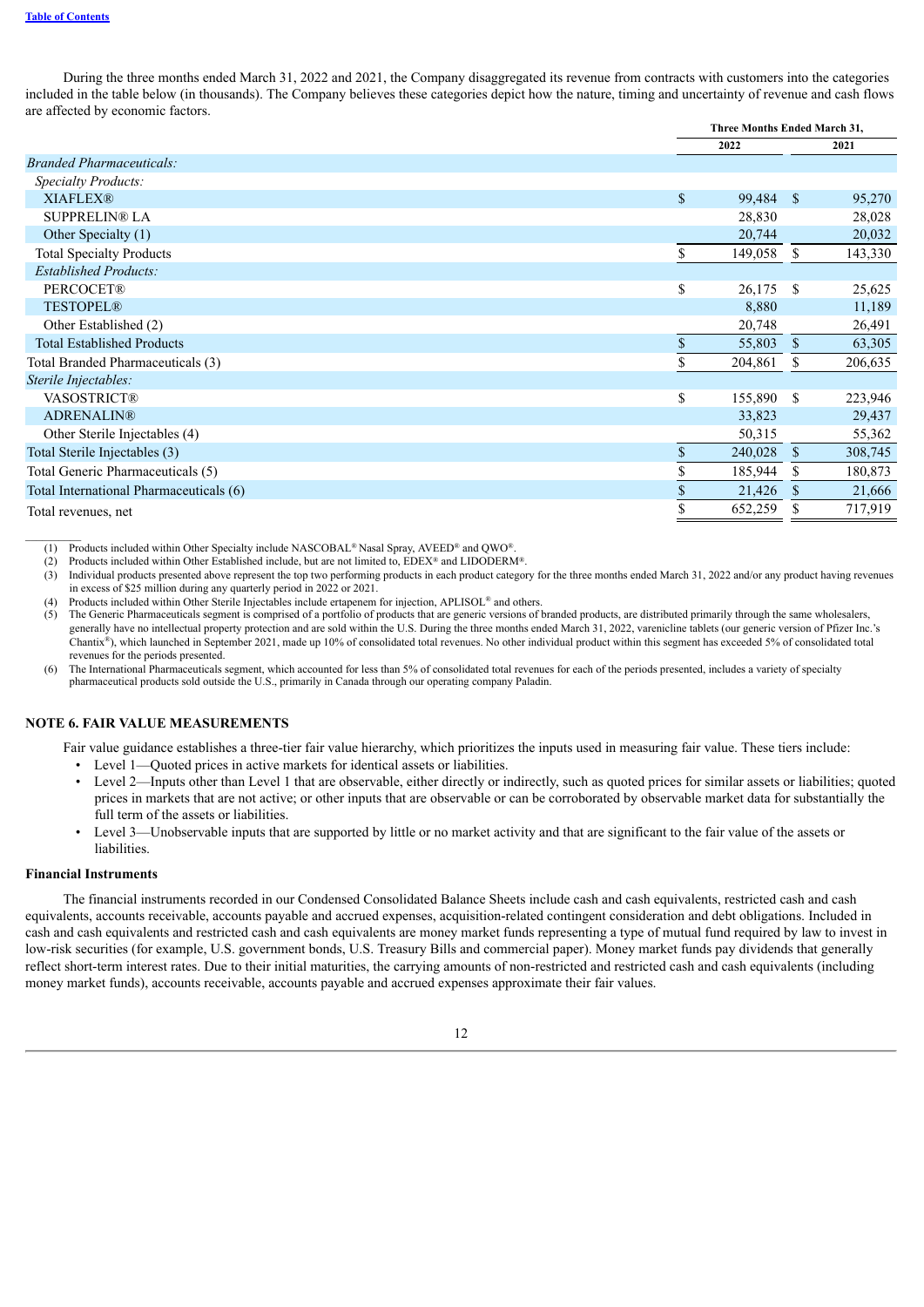During the three months ended March 31, 2022 and 2021, the Company disaggregated its revenue from contracts with customers into the categories included in the table below (in thousands). The Company believes these categories depict how the nature, timing and uncertainty of revenue and cash flows are affected by economic factors.

| | Three Months Ended March 31, | |
|---|---|---|
| | 2022 | 2021 |
| *Branded Pharmaceuticals:* | | |
| *Specialty Products:* | | |
| XIAFLEX® | $ 99,484 | $ 95,270 |
| SUPPRELIN® LA | 28,830 | 28,028 |
| Other Specialty (1) | 20,744 | 20,032 |
| Total Specialty Products | $ 149,058 | $ 143,330 |
| *Established Products:* | | |
| PERCOCET® | $ 26,175 | $ 25,625 |
| TESTOPEL® | 8,880 | 11,189 |
| Other Established (2) | 20,748 | 26,491 |
| Total Established Products | $ 55,803 | $ 63,305 |
| Total Branded Pharmaceuticals (3) | $ 204,861 | $ 206,635 |
| *Sterile Injectables:* | | |
| VASOSTRICT® | $ 155,890 | $ 223,946 |
| ADRENALIN® | 33,823 | 29,437 |
| Other Sterile Injectables (4) | 50,315 | 55,362 |
| Total Sterile Injectables (3) | $ 240,028 | $ 308,745 |
| Total Generic Pharmaceuticals (5) | $ 185,944 | $ 180,873 |
| Total International Pharmaceuticals (6) | $ 21,426 | $ 21,666 |
| Total revenues, net | $ 652,259 | $ 717,919 |

(1) Products included within Other Specialty include NASCOBAL® Nasal Spray, AVEED® and QWO®.

(2) Products included within Other Established include, but are not limited to, EDEX® and LIDODERM®.

(3) Individual products presented above represent the top two performing products in each product category for the three months ended March 31, 2022 and/or any product having revenues in excess of $25 million during any quarterly period in 2022 or 2021.

(4) Products included within Other Sterile Injectables include ertapenem for injection, APLISOL® and others.

(5) The Generic Pharmaceuticals segment is comprised of a portfolio of products that are generic versions of branded products, are distributed primarily through the same wholesalers, generally have no intellectual property protection and are sold within the U.S. During the three months ended March 31, 2022, varenicline tablets (our generic version of Pfizer Inc.'s Chantix®), which launched in September 2021, made up 10% of consolidated total revenues. No other individual product within this segment has exceeded 5% of consolidated total revenues for the periods presented.

(6) The International Pharmaceuticals segment, which accounted for less than 5% of consolidated total revenues for each of the periods presented, includes a variety of specialty pharmaceutical products sold outside the U.S., primarily in Canada through our operating company Paladin.

## NOTE 6. FAIR VALUE MEASUREMENTS

Fair value guidance establishes a three-tier fair value hierarchy, which prioritizes the inputs used in measuring fair value. These tiers include:

- Level 1—Quoted prices in active markets for identical assets or liabilities.
- Level 2—Inputs other than Level 1 that are observable, either directly or indirectly, such as quoted prices for similar assets or liabilities; quoted prices in markets that are not active; or other inputs that are observable or can be corroborated by observable market data for substantially the full term of the assets or liabilities.
- Level 3—Unobservable inputs that are supported by little or no market activity and that are significant to the fair value of the assets or liabilities.

**Financial Instruments**

The financial instruments recorded in our Condensed Consolidated Balance Sheets include cash and cash equivalents, restricted cash and cash equivalents, accounts receivable, accounts payable and accrued expenses, acquisition-related contingent consideration and debt obligations. Included in cash and cash equivalents and restricted cash and cash equivalents are money market funds representing a type of mutual fund required by law to invest in low-risk securities (for example, U.S. government bonds, U.S. Treasury Bills and commercial paper). Money market funds pay dividends that generally reflect short-term interest rates. Due to their initial maturities, the carrying amounts of non-restricted and restricted cash and cash equivalents (including money market funds), accounts receivable, accounts payable and accrued expenses approximate their fair values.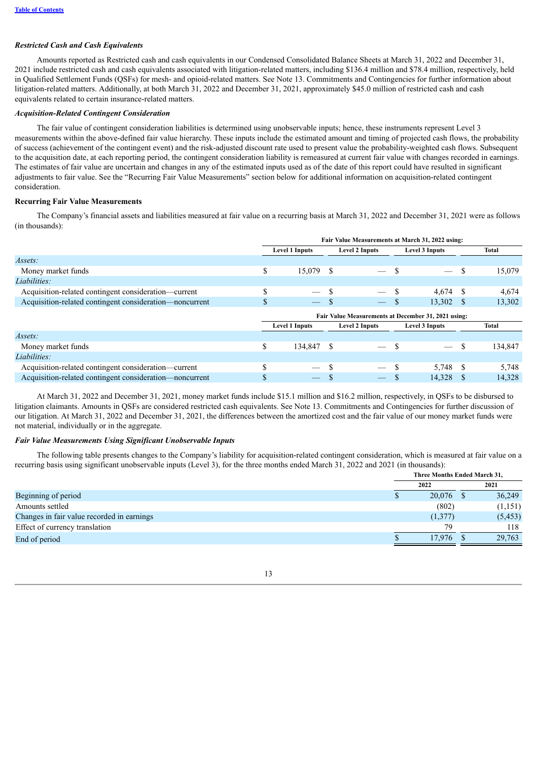*Restricted Cash and Cash Equivalents*

Amounts reported as Restricted cash and cash equivalents in our Condensed Consolidated Balance Sheets at March 31, 2022 and December 31, 2021 include restricted cash and cash equivalents associated with litigation-related matters, including $136.4 million and $78.4 million, respectively, held in Qualified Settlement Funds (QSFs) for mesh- and opioid-related matters. See Note 13. Commitments and Contingencies for further information about litigation-related matters. Additionally, at both March 31, 2022 and December 31, 2021, approximately $45.0 million of restricted cash and cash equivalents related to certain insurance-related matters.

*Acquisition-Related Contingent Consideration*

The fair value of contingent consideration liabilities is determined using unobservable inputs; hence, these instruments represent Level 3 measurements within the above-defined fair value hierarchy. These inputs include the estimated amount and timing of projected cash flows, the probability of success (achievement of the contingent event) and the risk-adjusted discount rate used to present value the probability-weighted cash flows. Subsequent to the acquisition date, at each reporting period, the contingent consideration liability is remeasured at current fair value with changes recorded in earnings. The estimates of fair value are uncertain and changes in any of the estimated inputs used as of the date of this report could have resulted in significant adjustments to fair value. See the "Recurring Fair Value Measurements" section below for additional information on acquisition-related contingent consideration.

**Recurring Fair Value Measurements**

The Company's financial assets and liabilities measured at fair value on a recurring basis at March 31, 2022 and December 31, 2021 were as follows (in thousands):

| | Fair Value Measurements at March 31, 2022 using: | | | |
|---|---|---|---|---|
| | Level 1 Inputs | Level 2 Inputs | Level 3 Inputs | Total |
| *Assets:* | | | | |
| Money market funds | $ 15,079 | $ — | $ — | $ 15,079 |
| *Liabilities:* | | | | |
| Acquisition-related contingent consideration—current | $ — | $ — | $ 4,674 | $ 4,674 |
| Acquisition-related contingent consideration—noncurrent | $ — | $ — | $ 13,302 | $ 13,302 |
| | **Fair Value Measurements at December 31, 2021 using:** | | | |
| | **Level 1 Inputs** | **Level 2 Inputs** | **Level 3 Inputs** | **Total** |
| *Assets:* | | | | |
| Money market funds | $ 134,847 | $ — | $ — | $ 134,847 |
| *Liabilities:* | | | | |
| Acquisition-related contingent consideration—current | $ — | $ — | $ 5,748 | $ 5,748 |
| Acquisition-related contingent consideration—noncurrent | $ — | $ — | $ 14,328 | $ 14,328 |

At March 31, 2022 and December 31, 2021, money market funds include $15.1 million and $16.2 million, respectively, in QSFs to be disbursed to litigation claimants. Amounts in QSFs are considered restricted cash equivalents. See Note 13. Commitments and Contingencies for further discussion of our litigation. At March 31, 2022 and December 31, 2021, the differences between the amortized cost and the fair value of our money market funds were not material, individually or in the aggregate.

*Fair Value Measurements Using Significant Unobservable Inputs*

The following table presents changes to the Company's liability for acquisition-related contingent consideration, which is measured at fair value on a recurring basis using significant unobservable inputs (Level 3), for the three months ended March 31, 2022 and 2021 (in thousands):

| | Three Months Ended March 31, | |
|---|---|---|
| | 2022 | 2021 |
| Beginning of period | $ 20,076 | $ 36,249 |
| Amounts settled | (802) | (1,151) |
| Changes in fair value recorded in earnings | (1,377) | (5,453) |
| Effect of currency translation | 79 | 118 |
| End of period | $ 17,976 | $ 29,763 |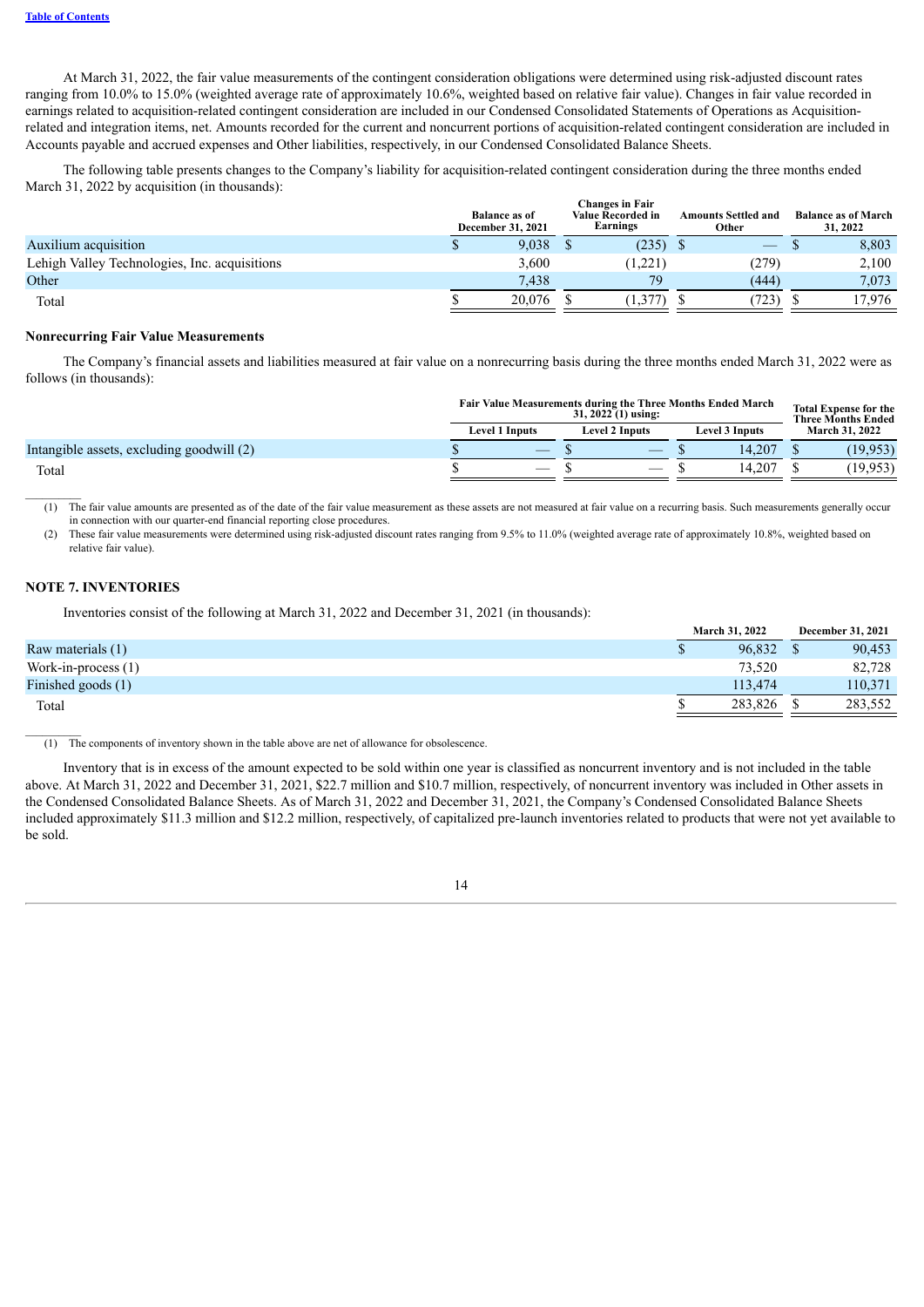At March 31, 2022, the fair value measurements of the contingent consideration obligations were determined using risk-adjusted discount rates ranging from 10.0% to 15.0% (weighted average rate of approximately 10.6%, weighted based on relative fair value). Changes in fair value recorded in earnings related to acquisition-related contingent consideration are included in our Condensed Consolidated Statements of Operations as Acquisition-related and integration items, net. Amounts recorded for the current and noncurrent portions of acquisition-related contingent consideration are included in Accounts payable and accrued expenses and Other liabilities, respectively, in our Condensed Consolidated Balance Sheets.

The following table presents changes to the Company's liability for acquisition-related contingent consideration during the three months ended March 31, 2022 by acquisition (in thousands):

| | Balance as of December 31, 2021 | Changes in Fair Value Recorded in Earnings | Amounts Settled and Other | Balance as of March 31, 2022 |
|---|---|---|---|---|
| Auxilium acquisition | $ 9,038 | $ (235) | $ — | $ 8,803 |
| Lehigh Valley Technologies, Inc. acquisitions | 3,600 | (1,221) | (279) | 2,100 |
| Other | 7,438 | 79 | (444) | 7,073 |
| Total | $ 20,076 | $ (1,377) | $ (723) | $ 17,976 |

**Nonrecurring Fair Value Measurements**

The Company's financial assets and liabilities measured at fair value on a nonrecurring basis during the three months ended March 31, 2022 were as follows (in thousands):

| | Fair Value Measurements during the Three Months Ended March 31, 2022 (1) using: | | | Total Expense for the Three Months Ended March 31, 2022 |
|---|---|---|---|---|
| | Level 1 Inputs | Level 2 Inputs | Level 3 Inputs | |
| Intangible assets, excluding goodwill (2) | $ — | $ — | $ 14,207 | $ (19,953) |
| Total | $ — | $ — | $ 14,207 | $ (19,953) |

(1) The fair value amounts are presented as of the date of the fair value measurement as these assets are not measured at fair value on a recurring basis. Such measurements generally occur in connection with our quarter-end financial reporting close procedures.

(2) These fair value measurements were determined using risk-adjusted discount rates ranging from 9.5% to 11.0% (weighted average rate of approximately 10.8%, weighted based on relative fair value).

## NOTE 7. INVENTORIES

Inventories consist of the following at March 31, 2022 and December 31, 2021 (in thousands):

| | March 31, 2022 | December 31, 2021 |
|---|---|---|
| Raw materials (1) | $ 96,832 | $ 90,453 |
| Work-in-process (1) | 73,520 | 82,728 |
| Finished goods (1) | 113,474 | 110,371 |
| Total | $ 283,826 | $ 283,552 |

(1) The components of inventory shown in the table above are net of allowance for obsolescence.

Inventory that is in excess of the amount expected to be sold within one year is classified as noncurrent inventory and is not included in the table above. At March 31, 2022 and December 31, 2021, $22.7 million and $10.7 million, respectively, of noncurrent inventory was included in Other assets in the Condensed Consolidated Balance Sheets. As of March 31, 2022 and December 31, 2021, the Company's Condensed Consolidated Balance Sheets included approximately $11.3 million and $12.2 million, respectively, of capitalized pre-launch inventories related to products that were not yet available to be sold.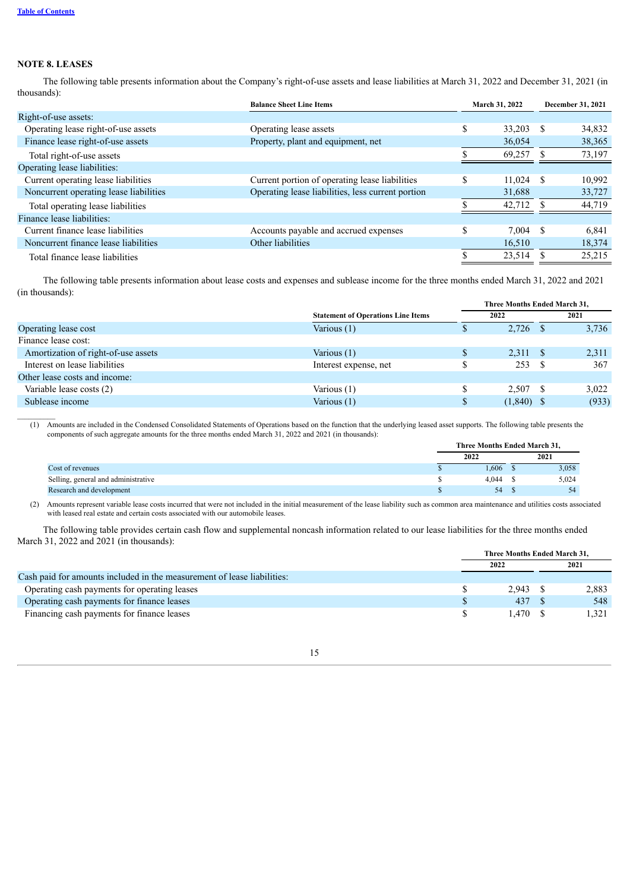## NOTE 8. LEASES

The following table presents information about the Company's right-of-use assets and lease liabilities at March 31, 2022 and December 31, 2021 (in thousands):

| | Balance Sheet Line Items | March 31, 2022 | December 31, 2021 |
|---|---|---|---|
| Right-of-use assets: | | | |
| Operating lease right-of-use assets | Operating lease assets | $ 33,203 | $ 34,832 |
| Finance lease right-of-use assets | Property, plant and equipment, net | 36,054 | 38,365 |
| Total right-of-use assets | | $ 69,257 | $ 73,197 |
| Operating lease liabilities: | | | |
| Current operating lease liabilities | Current portion of operating lease liabilities | $ 11,024 | $ 10,992 |
| Noncurrent operating lease liabilities | Operating lease liabilities, less current portion | 31,688 | 33,727 |
| Total operating lease liabilities | | $ 42,712 | $ 44,719 |
| Finance lease liabilities: | | | |
| Current finance lease liabilities | Accounts payable and accrued expenses | $ 7,004 | $ 6,841 |
| Noncurrent finance lease liabilities | Other liabilities | 16,510 | 18,374 |
| Total finance lease liabilities | | $ 23,514 | $ 25,215 |

The following table presents information about lease costs and expenses and sublease income for the three months ended March 31, 2022 and 2021 (in thousands):

| | Statement of Operations Line Items | Three Months Ended March 31, 2022 | Three Months Ended March 31, 2021 |
|---|---|---|---|
| Operating lease cost | Various (1) | $ 2,726 | $ 3,736 |
| Finance lease cost: | | | |
| Amortization of right-of-use assets | Various (1) | $ 2,311 | $ 2,311 |
| Interest on lease liabilities | Interest expense, net | $ 253 | $ 367 |
| Other lease costs and income: | | | |
| Variable lease costs (2) | Various (1) | $ 2,507 | $ 3,022 |
| Sublease income | Various (1) | $ (1,840) | $ (933) |

(1) Amounts are included in the Condensed Consolidated Statements of Operations based on the function that the underlying leased asset supports. The following table presents the components of such aggregate amounts for the three months ended March 31, 2022 and 2021 (in thousands):

| | Three Months Ended March 31, 2022 | Three Months Ended March 31, 2021 |
|---|---|---|
| Cost of revenues | $ 1,606 | $ 3,058 |
| Selling, general and administrative | $ 4,044 | $ 5,024 |
| Research and development | $ 54 | $ 54 |

(2) Amounts represent variable lease costs incurred that were not included in the initial measurement of the lease liability such as common area maintenance and utilities costs associated with leased real estate and certain costs associated with our automobile leases.

The following table provides certain cash flow and supplemental noncash information related to our lease liabilities for the three months ended March 31, 2022 and 2021 (in thousands):

| | Three Months Ended March 31, 2022 | Three Months Ended March 31, 2021 |
|---|---|---|
| Cash paid for amounts included in the measurement of lease liabilities: | | |
| Operating cash payments for operating leases | $ 2,943 | $ 2,883 |
| Operating cash payments for finance leases | $ 437 | $ 548 |
| Financing cash payments for finance leases | $ 1,470 | $ 1,321 |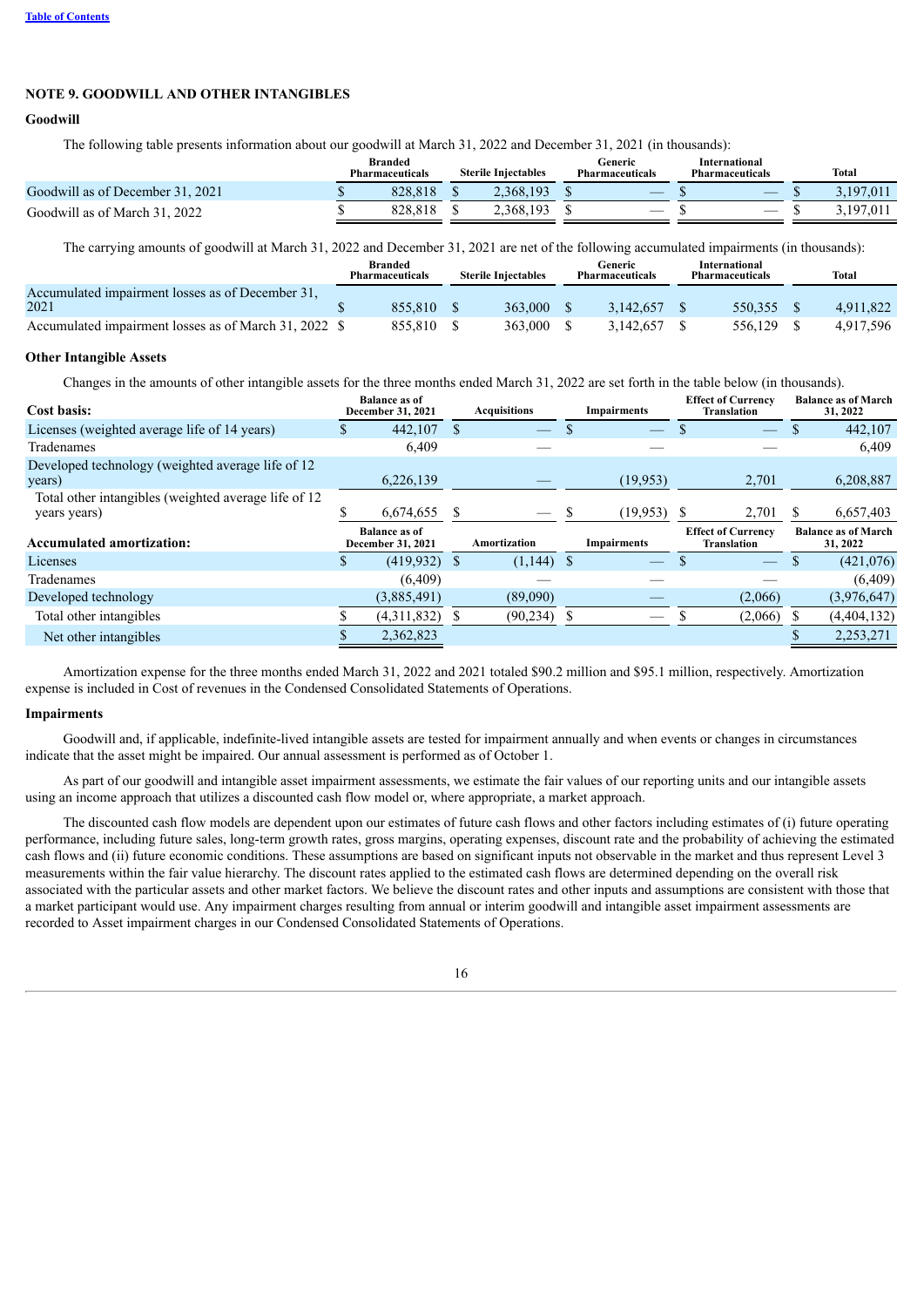## NOTE 9. GOODWILL AND OTHER INTANGIBLES

### Goodwill

The following table presents information about our goodwill at March 31, 2022 and December 31, 2021 (in thousands):

| | Branded Pharmaceuticals | Sterile Injectables | Generic Pharmaceuticals | International Pharmaceuticals | Total |
|---|---|---|---|---|---|
| Goodwill as of December 31, 2021 | $ 828,818 | $ 2,368,193 | $ — | $ — | $ 3,197,011 |
| Goodwill as of March 31, 2022 | $ 828,818 | $ 2,368,193 | $ — | $ — | $ 3,197,011 |

The carrying amounts of goodwill at March 31, 2022 and December 31, 2021 are net of the following accumulated impairments (in thousands):

| | Branded Pharmaceuticals | Sterile Injectables | Generic Pharmaceuticals | International Pharmaceuticals | Total |
|---|---|---|---|---|---|
| Accumulated impairment losses as of December 31, 2021 | $ 855,810 | $ 363,000 | $ 3,142,657 | $ 550,355 | $ 4,911,822 |
| Accumulated impairment losses as of March 31, 2022 | $ 855,810 | $ 363,000 | $ 3,142,657 | $ 556,129 | $ 4,917,596 |

### Other Intangible Assets

Changes in the amounts of other intangible assets for the three months ended March 31, 2022 are set forth in the table below (in thousands).

| **Cost basis:** | Balance as of December 31, 2021 | Acquisitions | Impairments | Effect of Currency Translation | Balance as of March 31, 2022 |
|---|---|---|---|---|---|
| Licenses (weighted average life of 14 years) | $ 442,107 | $ — | $ — | $ — | $ 442,107 |
| Tradenames | 6,409 | — | — | — | 6,409 |
| Developed technology (weighted average life of 12 years) | 6,226,139 | — | (19,953) | 2,701 | 6,208,887 |
| Total other intangibles (weighted average life of 12 years years) | $ 6,674,655 | $ — | $ (19,953) | $ 2,701 | $ 6,657,403 |
| **Accumulated amortization:** | **Balance as of December 31, 2021** | **Amortization** | **Impairments** | **Effect of Currency Translation** | **Balance as of March 31, 2022** |
| Licenses | $ (419,932) | $ (1,144) | $ — | $ — | $ (421,076) |
| Tradenames | (6,409) | — | — | — | (6,409) |
| Developed technology | (3,885,491) | (89,090) | — | (2,066) | (3,976,647) |
| Total other intangibles | $ (4,311,832) | $ (90,234) | $ — | $ (2,066) | $ (4,404,132) |
| Net other intangibles | $ 2,362,823 | | | | $ 2,253,271 |

Amortization expense for the three months ended March 31, 2022 and 2021 totaled $90.2 million and $95.1 million, respectively. Amortization expense is included in Cost of revenues in the Condensed Consolidated Statements of Operations.

### Impairments

Goodwill and, if applicable, indefinite-lived intangible assets are tested for impairment annually and when events or changes in circumstances indicate that the asset might be impaired. Our annual assessment is performed as of October 1.

As part of our goodwill and intangible asset impairment assessments, we estimate the fair values of our reporting units and our intangible assets using an income approach that utilizes a discounted cash flow model or, where appropriate, a market approach.

The discounted cash flow models are dependent upon our estimates of future cash flows and other factors including estimates of (i) future operating performance, including future sales, long-term growth rates, gross margins, operating expenses, discount rate and the probability of achieving the estimated cash flows and (ii) future economic conditions. These assumptions are based on significant inputs not observable in the market and thus represent Level 3 measurements within the fair value hierarchy. The discount rates applied to the estimated cash flows are determined depending on the overall risk associated with the particular assets and other market factors. We believe the discount rates and other inputs and assumptions are consistent with those that a market participant would use. Any impairment charges resulting from annual or interim goodwill and intangible asset impairment assessments are recorded to Asset impairment charges in our Condensed Consolidated Statements of Operations.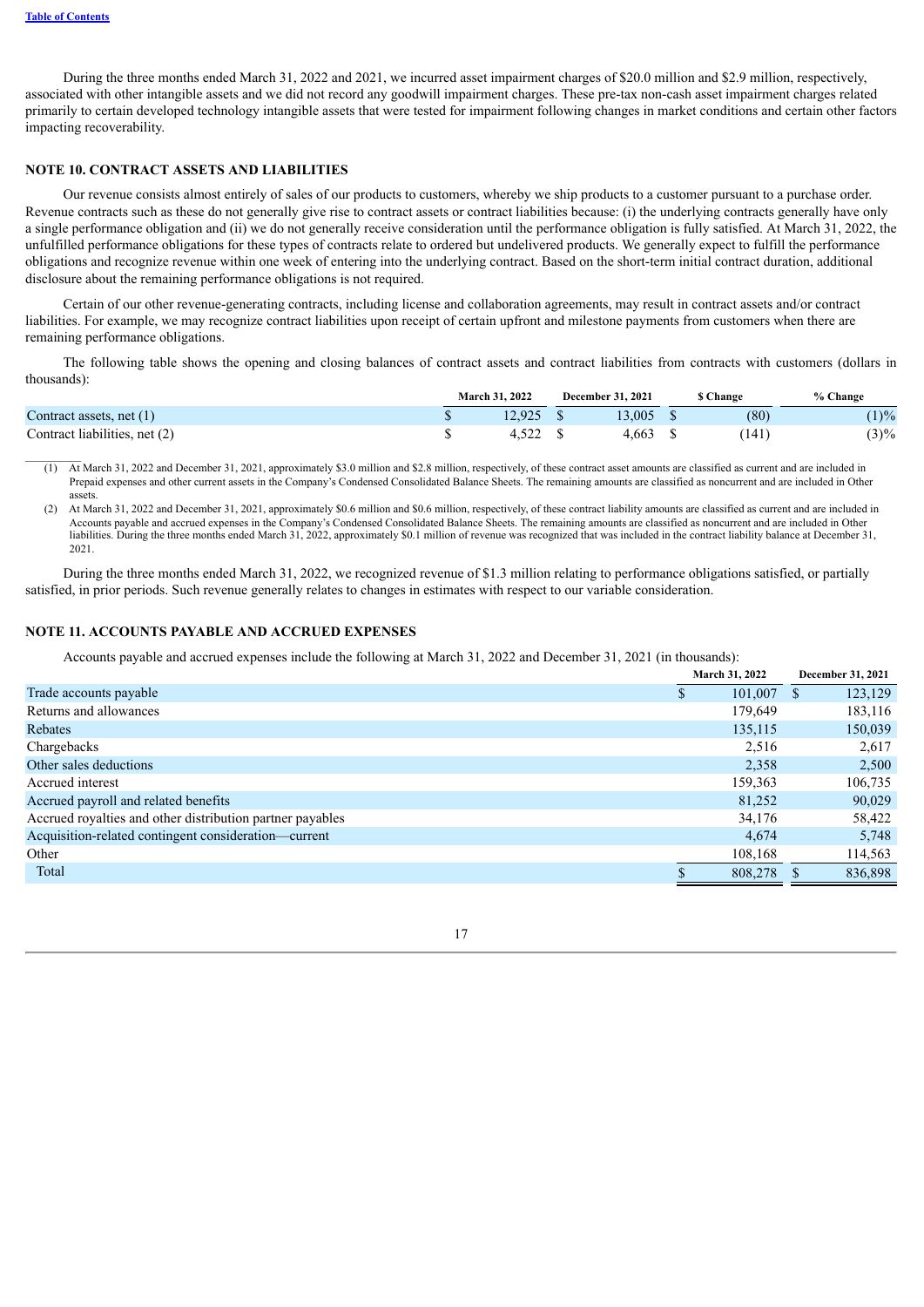During the three months ended March 31, 2022 and 2021, we incurred asset impairment charges of $20.0 million and $2.9 million, respectively, associated with other intangible assets and we did not record any goodwill impairment charges. These pre-tax non-cash asset impairment charges related primarily to certain developed technology intangible assets that were tested for impairment following changes in market conditions and certain other factors impacting recoverability.

## NOTE 10. CONTRACT ASSETS AND LIABILITIES

Our revenue consists almost entirely of sales of our products to customers, whereby we ship products to a customer pursuant to a purchase order. Revenue contracts such as these do not generally give rise to contract assets or contract liabilities because: (i) the underlying contracts generally have only a single performance obligation and (ii) we do not generally receive consideration until the performance obligation is fully satisfied. At March 31, 2022, the unfulfilled performance obligations for these types of contracts relate to ordered but undelivered products. We generally expect to fulfill the performance obligations and recognize revenue within one week of entering into the underlying contract. Based on the short-term initial contract duration, additional disclosure about the remaining performance obligations is not required.

Certain of our other revenue-generating contracts, including license and collaboration agreements, may result in contract assets and/or contract liabilities. For example, we may recognize contract liabilities upon receipt of certain upfront and milestone payments from customers when there are remaining performance obligations.

The following table shows the opening and closing balances of contract assets and contract liabilities from contracts with customers (dollars in thousands):

| | March 31, 2022 | December 31, 2021 | $ Change | % Change |
|---|---|---|---|---|
| Contract assets, net (1) | $ 12,925 | $ 13,005 | $ (80) | (1)% |
| Contract liabilities, net (2) | $ 4,522 | $ 4,663 | $ (141) | (3)% |

(1) At March 31, 2022 and December 31, 2021, approximately $3.0 million and $2.8 million, respectively, of these contract asset amounts are classified as current and are included in Prepaid expenses and other current assets in the Company's Condensed Consolidated Balance Sheets. The remaining amounts are classified as noncurrent and are included in Other assets.

(2) At March 31, 2022 and December 31, 2021, approximately $0.6 million and $0.6 million, respectively, of these contract liability amounts are classified as current and are included in Accounts payable and accrued expenses in the Company's Condensed Consolidated Balance Sheets. The remaining amounts are classified as noncurrent and are included in Other liabilities. During the three months ended March 31, 2022, approximately $0.1 million of revenue was recognized that was included in the contract liability balance at December 31, 2021.

During the three months ended March 31, 2022, we recognized revenue of $1.3 million relating to performance obligations satisfied, or partially satisfied, in prior periods. Such revenue generally relates to changes in estimates with respect to our variable consideration.

## NOTE 11. ACCOUNTS PAYABLE AND ACCRUED EXPENSES

Accounts payable and accrued expenses include the following at March 31, 2022 and December 31, 2021 (in thousands):

| | March 31, 2022 | December 31, 2021 |
|---|---|---|
| Trade accounts payable | $ 101,007 | $ 123,129 |
| Returns and allowances | 179,649 | 183,116 |
| Rebates | 135,115 | 150,039 |
| Chargebacks | 2,516 | 2,617 |
| Other sales deductions | 2,358 | 2,500 |
| Accrued interest | 159,363 | 106,735 |
| Accrued payroll and related benefits | 81,252 | 90,029 |
| Accrued royalties and other distribution partner payables | 34,176 | 58,422 |
| Acquisition-related contingent consideration—current | 4,674 | 5,748 |
| Other | 108,168 | 114,563 |
| Total | $ 808,278 | $ 836,898 |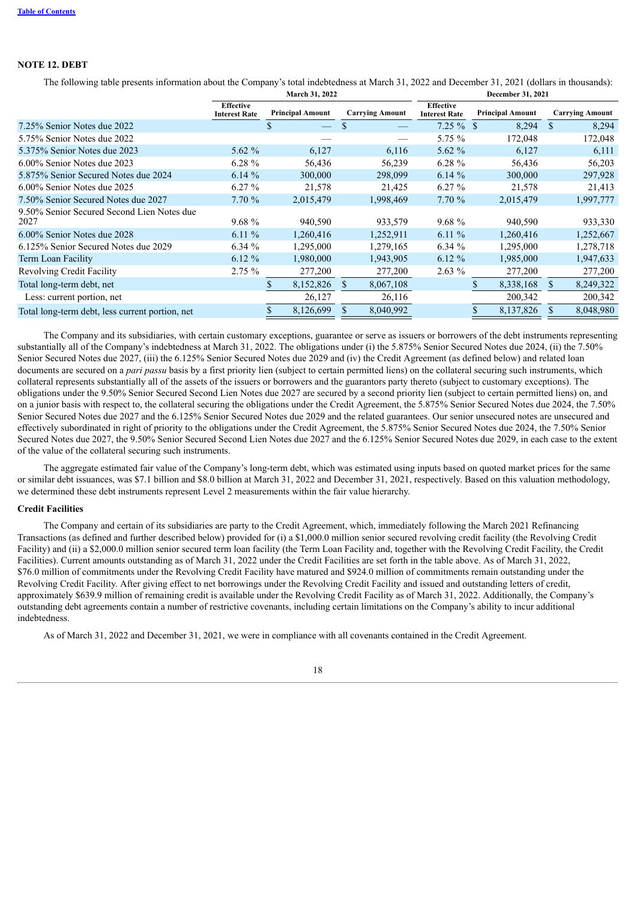## NOTE 12. DEBT

The following table presents information about the Company's total indebtedness at March 31, 2022 and December 31, 2021 (dollars in thousands):

| | March 31, 2022 | | | December 31, 2021 | | |
|---|---|---|---|---|---|---|
| | Effective Interest Rate | Principal Amount | Carrying Amount | Effective Interest Rate | Principal Amount | Carrying Amount |
| 7.25% Senior Notes due 2022 | | $ — | $ — | 7.25 % | $ 8,294 | $ 8,294 |
| 5.75% Senior Notes due 2022 | | — | — | 5.75 % | 172,048 | 172,048 |
| 5.375% Senior Notes due 2023 | 5.62 % | 6,127 | 6,116 | 5.62 % | 6,127 | 6,111 |
| 6.00% Senior Notes due 2023 | 6.28 % | 56,436 | 56,239 | 6.28 % | 56,436 | 56,203 |
| 5.875% Senior Secured Notes due 2024 | 6.14 % | 300,000 | 298,099 | 6.14 % | 300,000 | 297,928 |
| 6.00% Senior Notes due 2025 | 6.27 % | 21,578 | 21,425 | 6.27 % | 21,578 | 21,413 |
| 7.50% Senior Secured Notes due 2027 | 7.70 % | 2,015,479 | 1,998,469 | 7.70 % | 2,015,479 | 1,997,777 |
| 9.50% Senior Secured Second Lien Notes due 2027 | 9.68 % | 940,590 | 933,579 | 9.68 % | 940,590 | 933,330 |
| 6.00% Senior Notes due 2028 | 6.11 % | 1,260,416 | 1,252,911 | 6.11 % | 1,260,416 | 1,252,667 |
| 6.125% Senior Secured Notes due 2029 | 6.34 % | 1,295,000 | 1,279,165 | 6.34 % | 1,295,000 | 1,278,718 |
| Term Loan Facility | 6.12 % | 1,980,000 | 1,943,905 | 6.12 % | 1,985,000 | 1,947,633 |
| Revolving Credit Facility | 2.75 % | 277,200 | 277,200 | 2.63 % | 277,200 | 277,200 |
| Total long-term debt, net | | $ 8,152,826 | $ 8,067,108 | | $ 8,338,168 | $ 8,249,322 |
| Less: current portion, net | | 26,127 | 26,116 | | 200,342 | 200,342 |
| Total long-term debt, less current portion, net | | $ 8,126,699 | $ 8,040,992 | | $ 8,137,826 | $ 8,048,980 |

The Company and its subsidiaries, with certain customary exceptions, guarantee or serve as issuers or borrowers of the debt instruments representing substantially all of the Company's indebtedness at March 31, 2022. The obligations under (i) the 5.875% Senior Secured Notes due 2024, (ii) the 7.50% Senior Secured Notes due 2027, (iii) the 6.125% Senior Secured Notes due 2029 and (iv) the Credit Agreement (as defined below) and related loan documents are secured on a *pari passu* basis by a first priority lien (subject to certain permitted liens) on the collateral securing such instruments, which collateral represents substantially all of the assets of the issuers or borrowers and the guarantors party thereto (subject to customary exceptions). The obligations under the 9.50% Senior Secured Second Lien Notes due 2027 are secured by a second priority lien (subject to certain permitted liens) on, and on a junior basis with respect to, the collateral securing the obligations under the Credit Agreement, the 5.875% Senior Secured Notes due 2024, the 7.50% Senior Secured Notes due 2027 and the 6.125% Senior Secured Notes due 2029 and the related guarantees. Our senior unsecured notes are unsecured and effectively subordinated in right of priority to the obligations under the Credit Agreement, the 5.875% Senior Secured Notes due 2024, the 7.50% Senior Secured Notes due 2027, the 9.50% Senior Secured Second Lien Notes due 2027 and the 6.125% Senior Secured Notes due 2029, in each case to the extent of the value of the collateral securing such instruments.

The aggregate estimated fair value of the Company's long-term debt, which was estimated using inputs based on quoted market prices for the same or similar debt issuances, was $7.1 billion and $8.0 billion at March 31, 2022 and December 31, 2021, respectively. Based on this valuation methodology, we determined these debt instruments represent Level 2 measurements within the fair value hierarchy.

**Credit Facilities**

The Company and certain of its subsidiaries are party to the Credit Agreement, which, immediately following the March 2021 Refinancing Transactions (as defined and further described below) provided for (i) a $1,000.0 million senior secured revolving credit facility (the Revolving Credit Facility) and (ii) a $2,000.0 million senior secured term loan facility (the Term Loan Facility and, together with the Revolving Credit Facility, the Credit Facilities). Current amounts outstanding as of March 31, 2022 under the Credit Facilities are set forth in the table above. As of March 31, 2022, $76.0 million of commitments under the Revolving Credit Facility have matured and $924.0 million of commitments remain outstanding under the Revolving Credit Facility. After giving effect to net borrowings under the Revolving Credit Facility and issued and outstanding letters of credit, approximately $639.9 million of remaining credit is available under the Revolving Credit Facility as of March 31, 2022. Additionally, the Company's outstanding debt agreements contain a number of restrictive covenants, including certain limitations on the Company's ability to incur additional indebtedness.

As of March 31, 2022 and December 31, 2021, we were in compliance with all covenants contained in the Credit Agreement.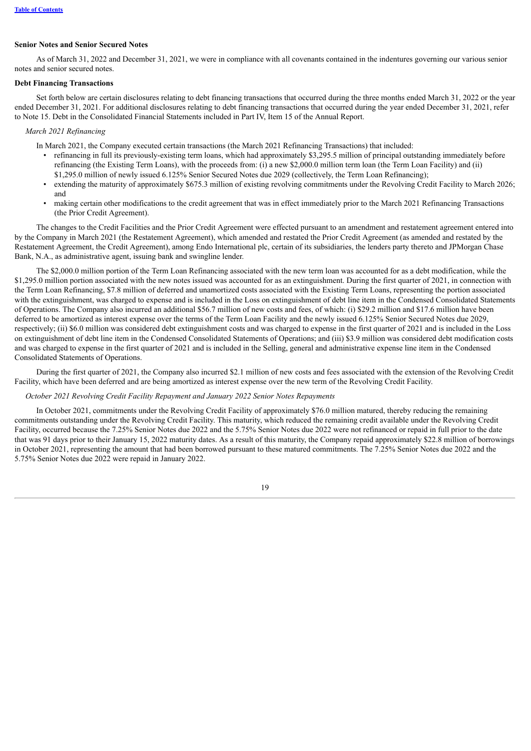**Senior Notes and Senior Secured Notes**

As of March 31, 2022 and December 31, 2021, we were in compliance with all covenants contained in the indentures governing our various senior notes and senior secured notes.

**Debt Financing Transactions**

Set forth below are certain disclosures relating to debt financing transactions that occurred during the three months ended March 31, 2022 or the year ended December 31, 2021. For additional disclosures relating to debt financing transactions that occurred during the year ended December 31, 2021, refer to Note 15. Debt in the Consolidated Financial Statements included in Part IV, Item 15 of the Annual Report.

*March 2021 Refinancing*

In March 2021, the Company executed certain transactions (the March 2021 Refinancing Transactions) that included:

- refinancing in full its previously-existing term loans, which had approximately $3,295.5 million of principal outstanding immediately before refinancing (the Existing Term Loans), with the proceeds from: (i) a new $2,000.0 million term loan (the Term Loan Facility) and (ii) $1,295.0 million of newly issued 6.125% Senior Secured Notes due 2029 (collectively, the Term Loan Refinancing);
- extending the maturity of approximately $675.3 million of existing revolving commitments under the Revolving Credit Facility to March 2026; and
- making certain other modifications to the credit agreement that was in effect immediately prior to the March 2021 Refinancing Transactions (the Prior Credit Agreement).

The changes to the Credit Facilities and the Prior Credit Agreement were effected pursuant to an amendment and restatement agreement entered into by the Company in March 2021 (the Restatement Agreement), which amended and restated the Prior Credit Agreement (as amended and restated by the Restatement Agreement, the Credit Agreement), among Endo International plc, certain of its subsidiaries, the lenders party thereto and JPMorgan Chase Bank, N.A., as administrative agent, issuing bank and swingline lender.

The $2,000.0 million portion of the Term Loan Refinancing associated with the new term loan was accounted for as a debt modification, while the $1,295.0 million portion associated with the new notes issued was accounted for as an extinguishment. During the first quarter of 2021, in connection with the Term Loan Refinancing, $7.8 million of deferred and unamortized costs associated with the Existing Term Loans, representing the portion associated with the extinguishment, was charged to expense and is included in the Loss on extinguishment of debt line item in the Condensed Consolidated Statements of Operations. The Company also incurred an additional $56.7 million of new costs and fees, of which: (i) $29.2 million and $17.6 million have been deferred to be amortized as interest expense over the terms of the Term Loan Facility and the newly issued 6.125% Senior Secured Notes due 2029, respectively; (ii) $6.0 million was considered debt extinguishment costs and was charged to expense in the first quarter of 2021 and is included in the Loss on extinguishment of debt line item in the Condensed Consolidated Statements of Operations; and (iii) $3.9 million was considered debt modification costs and was charged to expense in the first quarter of 2021 and is included in the Selling, general and administrative expense line item in the Condensed Consolidated Statements of Operations.

During the first quarter of 2021, the Company also incurred $2.1 million of new costs and fees associated with the extension of the Revolving Credit Facility, which have been deferred and are being amortized as interest expense over the new term of the Revolving Credit Facility.

*October 2021 Revolving Credit Facility Repayment and January 2022 Senior Notes Repayments*

In October 2021, commitments under the Revolving Credit Facility of approximately $76.0 million matured, thereby reducing the remaining commitments outstanding under the Revolving Credit Facility. This maturity, which reduced the remaining credit available under the Revolving Credit Facility, occurred because the 7.25% Senior Notes due 2022 and the 5.75% Senior Notes due 2022 were not refinanced or repaid in full prior to the date that was 91 days prior to their January 15, 2022 maturity dates. As a result of this maturity, the Company repaid approximately $22.8 million of borrowings in October 2021, representing the amount that had been borrowed pursuant to these matured commitments. The 7.25% Senior Notes due 2022 and the 5.75% Senior Notes due 2022 were repaid in January 2022.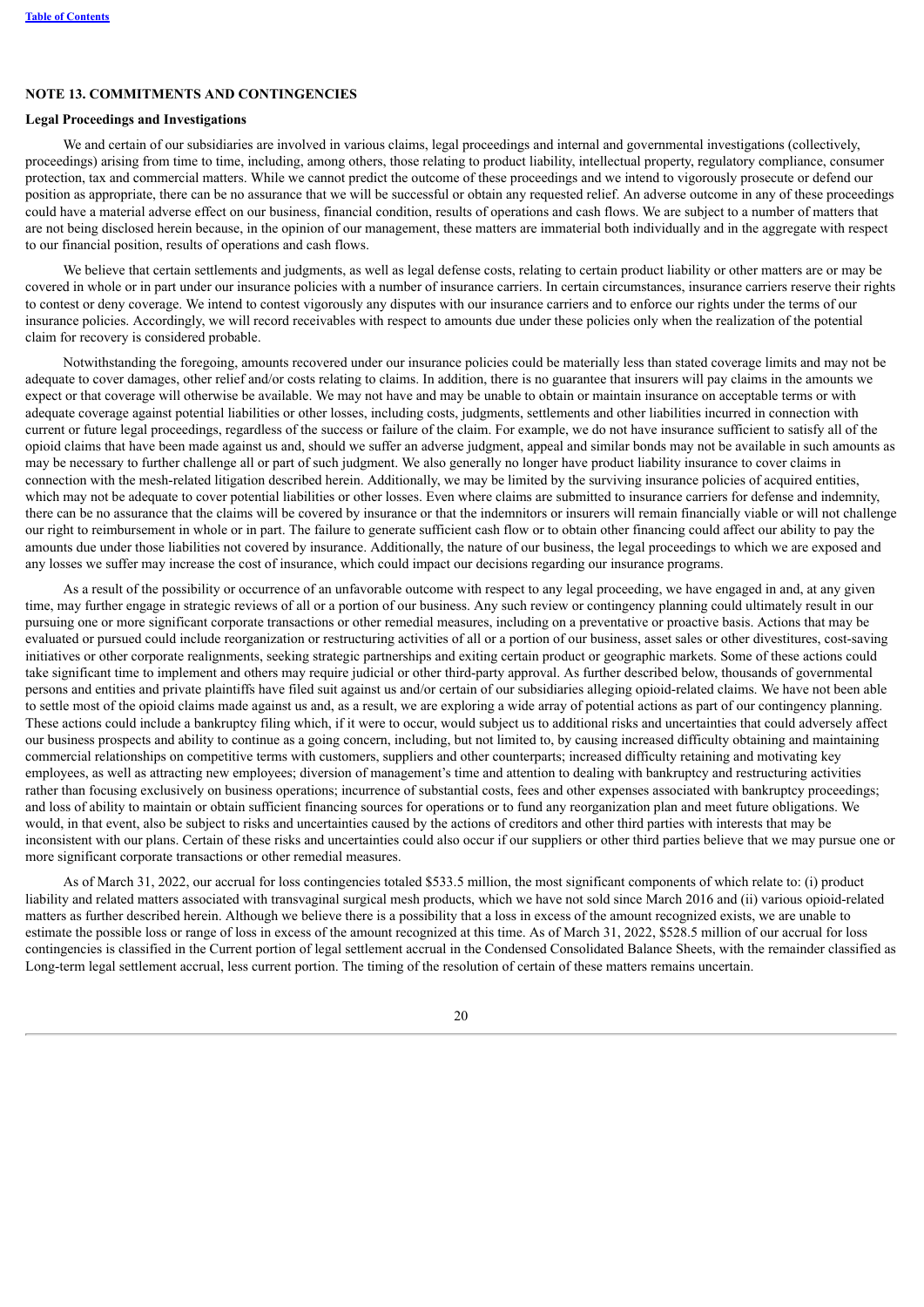## NOTE 13. COMMITMENTS AND CONTINGENCIES

### Legal Proceedings and Investigations

We and certain of our subsidiaries are involved in various claims, legal proceedings and internal and governmental investigations (collectively, proceedings) arising from time to time, including, among others, those relating to product liability, intellectual property, regulatory compliance, consumer protection, tax and commercial matters. While we cannot predict the outcome of these proceedings and we intend to vigorously prosecute or defend our position as appropriate, there can be no assurance that we will be successful or obtain any requested relief. An adverse outcome in any of these proceedings could have a material adverse effect on our business, financial condition, results of operations and cash flows. We are subject to a number of matters that are not being disclosed herein because, in the opinion of our management, these matters are immaterial both individually and in the aggregate with respect to our financial position, results of operations and cash flows.

We believe that certain settlements and judgments, as well as legal defense costs, relating to certain product liability or other matters are or may be covered in whole or in part under our insurance policies with a number of insurance carriers. In certain circumstances, insurance carriers reserve their rights to contest or deny coverage. We intend to contest vigorously any disputes with our insurance carriers and to enforce our rights under the terms of our insurance policies. Accordingly, we will record receivables with respect to amounts due under these policies only when the realization of the potential claim for recovery is considered probable.

Notwithstanding the foregoing, amounts recovered under our insurance policies could be materially less than stated coverage limits and may not be adequate to cover damages, other relief and/or costs relating to claims. In addition, there is no guarantee that insurers will pay claims in the amounts we expect or that coverage will otherwise be available. We may not have and may be unable to obtain or maintain insurance on acceptable terms or with adequate coverage against potential liabilities or other losses, including costs, judgments, settlements and other liabilities incurred in connection with current or future legal proceedings, regardless of the success or failure of the claim. For example, we do not have insurance sufficient to satisfy all of the opioid claims that have been made against us and, should we suffer an adverse judgment, appeal and similar bonds may not be available in such amounts as may be necessary to further challenge all or part of such judgment. We also generally no longer have product liability insurance to cover claims in connection with the mesh-related litigation described herein. Additionally, we may be limited by the surviving insurance policies of acquired entities, which may not be adequate to cover potential liabilities or other losses. Even where claims are submitted to insurance carriers for defense and indemnity, there can be no assurance that the claims will be covered by insurance or that the indemnitors or insurers will remain financially viable or will not challenge our right to reimbursement in whole or in part. The failure to generate sufficient cash flow or to obtain other financing could affect our ability to pay the amounts due under those liabilities not covered by insurance. Additionally, the nature of our business, the legal proceedings to which we are exposed and any losses we suffer may increase the cost of insurance, which could impact our decisions regarding our insurance programs.

As a result of the possibility or occurrence of an unfavorable outcome with respect to any legal proceeding, we have engaged in and, at any given time, may further engage in strategic reviews of all or a portion of our business. Any such review or contingency planning could ultimately result in our pursuing one or more significant corporate transactions or other remedial measures, including on a preventative or proactive basis. Actions that may be evaluated or pursued could include reorganization or restructuring activities of all or a portion of our business, asset sales or other divestitures, cost-saving initiatives or other corporate realignments, seeking strategic partnerships and exiting certain product or geographic markets. Some of these actions could take significant time to implement and others may require judicial or other third-party approval. As further described below, thousands of governmental persons and entities and private plaintiffs have filed suit against us and/or certain of our subsidiaries alleging opioid-related claims. We have not been able to settle most of the opioid claims made against us and, as a result, we are exploring a wide array of potential actions as part of our contingency planning. These actions could include a bankruptcy filing which, if it were to occur, would subject us to additional risks and uncertainties that could adversely affect our business prospects and ability to continue as a going concern, including, but not limited to, by causing increased difficulty obtaining and maintaining commercial relationships on competitive terms with customers, suppliers and other counterparts; increased difficulty retaining and motivating key employees, as well as attracting new employees; diversion of management's time and attention to dealing with bankruptcy and restructuring activities rather than focusing exclusively on business operations; incurrence of substantial costs, fees and other expenses associated with bankruptcy proceedings; and loss of ability to maintain or obtain sufficient financing sources for operations or to fund any reorganization plan and meet future obligations. We would, in that event, also be subject to risks and uncertainties caused by the actions of creditors and other third parties with interests that may be inconsistent with our plans. Certain of these risks and uncertainties could also occur if our suppliers or other third parties believe that we may pursue one or more significant corporate transactions or other remedial measures.

As of March 31, 2022, our accrual for loss contingencies totaled $533.5 million, the most significant components of which relate to: (i) product liability and related matters associated with transvaginal surgical mesh products, which we have not sold since March 2016 and (ii) various opioid-related matters as further described herein. Although we believe there is a possibility that a loss in excess of the amount recognized exists, we are unable to estimate the possible loss or range of loss in excess of the amount recognized at this time. As of March 31, 2022, $528.5 million of our accrual for loss contingencies is classified in the Current portion of legal settlement accrual in the Condensed Consolidated Balance Sheets, with the remainder classified as Long-term legal settlement accrual, less current portion. The timing of the resolution of certain of these matters remains uncertain.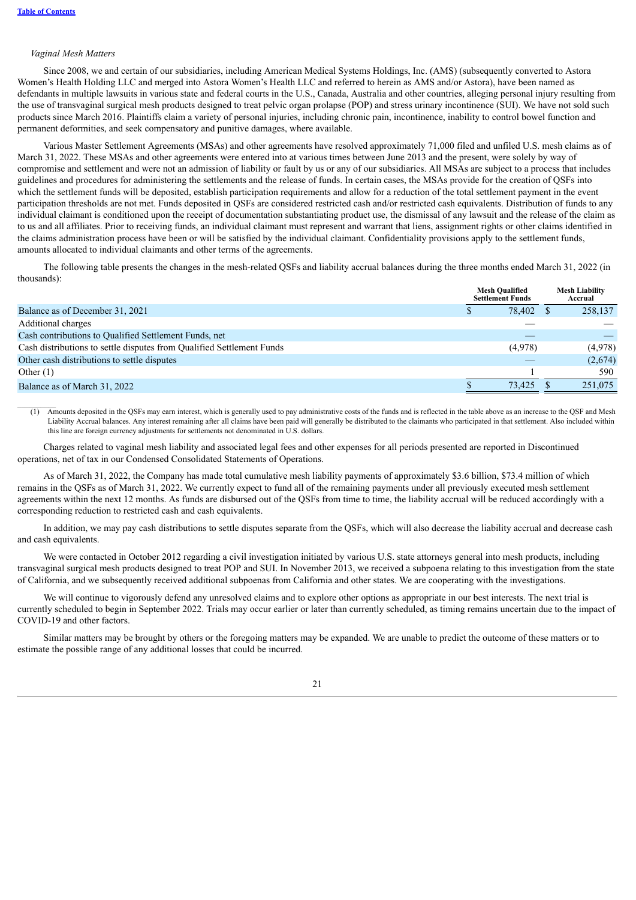*Vaginal Mesh Matters*

Since 2008, we and certain of our subsidiaries, including American Medical Systems Holdings, Inc. (AMS) (subsequently converted to Astora Women's Health Holding LLC and merged into Astora Women's Health LLC and referred to herein as AMS and/or Astora), have been named as defendants in multiple lawsuits in various state and federal courts in the U.S., Canada, Australia and other countries, alleging personal injury resulting from the use of transvaginal surgical mesh products designed to treat pelvic organ prolapse (POP) and stress urinary incontinence (SUI). We have not sold such products since March 2016. Plaintiffs claim a variety of personal injuries, including chronic pain, incontinence, inability to control bowel function and permanent deformities, and seek compensatory and punitive damages, where available.

Various Master Settlement Agreements (MSAs) and other agreements have resolved approximately 71,000 filed and unfiled U.S. mesh claims as of March 31, 2022. These MSAs and other agreements were entered into at various times between June 2013 and the present, were solely by way of compromise and settlement and were not an admission of liability or fault by us or any of our subsidiaries. All MSAs are subject to a process that includes guidelines and procedures for administering the settlements and the release of funds. In certain cases, the MSAs provide for the creation of QSFs into which the settlement funds will be deposited, establish participation requirements and allow for a reduction of the total settlement payment in the event participation thresholds are not met. Funds deposited in QSFs are considered restricted cash and/or restricted cash equivalents. Distribution of funds to any individual claimant is conditioned upon the receipt of documentation substantiating product use, the dismissal of any lawsuit and the release of the claim as to us and all affiliates. Prior to receiving funds, an individual claimant must represent and warrant that liens, assignment rights or other claims identified in the claims administration process have been or will be satisfied by the individual claimant. Confidentiality provisions apply to the settlement funds, amounts allocated to individual claimants and other terms of the agreements.

The following table presents the changes in the mesh-related QSFs and liability accrual balances during the three months ended March 31, 2022 (in thousands):

| | Mesh Qualified Settlement Funds | Mesh Liability Accrual |
|---|---|---|
| Balance as of December 31, 2021 | $ 78,402 | $ 258,137 |
| Additional charges | — | — |
| Cash contributions to Qualified Settlement Funds, net | — | — |
| Cash distributions to settle disputes from Qualified Settlement Funds | (4,978) | (4,978) |
| Other cash distributions to settle disputes | — | (2,674) |
| Other (1) | 1 | 590 |
| Balance as of March 31, 2022 | $ 73,425 | $ 251,075 |

(1) Amounts deposited in the QSFs may earn interest, which is generally used to pay administrative costs of the funds and is reflected in the table above as an increase to the QSF and Mesh Liability Accrual balances. Any interest remaining after all claims have been paid will generally be distributed to the claimants who participated in that settlement. Also included within this line are foreign currency adjustments for settlements not denominated in U.S. dollars.

Charges related to vaginal mesh liability and associated legal fees and other expenses for all periods presented are reported in Discontinued operations, net of tax in our Condensed Consolidated Statements of Operations.

As of March 31, 2022, the Company has made total cumulative mesh liability payments of approximately $3.6 billion, $73.4 million of which remains in the QSFs as of March 31, 2022. We currently expect to fund all of the remaining payments under all previously executed mesh settlement agreements within the next 12 months. As funds are disbursed out of the QSFs from time to time, the liability accrual will be reduced accordingly with a corresponding reduction to restricted cash and cash equivalents.

In addition, we may pay cash distributions to settle disputes separate from the QSFs, which will also decrease the liability accrual and decrease cash and cash equivalents.

We were contacted in October 2012 regarding a civil investigation initiated by various U.S. state attorneys general into mesh products, including transvaginal surgical mesh products designed to treat POP and SUI. In November 2013, we received a subpoena relating to this investigation from the state of California, and we subsequently received additional subpoenas from California and other states. We are cooperating with the investigations.

We will continue to vigorously defend any unresolved claims and to explore other options as appropriate in our best interests. The next trial is currently scheduled to begin in September 2022. Trials may occur earlier or later than currently scheduled, as timing remains uncertain due to the impact of COVID-19 and other factors.

Similar matters may be brought by others or the foregoing matters may be expanded. We are unable to predict the outcome of these matters or to estimate the possible range of any additional losses that could be incurred.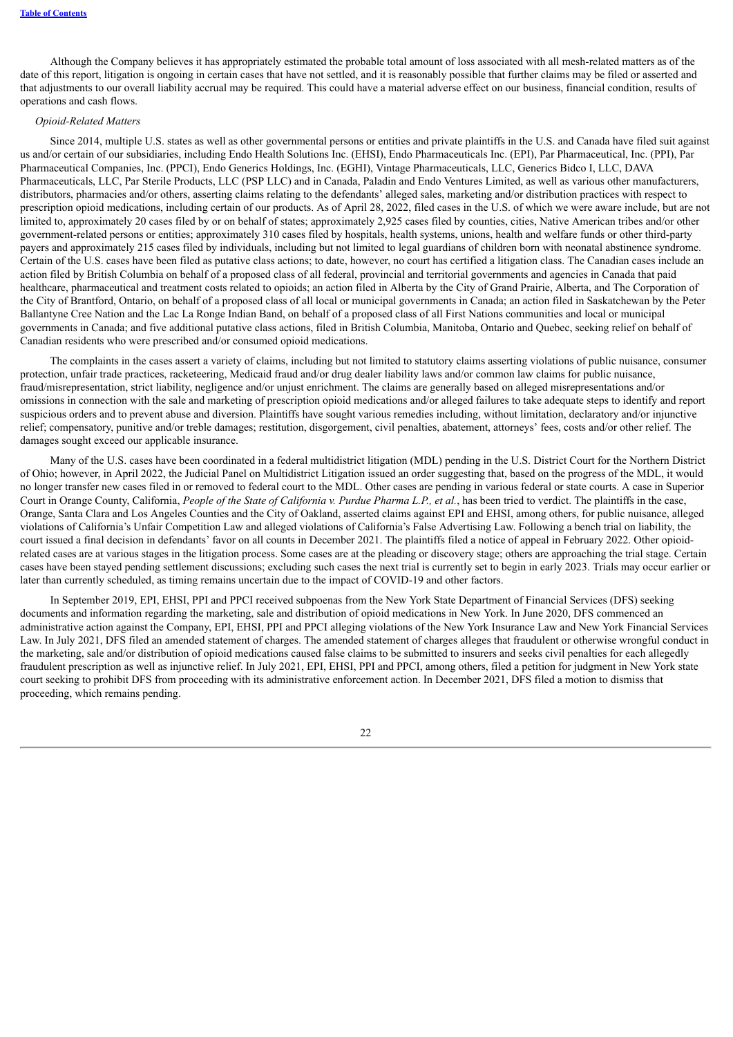Although the Company believes it has appropriately estimated the probable total amount of loss associated with all mesh-related matters as of the date of this report, litigation is ongoing in certain cases that have not settled, and it is reasonably possible that further claims may be filed or asserted and that adjustments to our overall liability accrual may be required. This could have a material adverse effect on our business, financial condition, results of operations and cash flows.

*Opioid-Related Matters*

Since 2014, multiple U.S. states as well as other governmental persons or entities and private plaintiffs in the U.S. and Canada have filed suit against us and/or certain of our subsidiaries, including Endo Health Solutions Inc. (EHSI), Endo Pharmaceuticals Inc. (EPI), Par Pharmaceutical, Inc. (PPI), Par Pharmaceutical Companies, Inc. (PPCI), Endo Generics Holdings, Inc. (EGHI), Vintage Pharmaceuticals, LLC, Generics Bidco I, LLC, DAVA Pharmaceuticals, LLC, Par Sterile Products, LLC (PSP LLC) and in Canada, Paladin and Endo Ventures Limited, as well as various other manufacturers, distributors, pharmacies and/or others, asserting claims relating to the defendants' alleged sales, marketing and/or distribution practices with respect to prescription opioid medications, including certain of our products. As of April 28, 2022, filed cases in the U.S. of which we were aware include, but are not limited to, approximately 20 cases filed by or on behalf of states; approximately 2,925 cases filed by counties, cities, Native American tribes and/or other government-related persons or entities; approximately 310 cases filed by hospitals, health systems, unions, health and welfare funds or other third-party payers and approximately 215 cases filed by individuals, including but not limited to legal guardians of children born with neonatal abstinence syndrome. Certain of the U.S. cases have been filed as putative class actions; to date, however, no court has certified a litigation class. The Canadian cases include an action filed by British Columbia on behalf of a proposed class of all federal, provincial and territorial governments and agencies in Canada that paid healthcare, pharmaceutical and treatment costs related to opioids; an action filed in Alberta by the City of Grand Prairie, Alberta, and The Corporation of the City of Brantford, Ontario, on behalf of a proposed class of all local or municipal governments in Canada; an action filed in Saskatchewan by the Peter Ballantyne Cree Nation and the Lac La Ronge Indian Band, on behalf of a proposed class of all First Nations communities and local or municipal governments in Canada; and five additional putative class actions, filed in British Columbia, Manitoba, Ontario and Quebec, seeking relief on behalf of Canadian residents who were prescribed and/or consumed opioid medications.

The complaints in the cases assert a variety of claims, including but not limited to statutory claims asserting violations of public nuisance, consumer protection, unfair trade practices, racketeering, Medicaid fraud and/or drug dealer liability laws and/or common law claims for public nuisance, fraud/misrepresentation, strict liability, negligence and/or unjust enrichment. The claims are generally based on alleged misrepresentations and/or omissions in connection with the sale and marketing of prescription opioid medications and/or alleged failures to take adequate steps to identify and report suspicious orders and to prevent abuse and diversion. Plaintiffs have sought various remedies including, without limitation, declaratory and/or injunctive relief; compensatory, punitive and/or treble damages; restitution, disgorgement, civil penalties, abatement, attorneys' fees, costs and/or other relief. The damages sought exceed our applicable insurance.

Many of the U.S. cases have been coordinated in a federal multidistrict litigation (MDL) pending in the U.S. District Court for the Northern District of Ohio; however, in April 2022, the Judicial Panel on Multidistrict Litigation issued an order suggesting that, based on the progress of the MDL, it would no longer transfer new cases filed in or removed to federal court to the MDL. Other cases are pending in various federal or state courts. A case in Superior Court in Orange County, California, *People of the State of California v. Purdue Pharma L.P., et al.*, has been tried to verdict. The plaintiffs in the case, Orange, Santa Clara and Los Angeles Counties and the City of Oakland, asserted claims against EPI and EHSI, among others, for public nuisance, alleged violations of California's Unfair Competition Law and alleged violations of California's False Advertising Law. Following a bench trial on liability, the court issued a final decision in defendants' favor on all counts in December 2021. The plaintiffs filed a notice of appeal in February 2022. Other opioid-related cases are at various stages in the litigation process. Some cases are at the pleading or discovery stage; others are approaching the trial stage. Certain cases have been stayed pending settlement discussions; excluding such cases the next trial is currently set to begin in early 2023. Trials may occur earlier or later than currently scheduled, as timing remains uncertain due to the impact of COVID-19 and other factors.

In September 2019, EPI, EHSI, PPI and PPCI received subpoenas from the New York State Department of Financial Services (DFS) seeking documents and information regarding the marketing, sale and distribution of opioid medications in New York. In June 2020, DFS commenced an administrative action against the Company, EPI, EHSI, PPI and PPCI alleging violations of the New York Insurance Law and New York Financial Services Law. In July 2021, DFS filed an amended statement of charges. The amended statement of charges alleges that fraudulent or otherwise wrongful conduct in the marketing, sale and/or distribution of opioid medications caused false claims to be submitted to insurers and seeks civil penalties for each allegedly fraudulent prescription as well as injunctive relief. In July 2021, EPI, EHSI, PPI and PPCI, among others, filed a petition for judgment in New York state court seeking to prohibit DFS from proceeding with its administrative enforcement action. In December 2021, DFS filed a motion to dismiss that proceeding, which remains pending.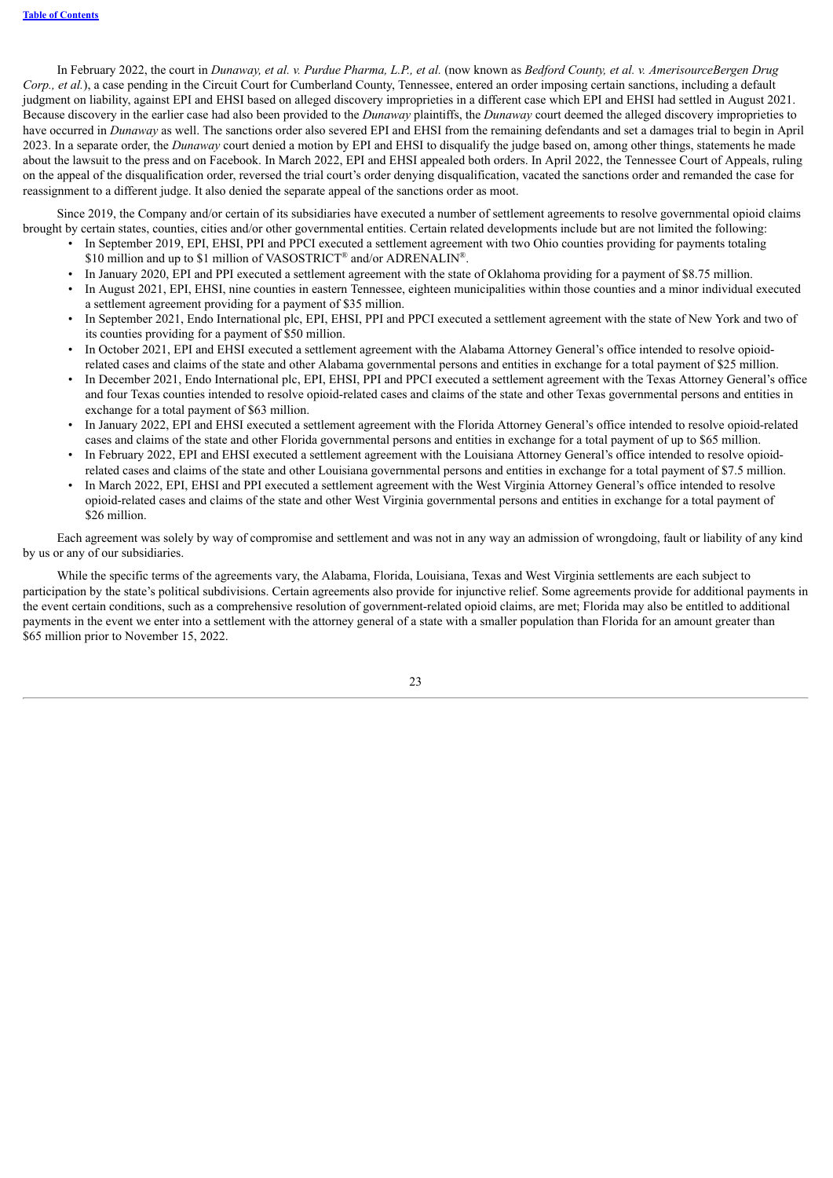In February 2022, the court in *Dunaway, et al. v. Purdue Pharma, L.P., et al.* (now known as *Bedford County, et al. v. AmerisourceBergen Drug Corp., et al.*), a case pending in the Circuit Court for Cumberland County, Tennessee, entered an order imposing certain sanctions, including a default judgment on liability, against EPI and EHSI based on alleged discovery improprieties in a different case which EPI and EHSI had settled in August 2021. Because discovery in the earlier case had also been provided to the *Dunaway* plaintiffs, the *Dunaway* court deemed the alleged discovery improprieties to have occurred in *Dunaway* as well. The sanctions order also severed EPI and EHSI from the remaining defendants and set a damages trial to begin in April 2023. In a separate order, the *Dunaway* court denied a motion by EPI and EHSI to disqualify the judge based on, among other things, statements he made about the lawsuit to the press and on Facebook. In March 2022, EPI and EHSI appealed both orders. In April 2022, the Tennessee Court of Appeals, ruling on the appeal of the disqualification order, reversed the trial court's order denying disqualification, vacated the sanctions order and remanded the case for reassignment to a different judge. It also denied the separate appeal of the sanctions order as moot.

Since 2019, the Company and/or certain of its subsidiaries have executed a number of settlement agreements to resolve governmental opioid claims brought by certain states, counties, cities and/or other governmental entities. Certain related developments include but are not limited the following:

- In September 2019, EPI, EHSI, PPI and PPCI executed a settlement agreement with two Ohio counties providing for payments totaling \$10 million and up to \$1 million of VASOSTRICT® and/or ADRENALIN®.
- In January 2020, EPI and PPI executed a settlement agreement with the state of Oklahoma providing for a payment of \$8.75 million.
- In August 2021, EPI, EHSI, nine counties in eastern Tennessee, eighteen municipalities within those counties and a minor individual executed a settlement agreement providing for a payment of \$35 million.
- In September 2021, Endo International plc, EPI, EHSI, PPI and PPCI executed a settlement agreement with the state of New York and two of its counties providing for a payment of \$50 million.
- In October 2021, EPI and EHSI executed a settlement agreement with the Alabama Attorney General's office intended to resolve opioid-related cases and claims of the state and other Alabama governmental persons and entities in exchange for a total payment of \$25 million.
- In December 2021, Endo International plc, EPI, EHSI, PPI and PPCI executed a settlement agreement with the Texas Attorney General's office and four Texas counties intended to resolve opioid-related cases and claims of the state and other Texas governmental persons and entities in exchange for a total payment of \$63 million.
- In January 2022, EPI and EHSI executed a settlement agreement with the Florida Attorney General's office intended to resolve opioid-related cases and claims of the state and other Florida governmental persons and entities in exchange for a total payment of up to \$65 million.
- In February 2022, EPI and EHSI executed a settlement agreement with the Louisiana Attorney General's office intended to resolve opioid-related cases and claims of the state and other Louisiana governmental persons and entities in exchange for a total payment of \$7.5 million.
- In March 2022, EPI, EHSI and PPI executed a settlement agreement with the West Virginia Attorney General's office intended to resolve opioid-related cases and claims of the state and other West Virginia governmental persons and entities in exchange for a total payment of \$26 million.

Each agreement was solely by way of compromise and settlement and was not in any way an admission of wrongdoing, fault or liability of any kind by us or any of our subsidiaries.

While the specific terms of the agreements vary, the Alabama, Florida, Louisiana, Texas and West Virginia settlements are each subject to participation by the state's political subdivisions. Certain agreements also provide for injunctive relief. Some agreements provide for additional payments in the event certain conditions, such as a comprehensive resolution of government-related opioid claims, are met; Florida may also be entitled to additional payments in the event we enter into a settlement with the attorney general of a state with a smaller population than Florida for an amount greater than \$65 million prior to November 15, 2022.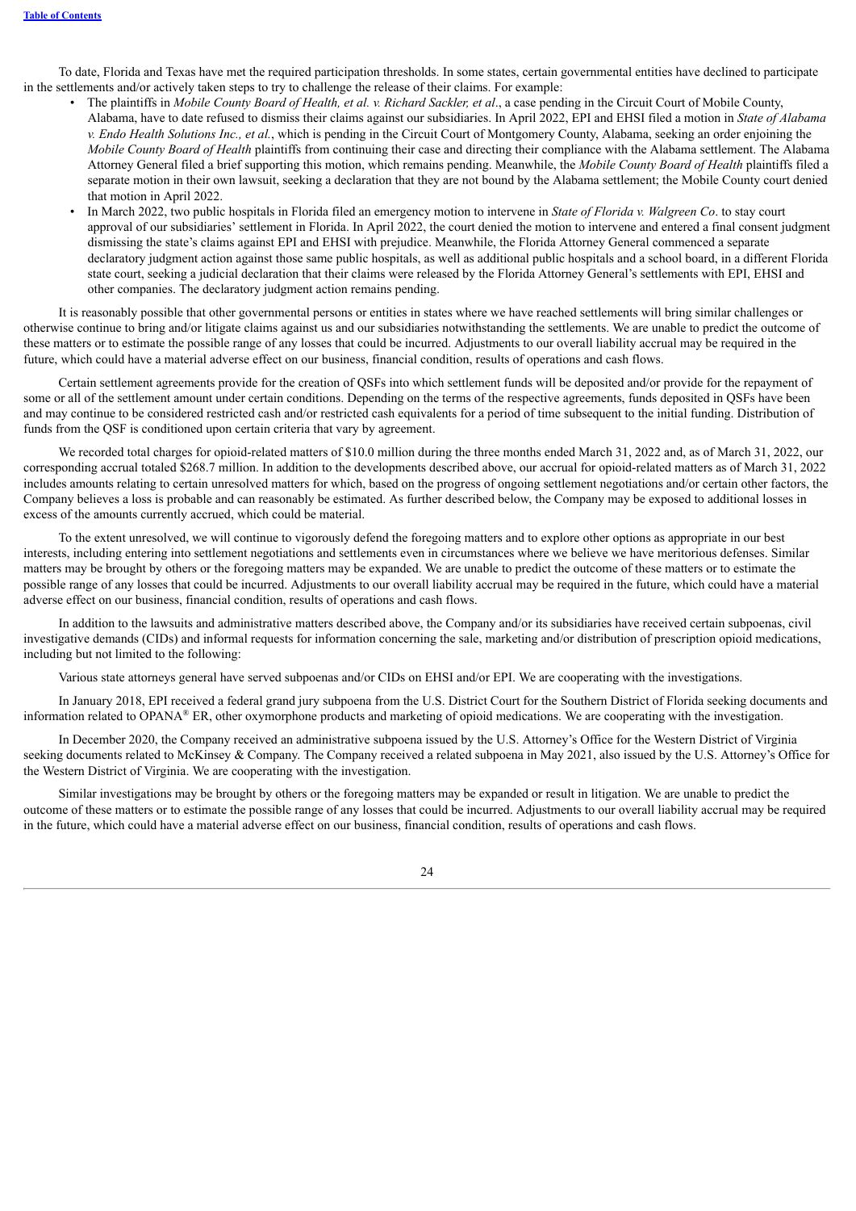To date, Florida and Texas have met the required participation thresholds. In some states, certain governmental entities have declined to participate in the settlements and/or actively taken steps to try to challenge the release of their claims. For example:

- The plaintiffs in *Mobile County Board of Health, et al. v. Richard Sackler, et al*., a case pending in the Circuit Court of Mobile County, Alabama, have to date refused to dismiss their claims against our subsidiaries. In April 2022, EPI and EHSI filed a motion in *State of Alabama v. Endo Health Solutions Inc., et al.*, which is pending in the Circuit Court of Montgomery County, Alabama, seeking an order enjoining the *Mobile County Board of Health* plaintiffs from continuing their case and directing their compliance with the Alabama settlement. The Alabama Attorney General filed a brief supporting this motion, which remains pending. Meanwhile, the *Mobile County Board of Health* plaintiffs filed a separate motion in their own lawsuit, seeking a declaration that they are not bound by the Alabama settlement; the Mobile County court denied that motion in April 2022.
- In March 2022, two public hospitals in Florida filed an emergency motion to intervene in *State of Florida v. Walgreen Co*. to stay court approval of our subsidiaries' settlement in Florida. In April 2022, the court denied the motion to intervene and entered a final consent judgment dismissing the state's claims against EPI and EHSI with prejudice. Meanwhile, the Florida Attorney General commenced a separate declaratory judgment action against those same public hospitals, as well as additional public hospitals and a school board, in a different Florida state court, seeking a judicial declaration that their claims were released by the Florida Attorney General's settlements with EPI, EHSI and other companies. The declaratory judgment action remains pending.

It is reasonably possible that other governmental persons or entities in states where we have reached settlements will bring similar challenges or otherwise continue to bring and/or litigate claims against us and our subsidiaries notwithstanding the settlements. We are unable to predict the outcome of these matters or to estimate the possible range of any losses that could be incurred. Adjustments to our overall liability accrual may be required in the future, which could have a material adverse effect on our business, financial condition, results of operations and cash flows.

Certain settlement agreements provide for the creation of QSFs into which settlement funds will be deposited and/or provide for the repayment of some or all of the settlement amount under certain conditions. Depending on the terms of the respective agreements, funds deposited in QSFs have been and may continue to be considered restricted cash and/or restricted cash equivalents for a period of time subsequent to the initial funding. Distribution of funds from the QSF is conditioned upon certain criteria that vary by agreement.

We recorded total charges for opioid-related matters of $10.0 million during the three months ended March 31, 2022 and, as of March 31, 2022, our corresponding accrual totaled $268.7 million. In addition to the developments described above, our accrual for opioid-related matters as of March 31, 2022 includes amounts relating to certain unresolved matters for which, based on the progress of ongoing settlement negotiations and/or certain other factors, the Company believes a loss is probable and can reasonably be estimated. As further described below, the Company may be exposed to additional losses in excess of the amounts currently accrued, which could be material.

To the extent unresolved, we will continue to vigorously defend the foregoing matters and to explore other options as appropriate in our best interests, including entering into settlement negotiations and settlements even in circumstances where we believe we have meritorious defenses. Similar matters may be brought by others or the foregoing matters may be expanded. We are unable to predict the outcome of these matters or to estimate the possible range of any losses that could be incurred. Adjustments to our overall liability accrual may be required in the future, which could have a material adverse effect on our business, financial condition, results of operations and cash flows.

In addition to the lawsuits and administrative matters described above, the Company and/or its subsidiaries have received certain subpoenas, civil investigative demands (CIDs) and informal requests for information concerning the sale, marketing and/or distribution of prescription opioid medications, including but not limited to the following:

Various state attorneys general have served subpoenas and/or CIDs on EHSI and/or EPI. We are cooperating with the investigations.

In January 2018, EPI received a federal grand jury subpoena from the U.S. District Court for the Southern District of Florida seeking documents and information related to OPANA® ER, other oxymorphone products and marketing of opioid medications. We are cooperating with the investigation.

In December 2020, the Company received an administrative subpoena issued by the U.S. Attorney's Office for the Western District of Virginia seeking documents related to McKinsey & Company. The Company received a related subpoena in May 2021, also issued by the U.S. Attorney's Office for the Western District of Virginia. We are cooperating with the investigation.

Similar investigations may be brought by others or the foregoing matters may be expanded or result in litigation. We are unable to predict the outcome of these matters or to estimate the possible range of any losses that could be incurred. Adjustments to our overall liability accrual may be required in the future, which could have a material adverse effect on our business, financial condition, results of operations and cash flows.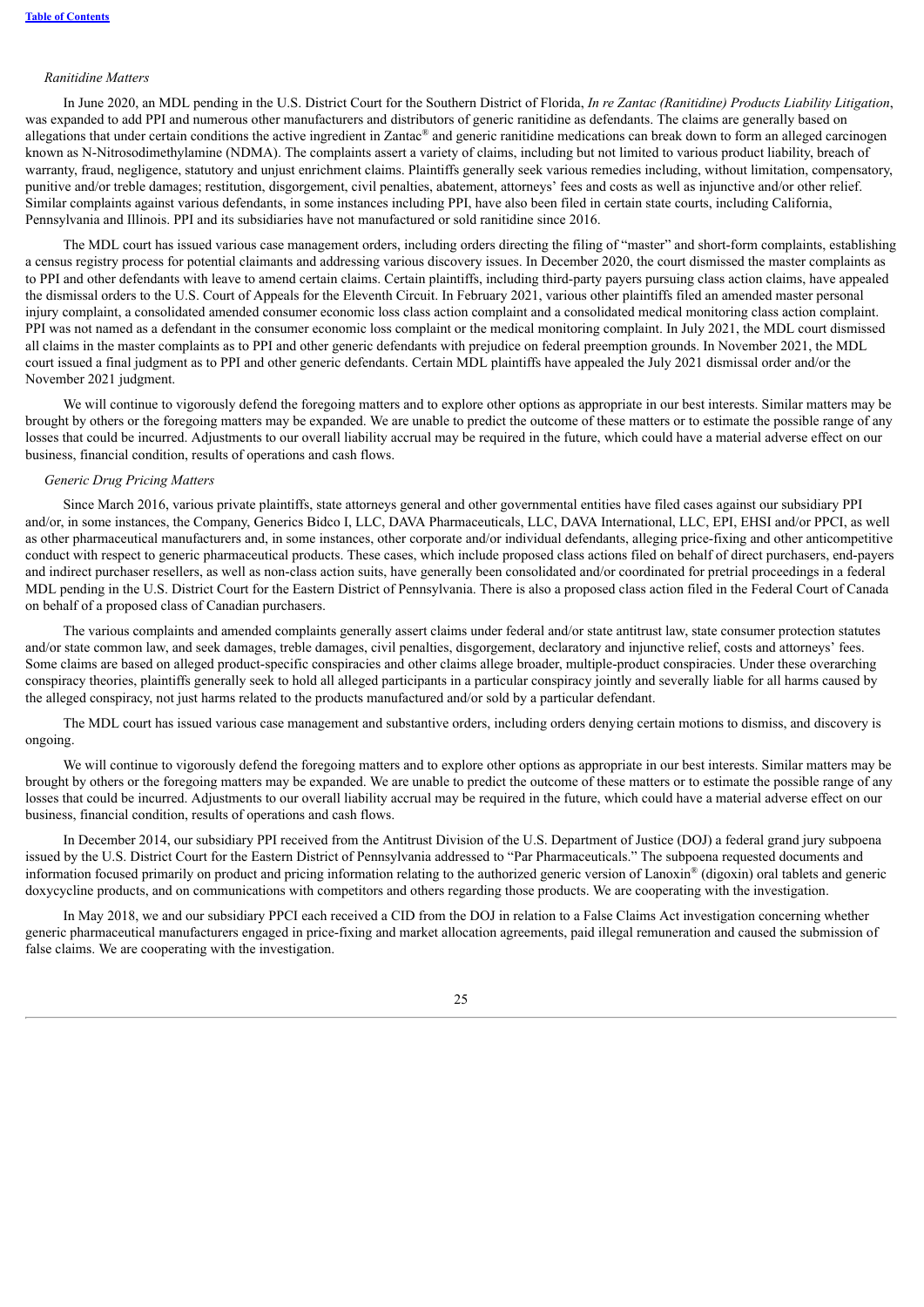*Ranitidine Matters*

In June 2020, an MDL pending in the U.S. District Court for the Southern District of Florida, *In re Zantac (Ranitidine) Products Liability Litigation*, was expanded to add PPI and numerous other manufacturers and distributors of generic ranitidine as defendants. The claims are generally based on allegations that under certain conditions the active ingredient in Zantac® and generic ranitidine medications can break down to form an alleged carcinogen known as N-Nitrosodimethylamine (NDMA). The complaints assert a variety of claims, including but not limited to various product liability, breach of warranty, fraud, negligence, statutory and unjust enrichment claims. Plaintiffs generally seek various remedies including, without limitation, compensatory, punitive and/or treble damages; restitution, disgorgement, civil penalties, abatement, attorneys' fees and costs as well as injunctive and/or other relief. Similar complaints against various defendants, in some instances including PPI, have also been filed in certain state courts, including California, Pennsylvania and Illinois. PPI and its subsidiaries have not manufactured or sold ranitidine since 2016.

The MDL court has issued various case management orders, including orders directing the filing of "master" and short-form complaints, establishing a census registry process for potential claimants and addressing various discovery issues. In December 2020, the court dismissed the master complaints as to PPI and other defendants with leave to amend certain claims. Certain plaintiffs, including third-party payers pursuing class action claims, have appealed the dismissal orders to the U.S. Court of Appeals for the Eleventh Circuit. In February 2021, various other plaintiffs filed an amended master personal injury complaint, a consolidated amended consumer economic loss class action complaint and a consolidated medical monitoring class action complaint. PPI was not named as a defendant in the consumer economic loss complaint or the medical monitoring complaint. In July 2021, the MDL court dismissed all claims in the master complaints as to PPI and other generic defendants with prejudice on federal preemption grounds. In November 2021, the MDL court issued a final judgment as to PPI and other generic defendants. Certain MDL plaintiffs have appealed the July 2021 dismissal order and/or the November 2021 judgment.

We will continue to vigorously defend the foregoing matters and to explore other options as appropriate in our best interests. Similar matters may be brought by others or the foregoing matters may be expanded. We are unable to predict the outcome of these matters or to estimate the possible range of any losses that could be incurred. Adjustments to our overall liability accrual may be required in the future, which could have a material adverse effect on our business, financial condition, results of operations and cash flows.

*Generic Drug Pricing Matters*

Since March 2016, various private plaintiffs, state attorneys general and other governmental entities have filed cases against our subsidiary PPI and/or, in some instances, the Company, Generics Bidco I, LLC, DAVA Pharmaceuticals, LLC, DAVA International, LLC, EPI, EHSI and/or PPCI, as well as other pharmaceutical manufacturers and, in some instances, other corporate and/or individual defendants, alleging price-fixing and other anticompetitive conduct with respect to generic pharmaceutical products. These cases, which include proposed class actions filed on behalf of direct purchasers, end-payers and indirect purchaser resellers, as well as non-class action suits, have generally been consolidated and/or coordinated for pretrial proceedings in a federal MDL pending in the U.S. District Court for the Eastern District of Pennsylvania. There is also a proposed class action filed in the Federal Court of Canada on behalf of a proposed class of Canadian purchasers.

The various complaints and amended complaints generally assert claims under federal and/or state antitrust law, state consumer protection statutes and/or state common law, and seek damages, treble damages, civil penalties, disgorgement, declaratory and injunctive relief, costs and attorneys' fees. Some claims are based on alleged product-specific conspiracies and other claims allege broader, multiple-product conspiracies. Under these overarching conspiracy theories, plaintiffs generally seek to hold all alleged participants in a particular conspiracy jointly and severally liable for all harms caused by the alleged conspiracy, not just harms related to the products manufactured and/or sold by a particular defendant.

The MDL court has issued various case management and substantive orders, including orders denying certain motions to dismiss, and discovery is ongoing.

We will continue to vigorously defend the foregoing matters and to explore other options as appropriate in our best interests. Similar matters may be brought by others or the foregoing matters may be expanded. We are unable to predict the outcome of these matters or to estimate the possible range of any losses that could be incurred. Adjustments to our overall liability accrual may be required in the future, which could have a material adverse effect on our business, financial condition, results of operations and cash flows.

In December 2014, our subsidiary PPI received from the Antitrust Division of the U.S. Department of Justice (DOJ) a federal grand jury subpoena issued by the U.S. District Court for the Eastern District of Pennsylvania addressed to "Par Pharmaceuticals." The subpoena requested documents and information focused primarily on product and pricing information relating to the authorized generic version of Lanoxin® (digoxin) oral tablets and generic doxycycline products, and on communications with competitors and others regarding those products. We are cooperating with the investigation.

In May 2018, we and our subsidiary PPCI each received a CID from the DOJ in relation to a False Claims Act investigation concerning whether generic pharmaceutical manufacturers engaged in price-fixing and market allocation agreements, paid illegal remuneration and caused the submission of false claims. We are cooperating with the investigation.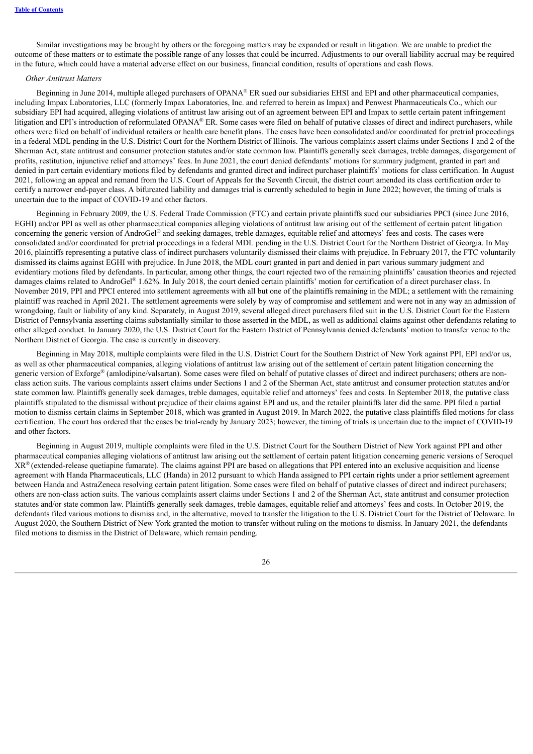Similar investigations may be brought by others or the foregoing matters may be expanded or result in litigation. We are unable to predict the outcome of these matters or to estimate the possible range of any losses that could be incurred. Adjustments to our overall liability accrual may be required in the future, which could have a material adverse effect on our business, financial condition, results of operations and cash flows.

*Other Antitrust Matters*

Beginning in June 2014, multiple alleged purchasers of OPANA® ER sued our subsidiaries EHSI and EPI and other pharmaceutical companies, including Impax Laboratories, LLC (formerly Impax Laboratories, Inc. and referred to herein as Impax) and Penwest Pharmaceuticals Co., which our subsidiary EPI had acquired, alleging violations of antitrust law arising out of an agreement between EPI and Impax to settle certain patent infringement litigation and EPI's introduction of reformulated OPANA® ER. Some cases were filed on behalf of putative classes of direct and indirect purchasers, while others were filed on behalf of individual retailers or health care benefit plans. The cases have been consolidated and/or coordinated for pretrial proceedings in a federal MDL pending in the U.S. District Court for the Northern District of Illinois. The various complaints assert claims under Sections 1 and 2 of the Sherman Act, state antitrust and consumer protection statutes and/or state common law. Plaintiffs generally seek damages, treble damages, disgorgement of profits, restitution, injunctive relief and attorneys' fees. In June 2021, the court denied defendants' motions for summary judgment, granted in part and denied in part certain evidentiary motions filed by defendants and granted direct and indirect purchaser plaintiffs' motions for class certification. In August 2021, following an appeal and remand from the U.S. Court of Appeals for the Seventh Circuit, the district court amended its class certification order to certify a narrower end-payer class. A bifurcated liability and damages trial is currently scheduled to begin in June 2022; however, the timing of trials is uncertain due to the impact of COVID-19 and other factors.

Beginning in February 2009, the U.S. Federal Trade Commission (FTC) and certain private plaintiffs sued our subsidiaries PPCI (since June 2016, EGHI) and/or PPI as well as other pharmaceutical companies alleging violations of antitrust law arising out of the settlement of certain patent litigation concerning the generic version of AndroGel® and seeking damages, treble damages, equitable relief and attorneys' fees and costs. The cases were consolidated and/or coordinated for pretrial proceedings in a federal MDL pending in the U.S. District Court for the Northern District of Georgia. In May 2016, plaintiffs representing a putative class of indirect purchasers voluntarily dismissed their claims with prejudice. In February 2017, the FTC voluntarily dismissed its claims against EGHI with prejudice. In June 2018, the MDL court granted in part and denied in part various summary judgment and evidentiary motions filed by defendants. In particular, among other things, the court rejected two of the remaining plaintiffs' causation theories and rejected damages claims related to AndroGel® 1.62%. In July 2018, the court denied certain plaintiffs' motion for certification of a direct purchaser class. In November 2019, PPI and PPCI entered into settlement agreements with all but one of the plaintiffs remaining in the MDL; a settlement with the remaining plaintiff was reached in April 2021. The settlement agreements were solely by way of compromise and settlement and were not in any way an admission of wrongdoing, fault or liability of any kind. Separately, in August 2019, several alleged direct purchasers filed suit in the U.S. District Court for the Eastern District of Pennsylvania asserting claims substantially similar to those asserted in the MDL, as well as additional claims against other defendants relating to other alleged conduct. In January 2020, the U.S. District Court for the Eastern District of Pennsylvania denied defendants' motion to transfer venue to the Northern District of Georgia. The case is currently in discovery.

Beginning in May 2018, multiple complaints were filed in the U.S. District Court for the Southern District of New York against PPI, EPI and/or us, as well as other pharmaceutical companies, alleging violations of antitrust law arising out of the settlement of certain patent litigation concerning the generic version of Exforge® (amlodipine/valsartan). Some cases were filed on behalf of putative classes of direct and indirect purchasers; others are non-class action suits. The various complaints assert claims under Sections 1 and 2 of the Sherman Act, state antitrust and consumer protection statutes and/or state common law. Plaintiffs generally seek damages, treble damages, equitable relief and attorneys' fees and costs. In September 2018, the putative class plaintiffs stipulated to the dismissal without prejudice of their claims against EPI and us, and the retailer plaintiffs later did the same. PPI filed a partial motion to dismiss certain claims in September 2018, which was granted in August 2019. In March 2022, the putative class plaintiffs filed motions for class certification. The court has ordered that the cases be trial-ready by January 2023; however, the timing of trials is uncertain due to the impact of COVID-19 and other factors.

Beginning in August 2019, multiple complaints were filed in the U.S. District Court for the Southern District of New York against PPI and other pharmaceutical companies alleging violations of antitrust law arising out the settlement of certain patent litigation concerning generic versions of Seroquel XR® (extended-release quetiapine fumarate). The claims against PPI are based on allegations that PPI entered into an exclusive acquisition and license agreement with Handa Pharmaceuticals, LLC (Handa) in 2012 pursuant to which Handa assigned to PPI certain rights under a prior settlement agreement between Handa and AstraZeneca resolving certain patent litigation. Some cases were filed on behalf of putative classes of direct and indirect purchasers; others are non-class action suits. The various complaints assert claims under Sections 1 and 2 of the Sherman Act, state antitrust and consumer protection statutes and/or state common law. Plaintiffs generally seek damages, treble damages, equitable relief and attorneys' fees and costs. In October 2019, the defendants filed various motions to dismiss and, in the alternative, moved to transfer the litigation to the U.S. District Court for the District of Delaware. In August 2020, the Southern District of New York granted the motion to transfer without ruling on the motions to dismiss. In January 2021, the defendants filed motions to dismiss in the District of Delaware, which remain pending.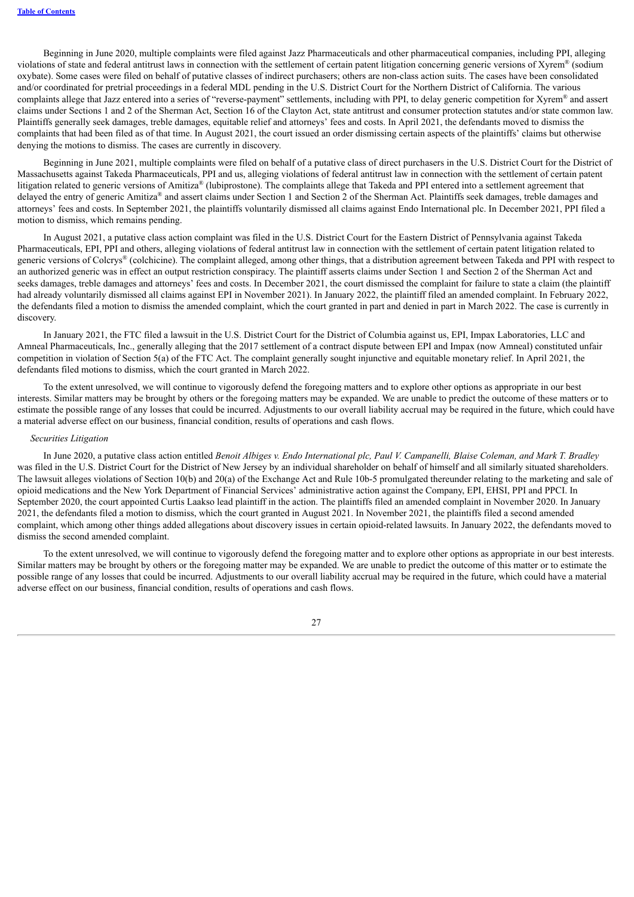Beginning in June 2020, multiple complaints were filed against Jazz Pharmaceuticals and other pharmaceutical companies, including PPI, alleging violations of state and federal antitrust laws in connection with the settlement of certain patent litigation concerning generic versions of Xyrem® (sodium oxybate). Some cases were filed on behalf of putative classes of indirect purchasers; others are non-class action suits. The cases have been consolidated and/or coordinated for pretrial proceedings in a federal MDL pending in the U.S. District Court for the Northern District of California. The various complaints allege that Jazz entered into a series of "reverse-payment" settlements, including with PPI, to delay generic competition for Xyrem® and assert claims under Sections 1 and 2 of the Sherman Act, Section 16 of the Clayton Act, state antitrust and consumer protection statutes and/or state common law. Plaintiffs generally seek damages, treble damages, equitable relief and attorneys' fees and costs. In April 2021, the defendants moved to dismiss the complaints that had been filed as of that time. In August 2021, the court issued an order dismissing certain aspects of the plaintiffs' claims but otherwise denying the motions to dismiss. The cases are currently in discovery.

Beginning in June 2021, multiple complaints were filed on behalf of a putative class of direct purchasers in the U.S. District Court for the District of Massachusetts against Takeda Pharmaceuticals, PPI and us, alleging violations of federal antitrust law in connection with the settlement of certain patent litigation related to generic versions of Amitiza® (lubiprostone). The complaints allege that Takeda and PPI entered into a settlement agreement that delayed the entry of generic Amitiza® and assert claims under Section 1 and Section 2 of the Sherman Act. Plaintiffs seek damages, treble damages and attorneys' fees and costs. In September 2021, the plaintiffs voluntarily dismissed all claims against Endo International plc. In December 2021, PPI filed a motion to dismiss, which remains pending.

In August 2021, a putative class action complaint was filed in the U.S. District Court for the Eastern District of Pennsylvania against Takeda Pharmaceuticals, EPI, PPI and others, alleging violations of federal antitrust law in connection with the settlement of certain patent litigation related to generic versions of Colcrys® (colchicine). The complaint alleged, among other things, that a distribution agreement between Takeda and PPI with respect to an authorized generic was in effect an output restriction conspiracy. The plaintiff asserts claims under Section 1 and Section 2 of the Sherman Act and seeks damages, treble damages and attorneys' fees and costs. In December 2021, the court dismissed the complaint for failure to state a claim (the plaintiff had already voluntarily dismissed all claims against EPI in November 2021). In January 2022, the plaintiff filed an amended complaint. In February 2022, the defendants filed a motion to dismiss the amended complaint, which the court granted in part and denied in part in March 2022. The case is currently in discovery.

In January 2021, the FTC filed a lawsuit in the U.S. District Court for the District of Columbia against us, EPI, Impax Laboratories, LLC and Amneal Pharmaceuticals, Inc., generally alleging that the 2017 settlement of a contract dispute between EPI and Impax (now Amneal) constituted unfair competition in violation of Section 5(a) of the FTC Act. The complaint generally sought injunctive and equitable monetary relief. In April 2021, the defendants filed motions to dismiss, which the court granted in March 2022.

To the extent unresolved, we will continue to vigorously defend the foregoing matters and to explore other options as appropriate in our best interests. Similar matters may be brought by others or the foregoing matters may be expanded. We are unable to predict the outcome of these matters or to estimate the possible range of any losses that could be incurred. Adjustments to our overall liability accrual may be required in the future, which could have a material adverse effect on our business, financial condition, results of operations and cash flows.

*Securities Litigation*

In June 2020, a putative class action entitled *Benoit Albiges v. Endo International plc, Paul V. Campanelli, Blaise Coleman, and Mark T. Bradley* was filed in the U.S. District Court for the District of New Jersey by an individual shareholder on behalf of himself and all similarly situated shareholders. The lawsuit alleges violations of Section 10(b) and 20(a) of the Exchange Act and Rule 10b-5 promulgated thereunder relating to the marketing and sale of opioid medications and the New York Department of Financial Services' administrative action against the Company, EPI, EHSI, PPI and PPCI. In September 2020, the court appointed Curtis Laakso lead plaintiff in the action. The plaintiffs filed an amended complaint in November 2020. In January 2021, the defendants filed a motion to dismiss, which the court granted in August 2021. In November 2021, the plaintiffs filed a second amended complaint, which among other things added allegations about discovery issues in certain opioid-related lawsuits. In January 2022, the defendants moved to dismiss the second amended complaint.

To the extent unresolved, we will continue to vigorously defend the foregoing matter and to explore other options as appropriate in our best interests. Similar matters may be brought by others or the foregoing matter may be expanded. We are unable to predict the outcome of this matter or to estimate the possible range of any losses that could be incurred. Adjustments to our overall liability accrual may be required in the future, which could have a material adverse effect on our business, financial condition, results of operations and cash flows.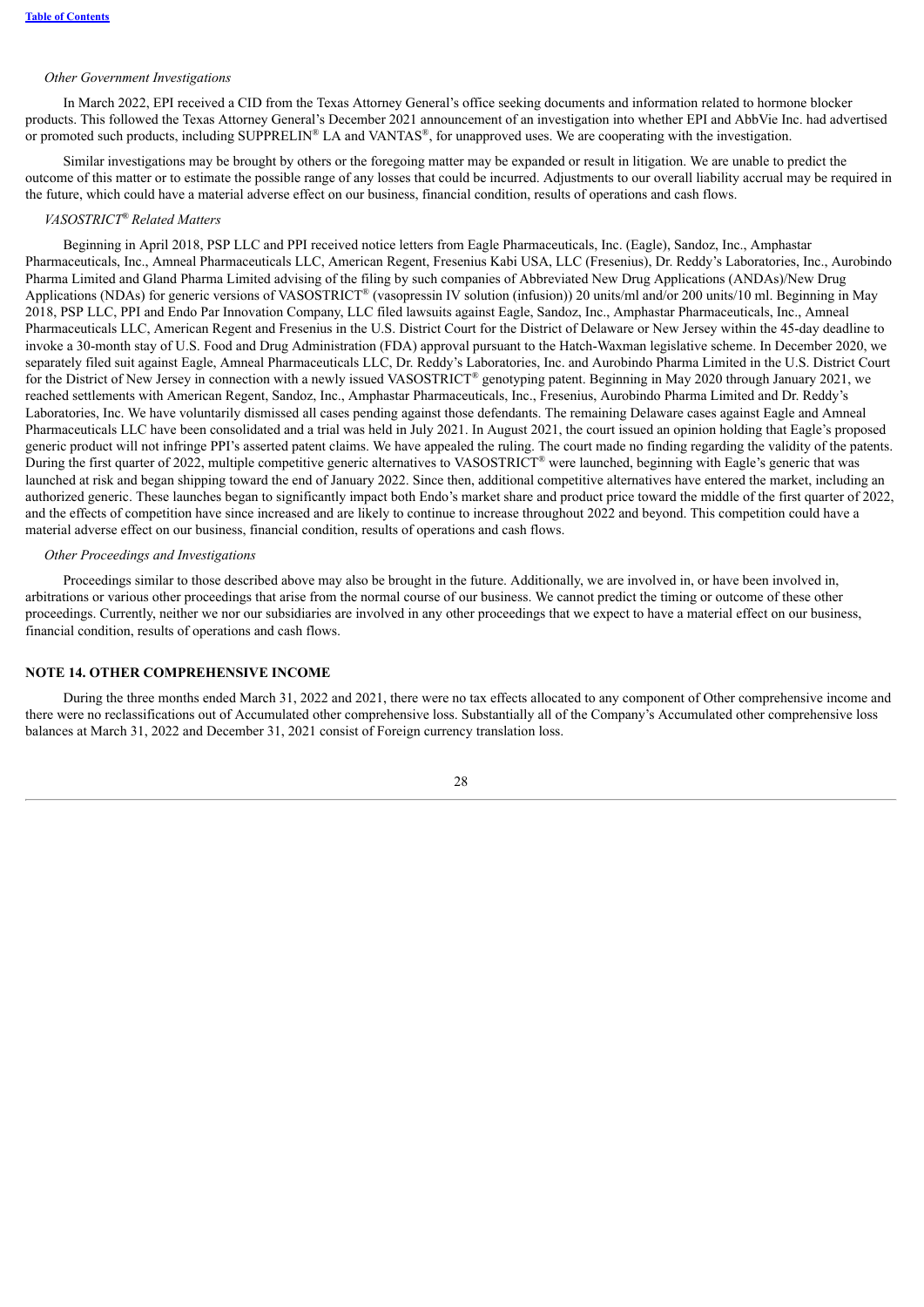*Other Government Investigations*

In March 2022, EPI received a CID from the Texas Attorney General's office seeking documents and information related to hormone blocker products. This followed the Texas Attorney General's December 2021 announcement of an investigation into whether EPI and AbbVie Inc. had advertised or promoted such products, including SUPPRELIN® LA and VANTAS®, for unapproved uses. We are cooperating with the investigation.

Similar investigations may be brought by others or the foregoing matter may be expanded or result in litigation. We are unable to predict the outcome of this matter or to estimate the possible range of any losses that could be incurred. Adjustments to our overall liability accrual may be required in the future, which could have a material adverse effect on our business, financial condition, results of operations and cash flows.

*VASOSTRICT® Related Matters*

Beginning in April 2018, PSP LLC and PPI received notice letters from Eagle Pharmaceuticals, Inc. (Eagle), Sandoz, Inc., Amphastar Pharmaceuticals, Inc., Amneal Pharmaceuticals LLC, American Regent, Fresenius Kabi USA, LLC (Fresenius), Dr. Reddy's Laboratories, Inc., Aurobindo Pharma Limited and Gland Pharma Limited advising of the filing by such companies of Abbreviated New Drug Applications (ANDAs)/New Drug Applications (NDAs) for generic versions of VASOSTRICT® (vasopressin IV solution (infusion)) 20 units/ml and/or 200 units/10 ml. Beginning in May 2018, PSP LLC, PPI and Endo Par Innovation Company, LLC filed lawsuits against Eagle, Sandoz, Inc., Amphastar Pharmaceuticals, Inc., Amneal Pharmaceuticals LLC, American Regent and Fresenius in the U.S. District Court for the District of Delaware or New Jersey within the 45-day deadline to invoke a 30-month stay of U.S. Food and Drug Administration (FDA) approval pursuant to the Hatch-Waxman legislative scheme. In December 2020, we separately filed suit against Eagle, Amneal Pharmaceuticals LLC, Dr. Reddy's Laboratories, Inc. and Aurobindo Pharma Limited in the U.S. District Court for the District of New Jersey in connection with a newly issued VASOSTRICT® genotyping patent. Beginning in May 2020 through January 2021, we reached settlements with American Regent, Sandoz, Inc., Amphastar Pharmaceuticals, Inc., Fresenius, Aurobindo Pharma Limited and Dr. Reddy's Laboratories, Inc. We have voluntarily dismissed all cases pending against those defendants. The remaining Delaware cases against Eagle and Amneal Pharmaceuticals LLC have been consolidated and a trial was held in July 2021. In August 2021, the court issued an opinion holding that Eagle's proposed generic product will not infringe PPI's asserted patent claims. We have appealed the ruling. The court made no finding regarding the validity of the patents. During the first quarter of 2022, multiple competitive generic alternatives to VASOSTRICT® were launched, beginning with Eagle's generic that was launched at risk and began shipping toward the end of January 2022. Since then, additional competitive alternatives have entered the market, including an authorized generic. These launches began to significantly impact both Endo's market share and product price toward the middle of the first quarter of 2022, and the effects of competition have since increased and are likely to continue to increase throughout 2022 and beyond. This competition could have a material adverse effect on our business, financial condition, results of operations and cash flows.

*Other Proceedings and Investigations*

Proceedings similar to those described above may also be brought in the future. Additionally, we are involved in, or have been involved in, arbitrations or various other proceedings that arise from the normal course of our business. We cannot predict the timing or outcome of these other proceedings. Currently, neither we nor our subsidiaries are involved in any other proceedings that we expect to have a material effect on our business, financial condition, results of operations and cash flows.

## NOTE 14. OTHER COMPREHENSIVE INCOME

During the three months ended March 31, 2022 and 2021, there were no tax effects allocated to any component of Other comprehensive income and there were no reclassifications out of Accumulated other comprehensive loss. Substantially all of the Company's Accumulated other comprehensive loss balances at March 31, 2022 and December 31, 2021 consist of Foreign currency translation loss.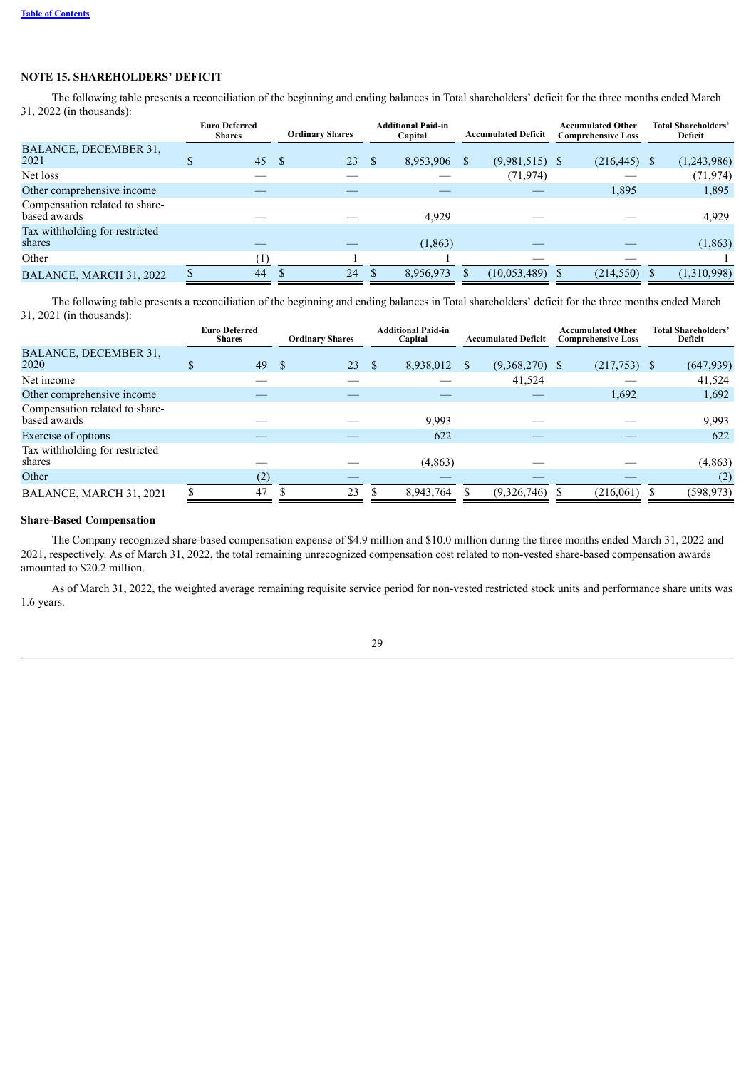## NOTE 15. SHAREHOLDERS' DEFICIT

The following table presents a reconciliation of the beginning and ending balances in Total shareholders' deficit for the three months ended March 31, 2022 (in thousands):

| | Euro Deferred Shares | Ordinary Shares | Additional Paid-in Capital | Accumulated Deficit | Accumulated Other Comprehensive Loss | Total Shareholders' Deficit |
|---|---|---|---|---|---|---|
| BALANCE, DECEMBER 31, 2021 | $ 45 | $ 23 | $ 8,953,906 | $ (9,981,515) | $ (216,445) | $ (1,243,986) |
| Net loss | — | — | — | (71,974) | — | (71,974) |
| Other comprehensive income | — | — | — | — | 1,895 | 1,895 |
| Compensation related to share-based awards | — | — | 4,929 | — | — | 4,929 |
| Tax withholding for restricted shares | — | — | (1,863) | — | — | (1,863) |
| Other | (1) | 1 | 1 | — | — | 1 |
| BALANCE, MARCH 31, 2022 | $ 44 | $ 24 | $ 8,956,973 | $ (10,053,489) | $ (214,550) | $ (1,310,998) |

The following table presents a reconciliation of the beginning and ending balances in Total shareholders' deficit for the three months ended March 31, 2021 (in thousands):

| | Euro Deferred Shares | Ordinary Shares | Additional Paid-in Capital | Accumulated Deficit | Accumulated Other Comprehensive Loss | Total Shareholders' Deficit |
|---|---|---|---|---|---|---|
| BALANCE, DECEMBER 31, 2020 | $ 49 | $ 23 | $ 8,938,012 | $ (9,368,270) | $ (217,753) | $ (647,939) |
| Net income | — | — | — | 41,524 | — | 41,524 |
| Other comprehensive income | — | — | — | — | 1,692 | 1,692 |
| Compensation related to share-based awards | — | — | 9,993 | — | — | 9,993 |
| Exercise of options | — | — | 622 | — | — | 622 |
| Tax withholding for restricted shares | — | — | (4,863) | — | — | (4,863) |
| Other | (2) | — | — | — | — | (2) |
| BALANCE, MARCH 31, 2021 | $ 47 | $ 23 | $ 8,943,764 | $ (9,326,746) | $ (216,061) | $ (598,973) |

### Share-Based Compensation

The Company recognized share-based compensation expense of $4.9 million and $10.0 million during the three months ended March 31, 2022 and 2021, respectively. As of March 31, 2022, the total remaining unrecognized compensation cost related to non-vested share-based compensation awards amounted to $20.2 million.

As of March 31, 2022, the weighted average remaining requisite service period for non-vested restricted stock units and performance share units was 1.6 years.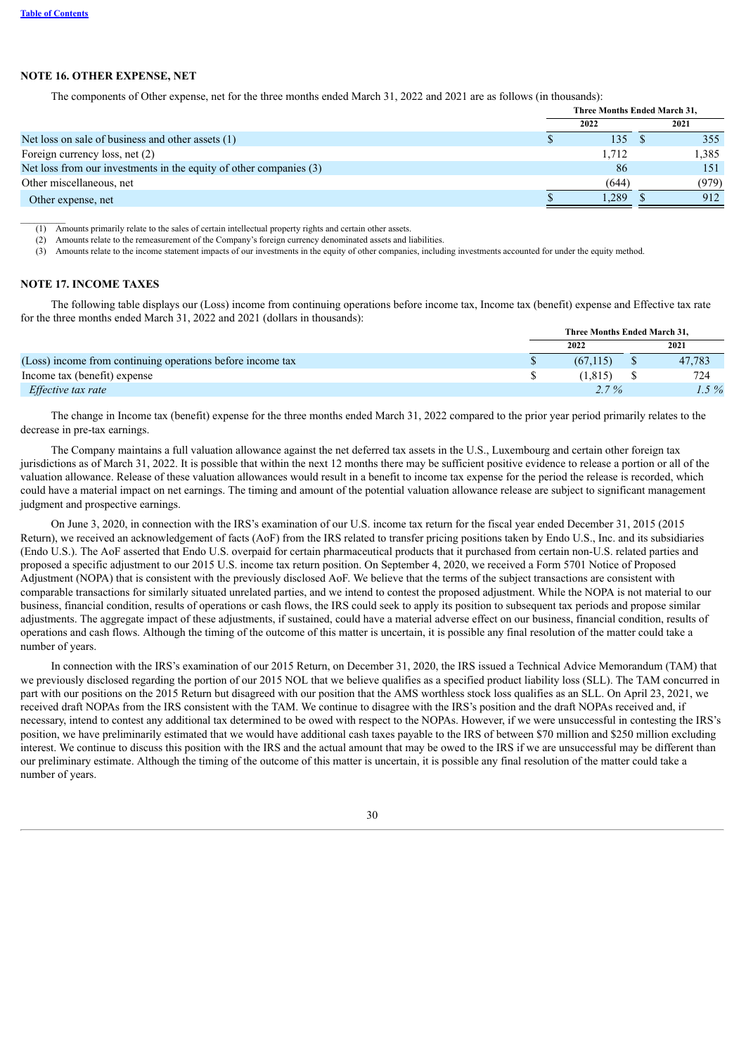### NOTE 16. OTHER EXPENSE, NET

The components of Other expense, net for the three months ended March 31, 2022 and 2021 are as follows (in thousands):

| | Three Months Ended March 31, | |
|---|---|---|
| | 2022 | 2021 |
| Net loss on sale of business and other assets (1) | $ 135 | $ 355 |
| Foreign currency loss, net (2) | 1,712 | 1,385 |
| Net loss from our investments in the equity of other companies (3) | 86 | 151 |
| Other miscellaneous, net | (644) | (979) |
| Other expense, net | $ 1,289 | $ 912 |

(1) Amounts primarily relate to the sales of certain intellectual property rights and certain other assets.
(2) Amounts relate to the remeasurement of the Company's foreign currency denominated assets and liabilities.
(3) Amounts relate to the income statement impacts of our investments in the equity of other companies, including investments accounted for under the equity method.

### NOTE 17. INCOME TAXES

The following table displays our (Loss) income from continuing operations before income tax, Income tax (benefit) expense and Effective tax rate for the three months ended March 31, 2022 and 2021 (dollars in thousands):

| | Three Months Ended March 31, | |
|---|---|---|
| | 2022 | 2021 |
| (Loss) income from continuing operations before income tax | $ (67,115) | $ 47,783 |
| Income tax (benefit) expense | $ (1,815) | $ 724 |
| *Effective tax rate* | *2.7 %* | *1.5 %* |

The change in Income tax (benefit) expense for the three months ended March 31, 2022 compared to the prior year period primarily relates to the decrease in pre-tax earnings.

The Company maintains a full valuation allowance against the net deferred tax assets in the U.S., Luxembourg and certain other foreign tax jurisdictions as of March 31, 2022. It is possible that within the next 12 months there may be sufficient positive evidence to release a portion or all of the valuation allowance. Release of these valuation allowances would result in a benefit to income tax expense for the period the release is recorded, which could have a material impact on net earnings. The timing and amount of the potential valuation allowance release are subject to significant management judgment and prospective earnings.

On June 3, 2020, in connection with the IRS's examination of our U.S. income tax return for the fiscal year ended December 31, 2015 (2015 Return), we received an acknowledgement of facts (AoF) from the IRS related to transfer pricing positions taken by Endo U.S., Inc. and its subsidiaries (Endo U.S.). The AoF asserted that Endo U.S. overpaid for certain pharmaceutical products that it purchased from certain non-U.S. related parties and proposed a specific adjustment to our 2015 U.S. income tax return position. On September 4, 2020, we received a Form 5701 Notice of Proposed Adjustment (NOPA) that is consistent with the previously disclosed AoF. We believe that the terms of the subject transactions are consistent with comparable transactions for similarly situated unrelated parties, and we intend to contest the proposed adjustment. While the NOPA is not material to our business, financial condition, results of operations or cash flows, the IRS could seek to apply its position to subsequent tax periods and propose similar adjustments. The aggregate impact of these adjustments, if sustained, could have a material adverse effect on our business, financial condition, results of operations and cash flows. Although the timing of the outcome of this matter is uncertain, it is possible any final resolution of the matter could take a number of years.

In connection with the IRS's examination of our 2015 Return, on December 31, 2020, the IRS issued a Technical Advice Memorandum (TAM) that we previously disclosed regarding the portion of our 2015 NOL that we believe qualifies as a specified product liability loss (SLL). The TAM concurred in part with our positions on the 2015 Return but disagreed with our position that the AMS worthless stock loss qualifies as an SLL. On April 23, 2021, we received draft NOPAs from the IRS consistent with the TAM. We continue to disagree with the IRS's position and the draft NOPAs received and, if necessary, intend to contest any additional tax determined to be owed with respect to the NOPAs. However, if we were unsuccessful in contesting the IRS's position, we have preliminarily estimated that we would have additional cash taxes payable to the IRS of between $70 million and $250 million excluding interest. We continue to discuss this position with the IRS and the actual amount that may be owed to the IRS if we are unsuccessful may be different than our preliminary estimate. Although the timing of the outcome of this matter is uncertain, it is possible any final resolution of the matter could take a number of years.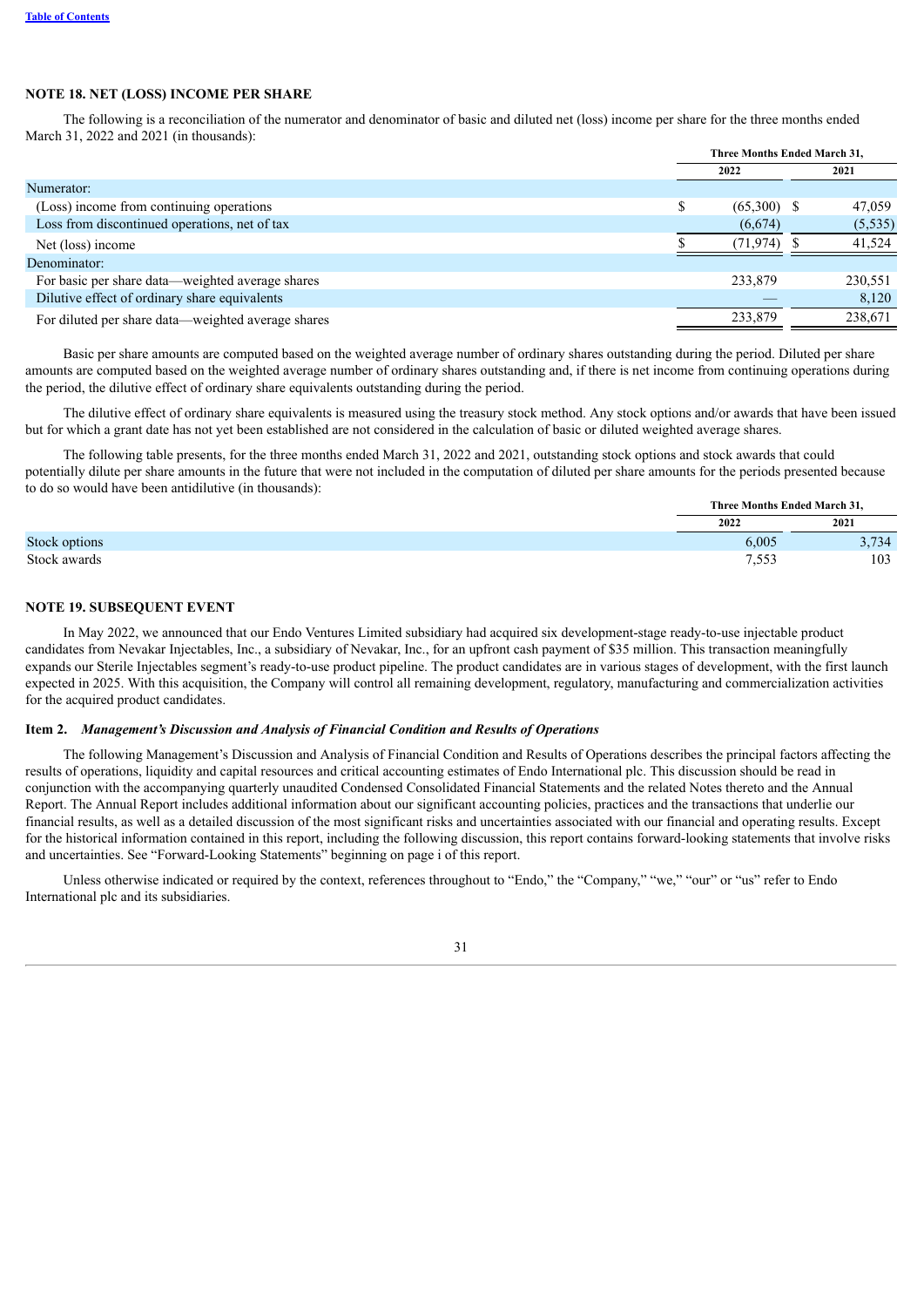**Table of Contents**

## NOTE 18. NET (LOSS) INCOME PER SHARE

The following is a reconciliation of the numerator and denominator of basic and diluted net (loss) income per share for the three months ended March 31, 2022 and 2021 (in thousands):

| | Three Months Ended March 31, | |
|---|---|---|
| | 2022 | 2021 |
| Numerator: | | |
| (Loss) income from continuing operations | $ (65,300) | $ 47,059 |
| Loss from discontinued operations, net of tax | (6,674) | (5,535) |
| Net (loss) income | $ (71,974) | $ 41,524 |
| Denominator: | | |
| For basic per share data—weighted average shares | 233,879 | 230,551 |
| Dilutive effect of ordinary share equivalents | — | 8,120 |
| For diluted per share data—weighted average shares | 233,879 | 238,671 |

Basic per share amounts are computed based on the weighted average number of ordinary shares outstanding during the period. Diluted per share amounts are computed based on the weighted average number of ordinary shares outstanding and, if there is net income from continuing operations during the period, the dilutive effect of ordinary share equivalents outstanding during the period.

The dilutive effect of ordinary share equivalents is measured using the treasury stock method. Any stock options and/or awards that have been issued but for which a grant date has not yet been established are not considered in the calculation of basic or diluted weighted average shares.

The following table presents, for the three months ended March 31, 2022 and 2021, outstanding stock options and stock awards that could potentially dilute per share amounts in the future that were not included in the computation of diluted per share amounts for the periods presented because to do so would have been antidilutive (in thousands):

| | Three Months Ended March 31, | |
|---|---|---|
| | 2022 | 2021 |
| Stock options | 6,005 | 3,734 |
| Stock awards | 7,553 | 103 |

## NOTE 19. SUBSEQUENT EVENT

In May 2022, we announced that our Endo Ventures Limited subsidiary had acquired six development-stage ready-to-use injectable product candidates from Nevakar Injectables, Inc., a subsidiary of Nevakar, Inc., for an upfront cash payment of $35 million. This transaction meaningfully expands our Sterile Injectables segment's ready-to-use product pipeline. The product candidates are in various stages of development, with the first launch expected in 2025. With this acquisition, the Company will control all remaining development, regulatory, manufacturing and commercialization activities for the acquired product candidates.

### Item 2. *Management's Discussion and Analysis of Financial Condition and Results of Operations*

The following Management's Discussion and Analysis of Financial Condition and Results of Operations describes the principal factors affecting the results of operations, liquidity and capital resources and critical accounting estimates of Endo International plc. This discussion should be read in conjunction with the accompanying quarterly unaudited Condensed Consolidated Financial Statements and the related Notes thereto and the Annual Report. The Annual Report includes additional information about our significant accounting policies, practices and the transactions that underlie our financial results, as well as a detailed discussion of the most significant risks and uncertainties associated with our financial and operating results. Except for the historical information contained in this report, including the following discussion, this report contains forward-looking statements that involve risks and uncertainties. See "Forward-Looking Statements" beginning on page i of this report.

Unless otherwise indicated or required by the context, references throughout to "Endo," the "Company," "we," "our" or "us" refer to Endo International plc and its subsidiaries.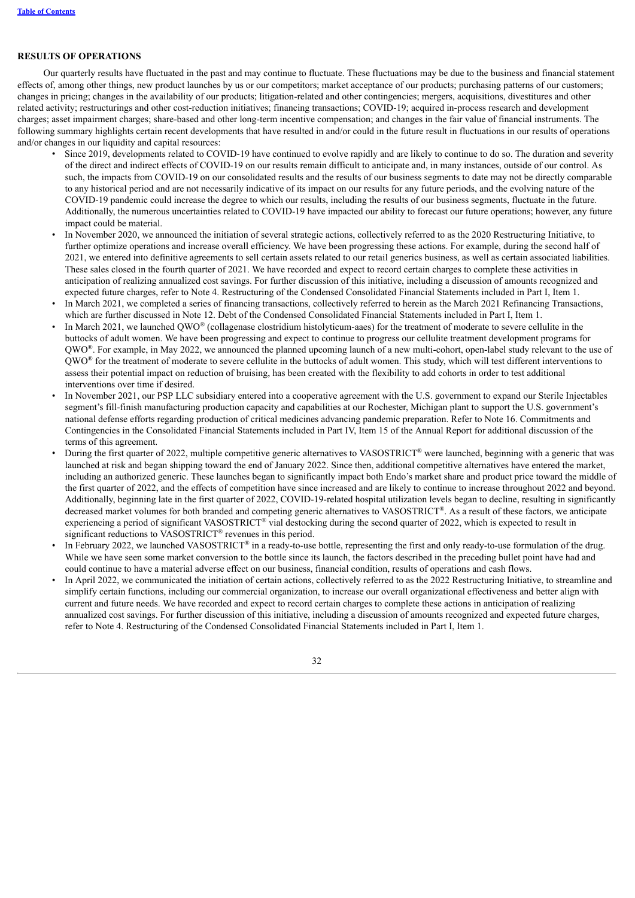## RESULTS OF OPERATIONS

Our quarterly results have fluctuated in the past and may continue to fluctuate. These fluctuations may be due to the business and financial statement effects of, among other things, new product launches by us or our competitors; market acceptance of our products; purchasing patterns of our customers; changes in pricing; changes in the availability of our products; litigation-related and other contingencies; mergers, acquisitions, divestitures and other related activity; restructurings and other cost-reduction initiatives; financing transactions; COVID-19; acquired in-process research and development charges; asset impairment charges; share-based and other long-term incentive compensation; and changes in the fair value of financial instruments. The following summary highlights certain recent developments that have resulted in and/or could in the future result in fluctuations in our results of operations and/or changes in our liquidity and capital resources:

- Since 2019, developments related to COVID-19 have continued to evolve rapidly and are likely to continue to do so. The duration and severity of the direct and indirect effects of COVID-19 on our results remain difficult to anticipate and, in many instances, outside of our control. As such, the impacts from COVID-19 on our consolidated results and the results of our business segments to date may not be directly comparable to any historical period and are not necessarily indicative of its impact on our results for any future periods, and the evolving nature of the COVID-19 pandemic could increase the degree to which our results, including the results of our business segments, fluctuate in the future. Additionally, the numerous uncertainties related to COVID-19 have impacted our ability to forecast our future operations; however, any future impact could be material.
- In November 2020, we announced the initiation of several strategic actions, collectively referred to as the 2020 Restructuring Initiative, to further optimize operations and increase overall efficiency. We have been progressing these actions. For example, during the second half of 2021, we entered into definitive agreements to sell certain assets related to our retail generics business, as well as certain associated liabilities. These sales closed in the fourth quarter of 2021. We have recorded and expect to record certain charges to complete these activities in anticipation of realizing annualized cost savings. For further discussion of this initiative, including a discussion of amounts recognized and expected future charges, refer to Note 4. Restructuring of the Condensed Consolidated Financial Statements included in Part I, Item 1.
- In March 2021, we completed a series of financing transactions, collectively referred to herein as the March 2021 Refinancing Transactions, which are further discussed in Note 12. Debt of the Condensed Consolidated Financial Statements included in Part I, Item 1.
- In March 2021, we launched QWO® (collagenase clostridium histolyticum-aaes) for the treatment of moderate to severe cellulite in the buttocks of adult women. We have been progressing and expect to continue to progress our cellulite treatment development programs for QWO®. For example, in May 2022, we announced the planned upcoming launch of a new multi-cohort, open-label study relevant to the use of QWO® for the treatment of moderate to severe cellulite in the buttocks of adult women. This study, which will test different interventions to assess their potential impact on reduction of bruising, has been created with the flexibility to add cohorts in order to test additional interventions over time if desired.
- In November 2021, our PSP LLC subsidiary entered into a cooperative agreement with the U.S. government to expand our Sterile Injectables segment's fill-finish manufacturing production capacity and capabilities at our Rochester, Michigan plant to support the U.S. government's national defense efforts regarding production of critical medicines advancing pandemic preparation. Refer to Note 16. Commitments and Contingencies in the Consolidated Financial Statements included in Part IV, Item 15 of the Annual Report for additional discussion of the terms of this agreement.
- During the first quarter of 2022, multiple competitive generic alternatives to VASOSTRICT® were launched, beginning with a generic that was launched at risk and began shipping toward the end of January 2022. Since then, additional competitive alternatives have entered the market, including an authorized generic. These launches began to significantly impact both Endo's market share and product price toward the middle of the first quarter of 2022, and the effects of competition have since increased and are likely to continue to increase throughout 2022 and beyond. Additionally, beginning late in the first quarter of 2022, COVID-19-related hospital utilization levels began to decline, resulting in significantly decreased market volumes for both branded and competing generic alternatives to VASOSTRICT®. As a result of these factors, we anticipate experiencing a period of significant VASOSTRICT® vial destocking during the second quarter of 2022, which is expected to result in significant reductions to VASOSTRICT® revenues in this period.
- In February 2022, we launched VASOSTRICT® in a ready-to-use bottle, representing the first and only ready-to-use formulation of the drug. While we have seen some market conversion to the bottle since its launch, the factors described in the preceding bullet point have had and could continue to have a material adverse effect on our business, financial condition, results of operations and cash flows.
- In April 2022, we communicated the initiation of certain actions, collectively referred to as the 2022 Restructuring Initiative, to streamline and simplify certain functions, including our commercial organization, to increase our overall organizational effectiveness and better align with current and future needs. We have recorded and expect to record certain charges to complete these actions in anticipation of realizing annualized cost savings. For further discussion of this initiative, including a discussion of amounts recognized and expected future charges, refer to Note 4. Restructuring of the Condensed Consolidated Financial Statements included in Part I, Item 1.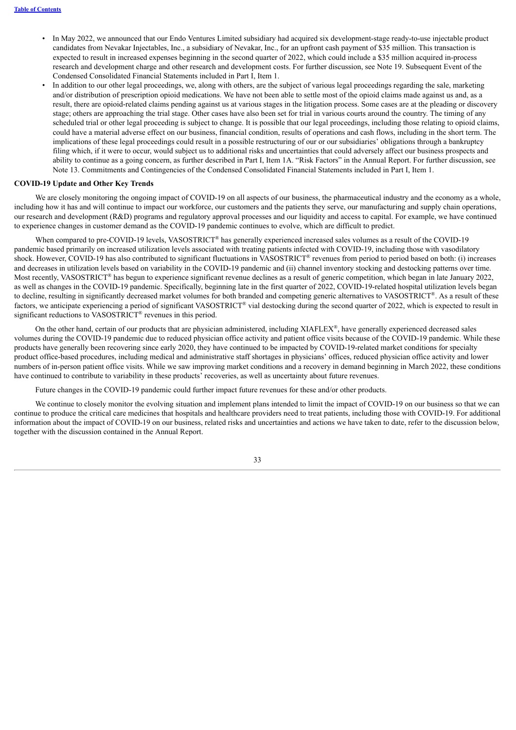- In May 2022, we announced that our Endo Ventures Limited subsidiary had acquired six development-stage ready-to-use injectable product candidates from Nevakar Injectables, Inc., a subsidiary of Nevakar, Inc., for an upfront cash payment of $35 million. This transaction is expected to result in increased expenses beginning in the second quarter of 2022, which could include a $35 million acquired in-process research and development charge and other research and development costs. For further discussion, see Note 19. Subsequent Event of the Condensed Consolidated Financial Statements included in Part I, Item 1.
- In addition to our other legal proceedings, we, along with others, are the subject of various legal proceedings regarding the sale, marketing and/or distribution of prescription opioid medications. We have not been able to settle most of the opioid claims made against us and, as a result, there are opioid-related claims pending against us at various stages in the litigation process. Some cases are at the pleading or discovery stage; others are approaching the trial stage. Other cases have also been set for trial in various courts around the country. The timing of any scheduled trial or other legal proceeding is subject to change. It is possible that our legal proceedings, including those relating to opioid claims, could have a material adverse effect on our business, financial condition, results of operations and cash flows, including in the short term. The implications of these legal proceedings could result in a possible restructuring of our or our subsidiaries' obligations through a bankruptcy filing which, if it were to occur, would subject us to additional risks and uncertainties that could adversely affect our business prospects and ability to continue as a going concern, as further described in Part I, Item 1A. "Risk Factors" in the Annual Report. For further discussion, see Note 13. Commitments and Contingencies of the Condensed Consolidated Financial Statements included in Part I, Item 1.

**COVID-19 Update and Other Key Trends**

We are closely monitoring the ongoing impact of COVID-19 on all aspects of our business, the pharmaceutical industry and the economy as a whole, including how it has and will continue to impact our workforce, our customers and the patients they serve, our manufacturing and supply chain operations, our research and development (R&D) programs and regulatory approval processes and our liquidity and access to capital. For example, we have continued to experience changes in customer demand as the COVID-19 pandemic continues to evolve, which are difficult to predict.

When compared to pre-COVID-19 levels, VASOSTRICT® has generally experienced increased sales volumes as a result of the COVID-19 pandemic based primarily on increased utilization levels associated with treating patients infected with COVID-19, including those with vasodilatory shock. However, COVID-19 has also contributed to significant fluctuations in VASOSTRICT® revenues from period to period based on both: (i) increases and decreases in utilization levels based on variability in the COVID-19 pandemic and (ii) channel inventory stocking and destocking patterns over time. Most recently, VASOSTRICT® has begun to experience significant revenue declines as a result of generic competition, which began in late January 2022, as well as changes in the COVID-19 pandemic. Specifically, beginning late in the first quarter of 2022, COVID-19-related hospital utilization levels began to decline, resulting in significantly decreased market volumes for both branded and competing generic alternatives to VASOSTRICT®. As a result of these factors, we anticipate experiencing a period of significant VASOSTRICT® vial destocking during the second quarter of 2022, which is expected to result in significant reductions to VASOSTRICT® revenues in this period.

On the other hand, certain of our products that are physician administered, including XIAFLEX®, have generally experienced decreased sales volumes during the COVID-19 pandemic due to reduced physician office activity and patient office visits because of the COVID-19 pandemic. While these products have generally been recovering since early 2020, they have continued to be impacted by COVID-19-related market conditions for specialty product office-based procedures, including medical and administrative staff shortages in physicians' offices, reduced physician office activity and lower numbers of in-person patient office visits. While we saw improving market conditions and a recovery in demand beginning in March 2022, these conditions have continued to contribute to variability in these products' recoveries, as well as uncertainty about future revenues.

Future changes in the COVID-19 pandemic could further impact future revenues for these and/or other products.

We continue to closely monitor the evolving situation and implement plans intended to limit the impact of COVID-19 on our business so that we can continue to produce the critical care medicines that hospitals and healthcare providers need to treat patients, including those with COVID-19. For additional information about the impact of COVID-19 on our business, related risks and uncertainties and actions we have taken to date, refer to the discussion below, together with the discussion contained in the Annual Report.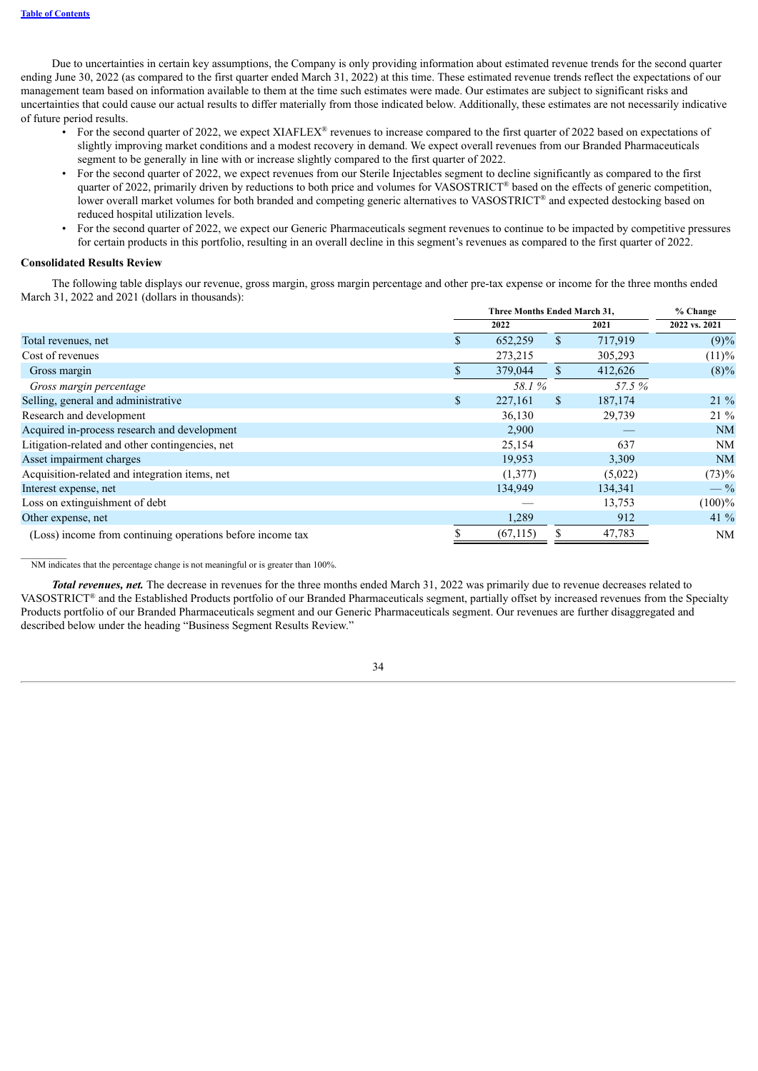Due to uncertainties in certain key assumptions, the Company is only providing information about estimated revenue trends for the second quarter ending June 30, 2022 (as compared to the first quarter ended March 31, 2022) at this time. These estimated revenue trends reflect the expectations of our management team based on information available to them at the time such estimates were made. Our estimates are subject to significant risks and uncertainties that could cause our actual results to differ materially from those indicated below. Additionally, these estimates are not necessarily indicative of future period results.

- For the second quarter of 2022, we expect XIAFLEX® revenues to increase compared to the first quarter of 2022 based on expectations of slightly improving market conditions and a modest recovery in demand. We expect overall revenues from our Branded Pharmaceuticals segment to be generally in line with or increase slightly compared to the first quarter of 2022.
- For the second quarter of 2022, we expect revenues from our Sterile Injectables segment to decline significantly as compared to the first quarter of 2022, primarily driven by reductions to both price and volumes for VASOSTRICT® based on the effects of generic competition, lower overall market volumes for both branded and competing generic alternatives to VASOSTRICT® and expected destocking based on reduced hospital utilization levels.
- For the second quarter of 2022, we expect our Generic Pharmaceuticals segment revenues to continue to be impacted by competitive pressures for certain products in this portfolio, resulting in an overall decline in this segment's revenues as compared to the first quarter of 2022.

**Consolidated Results Review**

The following table displays our revenue, gross margin, gross margin percentage and other pre-tax expense or income for the three months ended March 31, 2022 and 2021 (dollars in thousands):

| | Three Months Ended March 31, | | % Change |
|---|---|---|---|
| | 2022 | 2021 | 2022 vs. 2021 |
| Total revenues, net | $ 652,259 | $ 717,919 | (9)% |
| Cost of revenues | 273,215 | 305,293 | (11)% |
| Gross margin | $ 379,044 | $ 412,626 | (8)% |
| *Gross margin percentage* | *58.1 %* | *57.5 %* | |
| Selling, general and administrative | $ 227,161 | $ 187,174 | 21 % |
| Research and development | 36,130 | 29,739 | 21 % |
| Acquired in-process research and development | 2,900 | — | NM |
| Litigation-related and other contingencies, net | 25,154 | 637 | NM |
| Asset impairment charges | 19,953 | 3,309 | NM |
| Acquisition-related and integration items, net | (1,377) | (5,022) | (73)% |
| Interest expense, net | 134,949 | 134,341 | — % |
| Loss on extinguishment of debt | — | 13,753 | (100)% |
| Other expense, net | 1,289 | 912 | 41 % |
| (Loss) income from continuing operations before income tax | $ (67,115) | $ 47,783 | NM |

NM indicates that the percentage change is not meaningful or is greater than 100%.

***Total revenues, net.*** The decrease in revenues for the three months ended March 31, 2022 was primarily due to revenue decreases related to VASOSTRICT® and the Established Products portfolio of our Branded Pharmaceuticals segment, partially offset by increased revenues from the Specialty Products portfolio of our Branded Pharmaceuticals segment and our Generic Pharmaceuticals segment. Our revenues are further disaggregated and described below under the heading "Business Segment Results Review."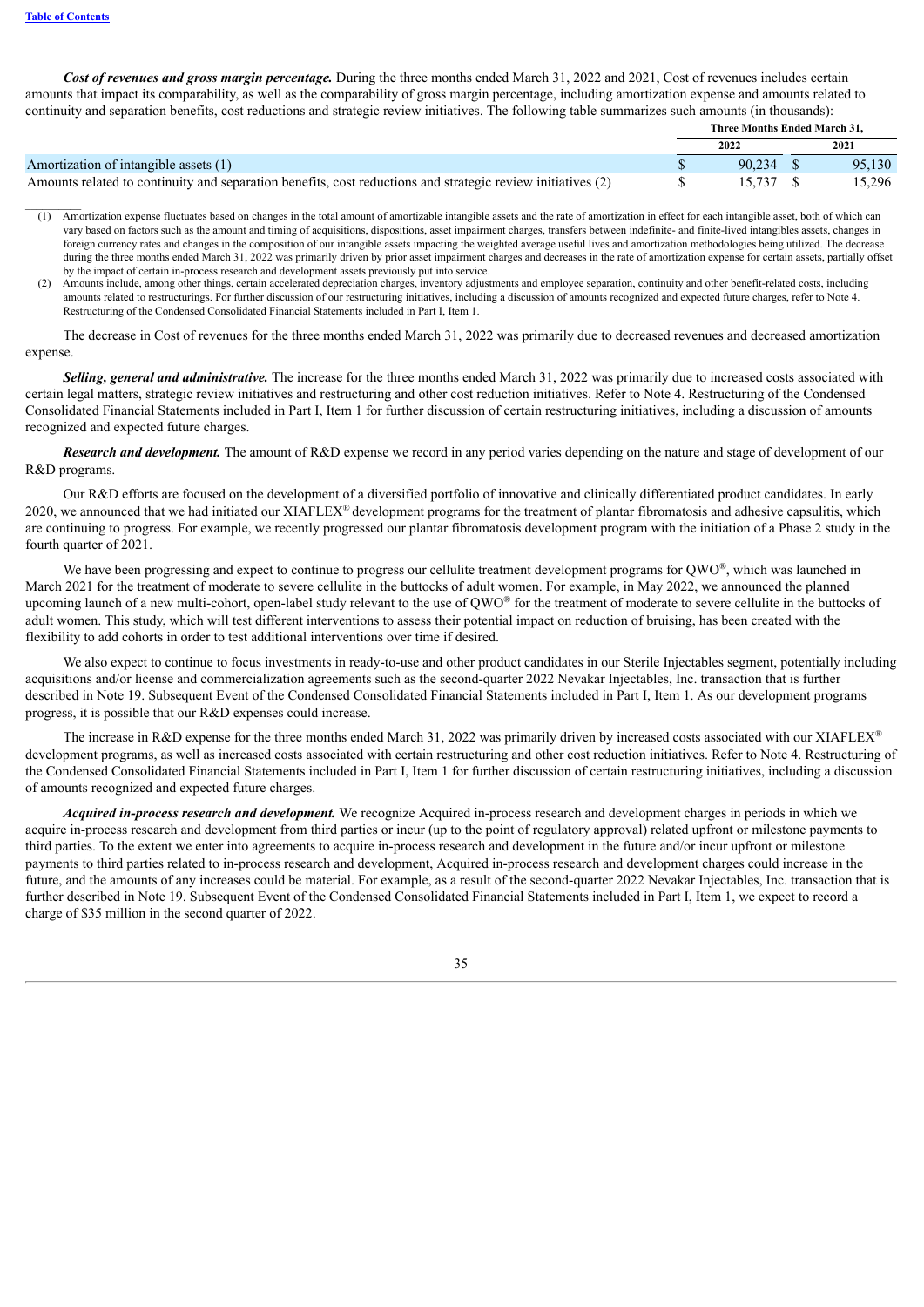***Cost of revenues and gross margin percentage.*** During the three months ended March 31, 2022 and 2021, Cost of revenues includes certain amounts that impact its comparability, as well as the comparability of gross margin percentage, including amortization expense and amounts related to continuity and separation benefits, cost reductions and strategic review initiatives. The following table summarizes such amounts (in thousands):

| | Three Months Ended March 31, | |
|---|---|---|
| | 2022 | 2021 |
| Amortization of intangible assets (1) | $ 90,234 | $ 95,130 |
| Amounts related to continuity and separation benefits, cost reductions and strategic review initiatives (2) | $ 15,737 | $ 15,296 |

(1) Amortization expense fluctuates based on changes in the total amount of amortizable intangible assets and the rate of amortization in effect for each intangible asset, both of which can vary based on factors such as the amount and timing of acquisitions, dispositions, asset impairment charges, transfers between indefinite- and finite-lived intangibles assets, changes in foreign currency rates and changes in the composition of our intangible assets impacting the weighted average useful lives and amortization methodologies being utilized. The decrease during the three months ended March 31, 2022 was primarily driven by prior asset impairment charges and decreases in the rate of amortization expense for certain assets, partially offset by the impact of certain in-process research and development assets previously put into service.

(2) Amounts include, among other things, certain accelerated depreciation charges, inventory adjustments and employee separation, continuity and other benefit-related costs, including amounts related to restructurings. For further discussion of our restructuring initiatives, including a discussion of amounts recognized and expected future charges, refer to Note 4. Restructuring of the Condensed Consolidated Financial Statements included in Part I, Item 1.

The decrease in Cost of revenues for the three months ended March 31, 2022 was primarily due to decreased revenues and decreased amortization expense.

***Selling, general and administrative.*** The increase for the three months ended March 31, 2022 was primarily due to increased costs associated with certain legal matters, strategic review initiatives and restructuring and other cost reduction initiatives. Refer to Note 4. Restructuring of the Condensed Consolidated Financial Statements included in Part I, Item 1 for further discussion of certain restructuring initiatives, including a discussion of amounts recognized and expected future charges.

***Research and development.*** The amount of R&D expense we record in any period varies depending on the nature and stage of development of our R&D programs.

Our R&D efforts are focused on the development of a diversified portfolio of innovative and clinically differentiated product candidates. In early 2020, we announced that we had initiated our XIAFLEX® development programs for the treatment of plantar fibromatosis and adhesive capsulitis, which are continuing to progress. For example, we recently progressed our plantar fibromatosis development program with the initiation of a Phase 2 study in the fourth quarter of 2021.

We have been progressing and expect to continue to progress our cellulite treatment development programs for QWO®, which was launched in March 2021 for the treatment of moderate to severe cellulite in the buttocks of adult women. For example, in May 2022, we announced the planned upcoming launch of a new multi-cohort, open-label study relevant to the use of QWO® for the treatment of moderate to severe cellulite in the buttocks of adult women. This study, which will test different interventions to assess their potential impact on reduction of bruising, has been created with the flexibility to add cohorts in order to test additional interventions over time if desired.

We also expect to continue to focus investments in ready-to-use and other product candidates in our Sterile Injectables segment, potentially including acquisitions and/or license and commercialization agreements such as the second-quarter 2022 Nevakar Injectables, Inc. transaction that is further described in Note 19. Subsequent Event of the Condensed Consolidated Financial Statements included in Part I, Item 1. As our development programs progress, it is possible that our R&D expenses could increase.

The increase in R&D expense for the three months ended March 31, 2022 was primarily driven by increased costs associated with our XIAFLEX® development programs, as well as increased costs associated with certain restructuring and other cost reduction initiatives. Refer to Note 4. Restructuring of the Condensed Consolidated Financial Statements included in Part I, Item 1 for further discussion of certain restructuring initiatives, including a discussion of amounts recognized and expected future charges.

***Acquired in-process research and development.*** We recognize Acquired in-process research and development charges in periods in which we acquire in-process research and development from third parties or incur (up to the point of regulatory approval) related upfront or milestone payments to third parties. To the extent we enter into agreements to acquire in-process research and development in the future and/or incur upfront or milestone payments to third parties related to in-process research and development, Acquired in-process research and development charges could increase in the future, and the amounts of any increases could be material. For example, as a result of the second-quarter 2022 Nevakar Injectables, Inc. transaction that is further described in Note 19. Subsequent Event of the Condensed Consolidated Financial Statements included in Part I, Item 1, we expect to record a charge of $35 million in the second quarter of 2022.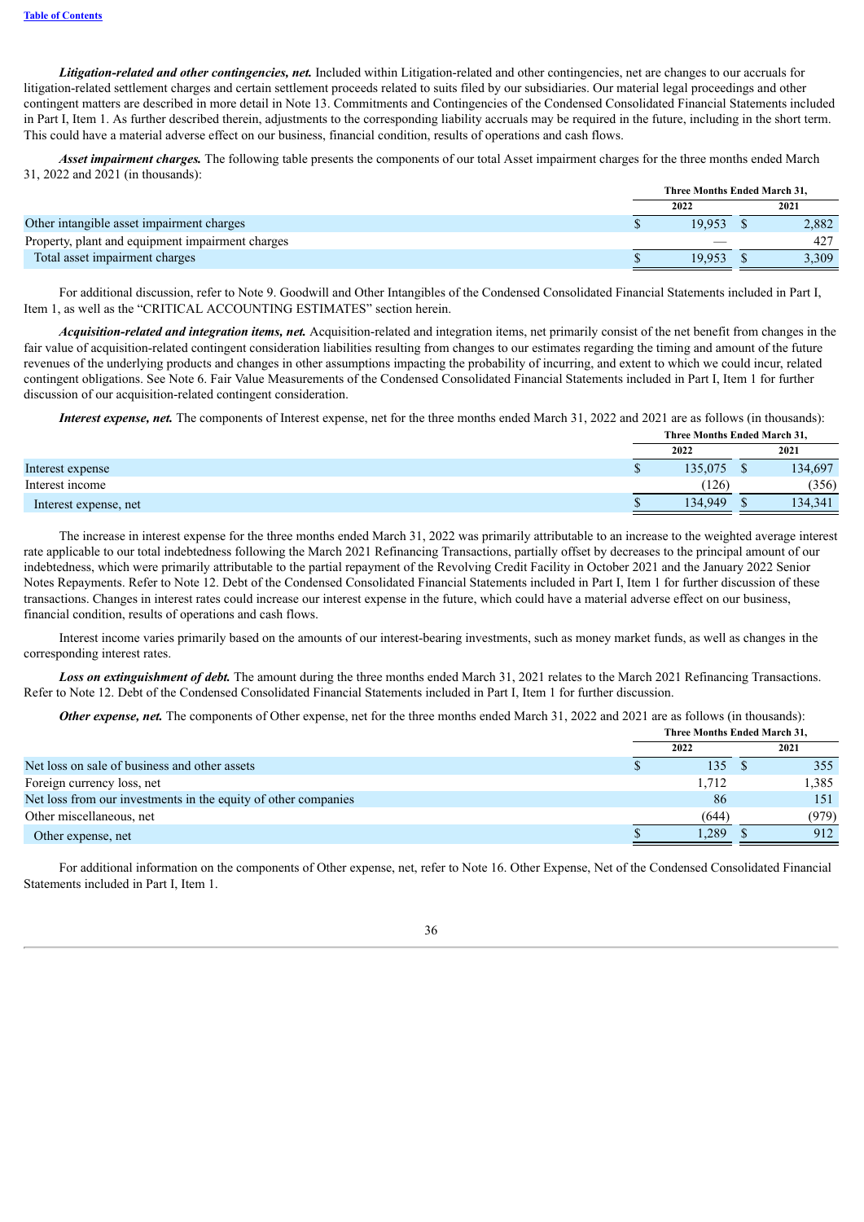***Litigation-related and other contingencies, net.*** Included within Litigation-related and other contingencies, net are changes to our accruals for litigation-related settlement charges and certain settlement proceeds related to suits filed by our subsidiaries. Our material legal proceedings and other contingent matters are described in more detail in Note 13. Commitments and Contingencies of the Condensed Consolidated Financial Statements included in Part I, Item 1. As further described therein, adjustments to the corresponding liability accruals may be required in the future, including in the short term. This could have a material adverse effect on our business, financial condition, results of operations and cash flows.

***Asset impairment charges.*** The following table presents the components of our total Asset impairment charges for the three months ended March 31, 2022 and 2021 (in thousands):

| | Three Months Ended March 31, | |
|---|---|---|
| | 2022 | 2021 |
| Other intangible asset impairment charges | $ 19,953 | $ 2,882 |
| Property, plant and equipment impairment charges | — | 427 |
| Total asset impairment charges | $ 19,953 | $ 3,309 |

For additional discussion, refer to Note 9. Goodwill and Other Intangibles of the Condensed Consolidated Financial Statements included in Part I, Item 1, as well as the "CRITICAL ACCOUNTING ESTIMATES" section herein.

***Acquisition-related and integration items, net.*** Acquisition-related and integration items, net primarily consist of the net benefit from changes in the fair value of acquisition-related contingent consideration liabilities resulting from changes to our estimates regarding the timing and amount of the future revenues of the underlying products and changes in other assumptions impacting the probability of incurring, and extent to which we could incur, related contingent obligations. See Note 6. Fair Value Measurements of the Condensed Consolidated Financial Statements included in Part I, Item 1 for further discussion of our acquisition-related contingent consideration.

***Interest expense, net.*** The components of Interest expense, net for the three months ended March 31, 2022 and 2021 are as follows (in thousands):

| | Three Months Ended March 31, | |
|---|---|---|
| | 2022 | 2021 |
| Interest expense | $ 135,075 | $ 134,697 |
| Interest income | (126) | (356) |
| Interest expense, net | $ 134,949 | $ 134,341 |

The increase in interest expense for the three months ended March 31, 2022 was primarily attributable to an increase to the weighted average interest rate applicable to our total indebtedness following the March 2021 Refinancing Transactions, partially offset by decreases to the principal amount of our indebtedness, which were primarily attributable to the partial repayment of the Revolving Credit Facility in October 2021 and the January 2022 Senior Notes Repayments. Refer to Note 12. Debt of the Condensed Consolidated Financial Statements included in Part I, Item 1 for further discussion of these transactions. Changes in interest rates could increase our interest expense in the future, which could have a material adverse effect on our business, financial condition, results of operations and cash flows.

Interest income varies primarily based on the amounts of our interest-bearing investments, such as money market funds, as well as changes in the corresponding interest rates.

***Loss on extinguishment of debt.*** The amount during the three months ended March 31, 2021 relates to the March 2021 Refinancing Transactions. Refer to Note 12. Debt of the Condensed Consolidated Financial Statements included in Part I, Item 1 for further discussion.

***Other expense, net.*** The components of Other expense, net for the three months ended March 31, 2022 and 2021 are as follows (in thousands):

| | Three Months Ended March 31, | |
|---|---|---|
| | 2022 | 2021 |
| Net loss on sale of business and other assets | $ 135 | $ 355 |
| Foreign currency loss, net | 1,712 | 1,385 |
| Net loss from our investments in the equity of other companies | 86 | 151 |
| Other miscellaneous, net | (644) | (979) |
| Other expense, net | $ 1,289 | $ 912 |

For additional information on the components of Other expense, net, refer to Note 16. Other Expense, Net of the Condensed Consolidated Financial Statements included in Part I, Item 1.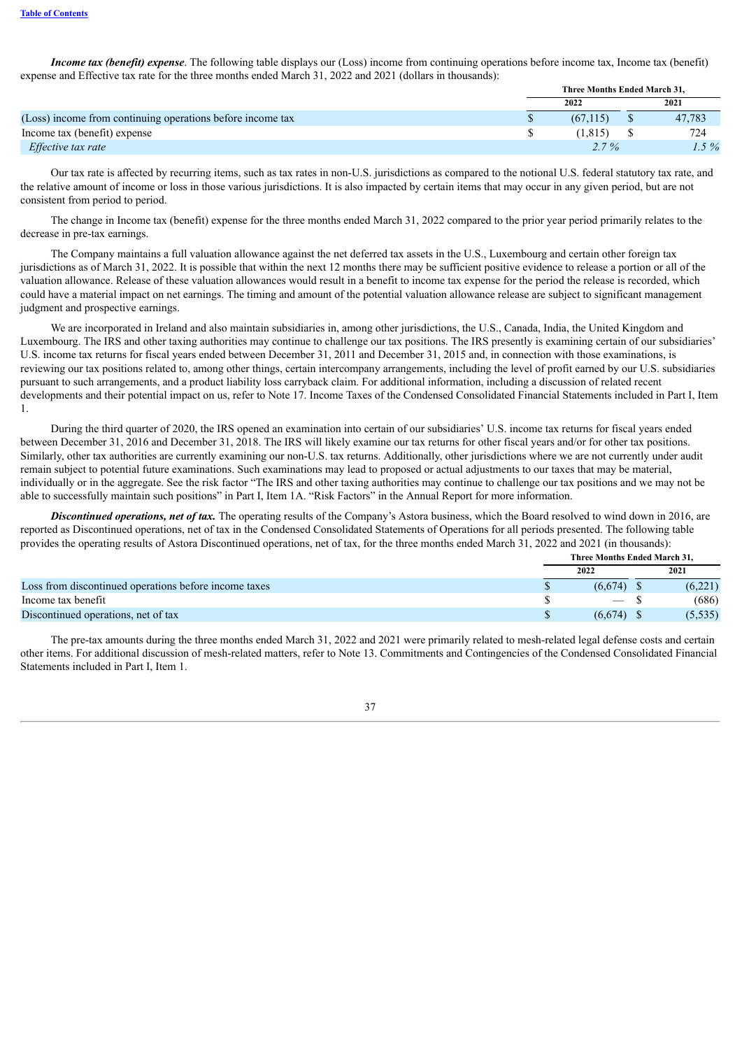***Income tax (benefit) expense***. The following table displays our (Loss) income from continuing operations before income tax, Income tax (benefit) expense and Effective tax rate for the three months ended March 31, 2022 and 2021 (dollars in thousands):

| | Three Months Ended March 31, | |
|---|---|---|
| | 2022 | 2021 |
| (Loss) income from continuing operations before income tax | $ (67,115) | $ 47,783 |
| Income tax (benefit) expense | $ (1,815) | $ 724 |
| *Effective tax rate* | *2.7 %* | *1.5 %* |

Our tax rate is affected by recurring items, such as tax rates in non-U.S. jurisdictions as compared to the notional U.S. federal statutory tax rate, and the relative amount of income or loss in those various jurisdictions. It is also impacted by certain items that may occur in any given period, but are not consistent from period to period.

The change in Income tax (benefit) expense for the three months ended March 31, 2022 compared to the prior year period primarily relates to the decrease in pre-tax earnings.

The Company maintains a full valuation allowance against the net deferred tax assets in the U.S., Luxembourg and certain other foreign tax jurisdictions as of March 31, 2022. It is possible that within the next 12 months there may be sufficient positive evidence to release a portion or all of the valuation allowance. Release of these valuation allowances would result in a benefit to income tax expense for the period the release is recorded, which could have a material impact on net earnings. The timing and amount of the potential valuation allowance release are subject to significant management judgment and prospective earnings.

We are incorporated in Ireland and also maintain subsidiaries in, among other jurisdictions, the U.S., Canada, India, the United Kingdom and Luxembourg. The IRS and other taxing authorities may continue to challenge our tax positions. The IRS presently is examining certain of our subsidiaries' U.S. income tax returns for fiscal years ended between December 31, 2011 and December 31, 2015 and, in connection with those examinations, is reviewing our tax positions related to, among other things, certain intercompany arrangements, including the level of profit earned by our U.S. subsidiaries pursuant to such arrangements, and a product liability loss carryback claim. For additional information, including a discussion of related recent developments and their potential impact on us, refer to Note 17. Income Taxes of the Condensed Consolidated Financial Statements included in Part I, Item 1.

During the third quarter of 2020, the IRS opened an examination into certain of our subsidiaries' U.S. income tax returns for fiscal years ended between December 31, 2016 and December 31, 2018. The IRS will likely examine our tax returns for other fiscal years and/or for other tax positions. Similarly, other tax authorities are currently examining our non-U.S. tax returns. Additionally, other jurisdictions where we are not currently under audit remain subject to potential future examinations. Such examinations may lead to proposed or actual adjustments to our taxes that may be material, individually or in the aggregate. See the risk factor "The IRS and other taxing authorities may continue to challenge our tax positions and we may not be able to successfully maintain such positions" in Part I, Item 1A. "Risk Factors" in the Annual Report for more information.

***Discontinued operations, net of tax.*** The operating results of the Company's Astora business, which the Board resolved to wind down in 2016, are reported as Discontinued operations, net of tax in the Condensed Consolidated Statements of Operations for all periods presented. The following table provides the operating results of Astora Discontinued operations, net of tax, for the three months ended March 31, 2022 and 2021 (in thousands):

| | Three Months Ended March 31, | |
|---|---|---|
| | 2022 | 2021 |
| Loss from discontinued operations before income taxes | $ (6,674) | $ (6,221) |
| Income tax benefit | $ — | $ (686) |
| Discontinued operations, net of tax | $ (6,674) | $ (5,535) |

The pre-tax amounts during the three months ended March 31, 2022 and 2021 were primarily related to mesh-related legal defense costs and certain other items. For additional discussion of mesh-related matters, refer to Note 13. Commitments and Contingencies of the Condensed Consolidated Financial Statements included in Part I, Item 1.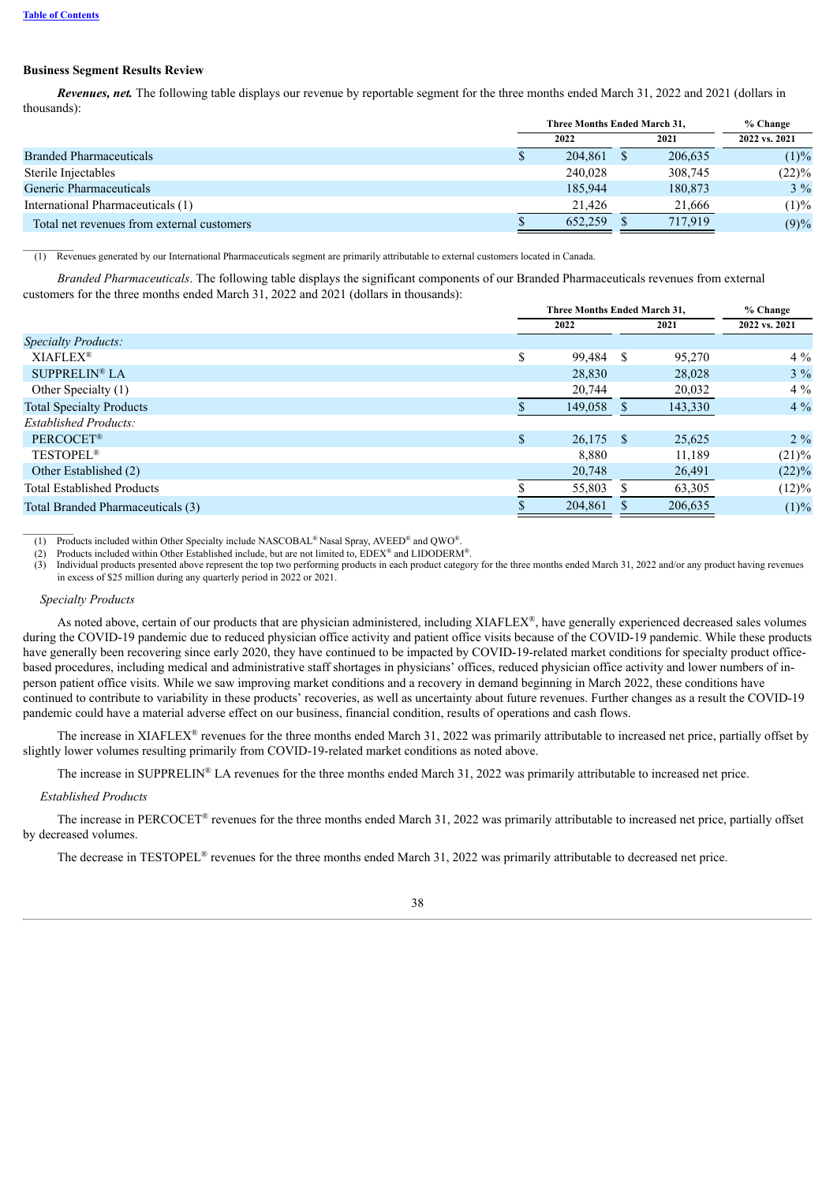**Business Segment Results Review**

***Revenues, net.*** The following table displays our revenue by reportable segment for the three months ended March 31, 2022 and 2021 (dollars in thousands):

| | Three Months Ended March 31, | | % Change |
|---|---|---|---|
| | 2022 | 2021 | 2022 vs. 2021 |
| Branded Pharmaceuticals | $ 204,861 | $ 206,635 | (1)% |
| Sterile Injectables | 240,028 | 308,745 | (22)% |
| Generic Pharmaceuticals | 185,944 | 180,873 | 3 % |
| International Pharmaceuticals (1) | 21,426 | 21,666 | (1)% |
| Total net revenues from external customers | $ 652,259 | $ 717,919 | (9)% |

(1) Revenues generated by our International Pharmaceuticals segment are primarily attributable to external customers located in Canada.

*Branded Pharmaceuticals*. The following table displays the significant components of our Branded Pharmaceuticals revenues from external customers for the three months ended March 31, 2022 and 2021 (dollars in thousands):

| | Three Months Ended March 31, | | % Change |
|---|---|---|---|
| | 2022 | 2021 | 2022 vs. 2021 |
| *Specialty Products:* | | | |
| XIAFLEX® | $ 99,484 | $ 95,270 | 4 % |
| SUPPRELIN® LA | 28,830 | 28,028 | 3 % |
| Other Specialty (1) | 20,744 | 20,032 | 4 % |
| Total Specialty Products | $ 149,058 | $ 143,330 | 4 % |
| *Established Products:* | | | |
| PERCOCET® | $ 26,175 | $ 25,625 | 2 % |
| TESTOPEL® | 8,880 | 11,189 | (21)% |
| Other Established (2) | 20,748 | 26,491 | (22)% |
| Total Established Products | $ 55,803 | $ 63,305 | (12)% |
| Total Branded Pharmaceuticals (3) | $ 204,861 | $ 206,635 | (1)% |

(1) Products included within Other Specialty include NASCOBAL® Nasal Spray, AVEED® and QWO®.
(2) Products included within Other Established include, but are not limited to, EDEX® and LIDODERM®.
(3) Individual products presented above represent the top two performing products in each product category for the three months ended March 31, 2022 and/or any product having revenues in excess of $25 million during any quarterly period in 2022 or 2021.

*Specialty Products*

As noted above, certain of our products that are physician administered, including XIAFLEX®, have generally experienced decreased sales volumes during the COVID-19 pandemic due to reduced physician office activity and patient office visits because of the COVID-19 pandemic. While these products have generally been recovering since early 2020, they have continued to be impacted by COVID-19-related market conditions for specialty product office-based procedures, including medical and administrative staff shortages in physicians' offices, reduced physician office activity and lower numbers of in-person patient office visits. While we saw improving market conditions and a recovery in demand beginning in March 2022, these conditions have continued to contribute to variability in these products' recoveries, as well as uncertainty about future revenues. Further changes as a result the COVID-19 pandemic could have a material adverse effect on our business, financial condition, results of operations and cash flows.

The increase in XIAFLEX® revenues for the three months ended March 31, 2022 was primarily attributable to increased net price, partially offset by slightly lower volumes resulting primarily from COVID-19-related market conditions as noted above.

The increase in SUPPRELIN® LA revenues for the three months ended March 31, 2022 was primarily attributable to increased net price.

*Established Products*

The increase in PERCOCET® revenues for the three months ended March 31, 2022 was primarily attributable to increased net price, partially offset by decreased volumes.

The decrease in TESTOPEL® revenues for the three months ended March 31, 2022 was primarily attributable to decreased net price.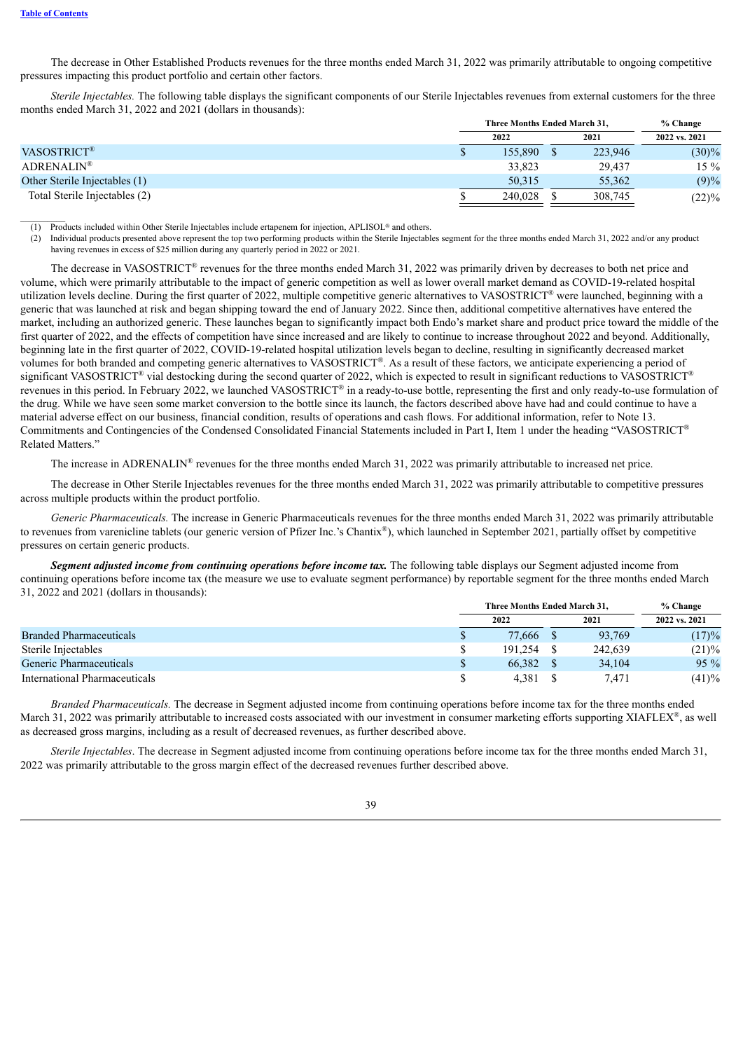The decrease in Other Established Products revenues for the three months ended March 31, 2022 was primarily attributable to ongoing competitive pressures impacting this product portfolio and certain other factors.

*Sterile Injectables.* The following table displays the significant components of our Sterile Injectables revenues from external customers for the three months ended March 31, 2022 and 2021 (dollars in thousands):

| | Three Months Ended March 31, | | % Change |
|---|---|---|---|
| | 2022 | 2021 | 2022 vs. 2021 |
| VASOSTRICT® | $ 155,890 | $ 223,946 | (30)% |
| ADRENALIN® | 33,823 | 29,437 | 15 % |
| Other Sterile Injectables (1) | 50,315 | 55,362 | (9)% |
| Total Sterile Injectables (2) | $ 240,028 | $ 308,745 | (22)% |

(1) Products included within Other Sterile Injectables include ertapenem for injection, APLISOL® and others.

(2) Individual products presented above represent the top two performing products within the Sterile Injectables segment for the three months ended March 31, 2022 and/or any product having revenues in excess of $25 million during any quarterly period in 2022 or 2021.

The decrease in VASOSTRICT® revenues for the three months ended March 31, 2022 was primarily driven by decreases to both net price and volume, which were primarily attributable to the impact of generic competition as well as lower overall market demand as COVID-19-related hospital utilization levels decline. During the first quarter of 2022, multiple competitive generic alternatives to VASOSTRICT® were launched, beginning with a generic that was launched at risk and began shipping toward the end of January 2022. Since then, additional competitive alternatives have entered the market, including an authorized generic. These launches began to significantly impact both Endo's market share and product price toward the middle of the first quarter of 2022, and the effects of competition have since increased and are likely to continue to increase throughout 2022 and beyond. Additionally, beginning late in the first quarter of 2022, COVID-19-related hospital utilization levels began to decline, resulting in significantly decreased market volumes for both branded and competing generic alternatives to VASOSTRICT®. As a result of these factors, we anticipate experiencing a period of significant VASOSTRICT® vial destocking during the second quarter of 2022, which is expected to result in significant reductions to VASOSTRICT® revenues in this period. In February 2022, we launched VASOSTRICT® in a ready-to-use bottle, representing the first and only ready-to-use formulation of the drug. While we have seen some market conversion to the bottle since its launch, the factors described above have had and could continue to have a material adverse effect on our business, financial condition, results of operations and cash flows. For additional information, refer to Note 13. Commitments and Contingencies of the Condensed Consolidated Financial Statements included in Part I, Item 1 under the heading "VASOSTRICT® Related Matters."

The increase in ADRENALIN® revenues for the three months ended March 31, 2022 was primarily attributable to increased net price.

The decrease in Other Sterile Injectables revenues for the three months ended March 31, 2022 was primarily attributable to competitive pressures across multiple products within the product portfolio.

*Generic Pharmaceuticals.* The increase in Generic Pharmaceuticals revenues for the three months ended March 31, 2022 was primarily attributable to revenues from varenicline tablets (our generic version of Pfizer Inc.'s Chantix®), which launched in September 2021, partially offset by competitive pressures on certain generic products.

***Segment adjusted income from continuing operations before income tax.*** The following table displays our Segment adjusted income from continuing operations before income tax (the measure we use to evaluate segment performance) by reportable segment for the three months ended March 31, 2022 and 2021 (dollars in thousands):

| | Three Months Ended March 31, | | % Change |
|---|---|---|---|
| | 2022 | 2021 | 2022 vs. 2021 |
| Branded Pharmaceuticals | $ 77,666 | $ 93,769 | (17)% |
| Sterile Injectables | $ 191,254 | $ 242,639 | (21)% |
| Generic Pharmaceuticals | $ 66,382 | $ 34,104 | 95 % |
| International Pharmaceuticals | $ 4,381 | $ 7,471 | (41)% |

*Branded Pharmaceuticals.* The decrease in Segment adjusted income from continuing operations before income tax for the three months ended March 31, 2022 was primarily attributable to increased costs associated with our investment in consumer marketing efforts supporting XIAFLEX®, as well as decreased gross margins, including as a result of decreased revenues, as further described above.

*Sterile Injectables*. The decrease in Segment adjusted income from continuing operations before income tax for the three months ended March 31, 2022 was primarily attributable to the gross margin effect of the decreased revenues further described above.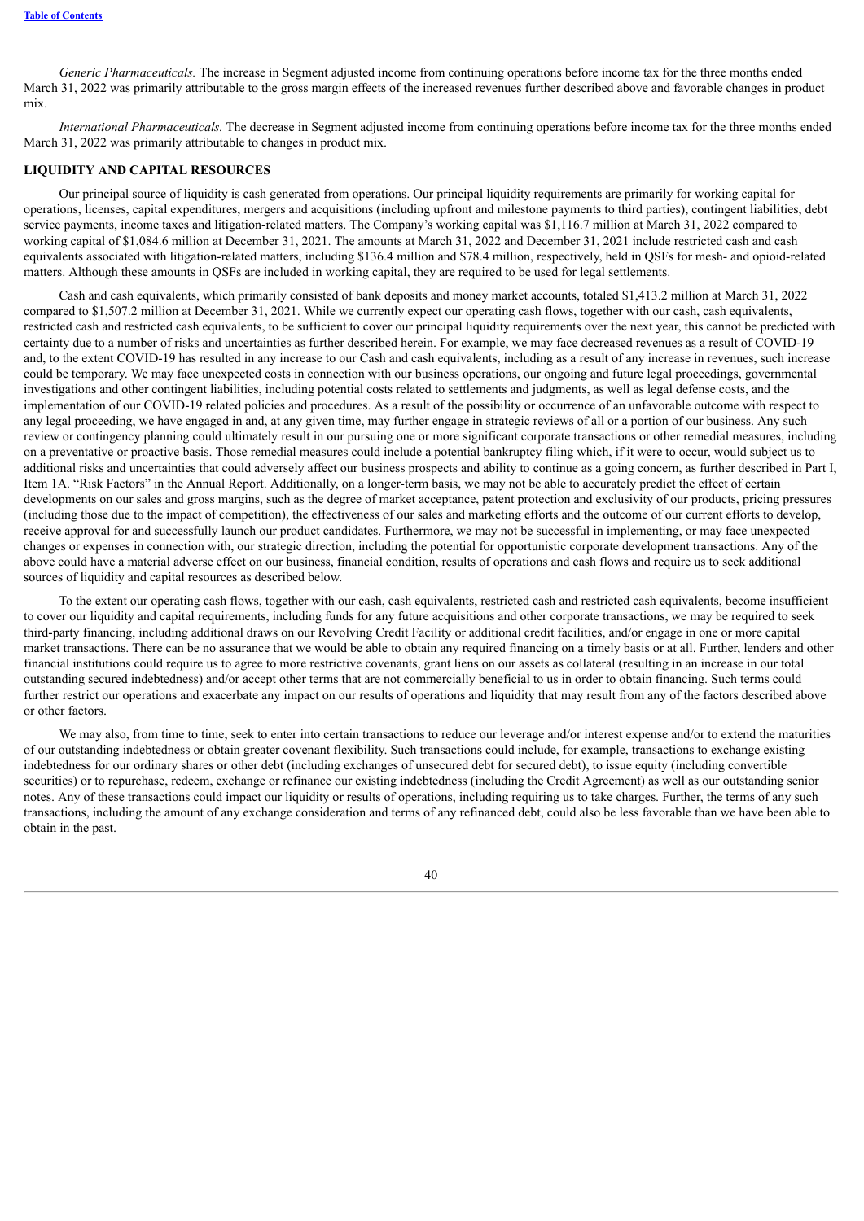*Generic Pharmaceuticals.* The increase in Segment adjusted income from continuing operations before income tax for the three months ended March 31, 2022 was primarily attributable to the gross margin effects of the increased revenues further described above and favorable changes in product mix.

*International Pharmaceuticals.* The decrease in Segment adjusted income from continuing operations before income tax for the three months ended March 31, 2022 was primarily attributable to changes in product mix.

## LIQUIDITY AND CAPITAL RESOURCES

Our principal source of liquidity is cash generated from operations. Our principal liquidity requirements are primarily for working capital for operations, licenses, capital expenditures, mergers and acquisitions (including upfront and milestone payments to third parties), contingent liabilities, debt service payments, income taxes and litigation-related matters. The Company's working capital was $1,116.7 million at March 31, 2022 compared to working capital of $1,084.6 million at December 31, 2021. The amounts at March 31, 2022 and December 31, 2021 include restricted cash and cash equivalents associated with litigation-related matters, including $136.4 million and $78.4 million, respectively, held in QSFs for mesh- and opioid-related matters. Although these amounts in QSFs are included in working capital, they are required to be used for legal settlements.

Cash and cash equivalents, which primarily consisted of bank deposits and money market accounts, totaled $1,413.2 million at March 31, 2022 compared to $1,507.2 million at December 31, 2021. While we currently expect our operating cash flows, together with our cash, cash equivalents, restricted cash and restricted cash equivalents, to be sufficient to cover our principal liquidity requirements over the next year, this cannot be predicted with certainty due to a number of risks and uncertainties as further described herein. For example, we may face decreased revenues as a result of COVID-19 and, to the extent COVID-19 has resulted in any increase to our Cash and cash equivalents, including as a result of any increase in revenues, such increase could be temporary. We may face unexpected costs in connection with our business operations, our ongoing and future legal proceedings, governmental investigations and other contingent liabilities, including potential costs related to settlements and judgments, as well as legal defense costs, and the implementation of our COVID-19 related policies and procedures. As a result of the possibility or occurrence of an unfavorable outcome with respect to any legal proceeding, we have engaged in and, at any given time, may further engage in strategic reviews of all or a portion of our business. Any such review or contingency planning could ultimately result in our pursuing one or more significant corporate transactions or other remedial measures, including on a preventative or proactive basis. Those remedial measures could include a potential bankruptcy filing which, if it were to occur, would subject us to additional risks and uncertainties that could adversely affect our business prospects and ability to continue as a going concern, as further described in Part I, Item 1A. "Risk Factors" in the Annual Report. Additionally, on a longer-term basis, we may not be able to accurately predict the effect of certain developments on our sales and gross margins, such as the degree of market acceptance, patent protection and exclusivity of our products, pricing pressures (including those due to the impact of competition), the effectiveness of our sales and marketing efforts and the outcome of our current efforts to develop, receive approval for and successfully launch our product candidates. Furthermore, we may not be successful in implementing, or may face unexpected changes or expenses in connection with, our strategic direction, including the potential for opportunistic corporate development transactions. Any of the above could have a material adverse effect on our business, financial condition, results of operations and cash flows and require us to seek additional sources of liquidity and capital resources as described below.

To the extent our operating cash flows, together with our cash, cash equivalents, restricted cash and restricted cash equivalents, become insufficient to cover our liquidity and capital requirements, including funds for any future acquisitions and other corporate transactions, we may be required to seek third-party financing, including additional draws on our Revolving Credit Facility or additional credit facilities, and/or engage in one or more capital market transactions. There can be no assurance that we would be able to obtain any required financing on a timely basis or at all. Further, lenders and other financial institutions could require us to agree to more restrictive covenants, grant liens on our assets as collateral (resulting in an increase in our total outstanding secured indebtedness) and/or accept other terms that are not commercially beneficial to us in order to obtain financing. Such terms could further restrict our operations and exacerbate any impact on our results of operations and liquidity that may result from any of the factors described above or other factors.

We may also, from time to time, seek to enter into certain transactions to reduce our leverage and/or interest expense and/or to extend the maturities of our outstanding indebtedness or obtain greater covenant flexibility. Such transactions could include, for example, transactions to exchange existing indebtedness for our ordinary shares or other debt (including exchanges of unsecured debt for secured debt), to issue equity (including convertible securities) or to repurchase, redeem, exchange or refinance our existing indebtedness (including the Credit Agreement) as well as our outstanding senior notes. Any of these transactions could impact our liquidity or results of operations, including requiring us to take charges. Further, the terms of any such transactions, including the amount of any exchange consideration and terms of any refinanced debt, could also be less favorable than we have been able to obtain in the past.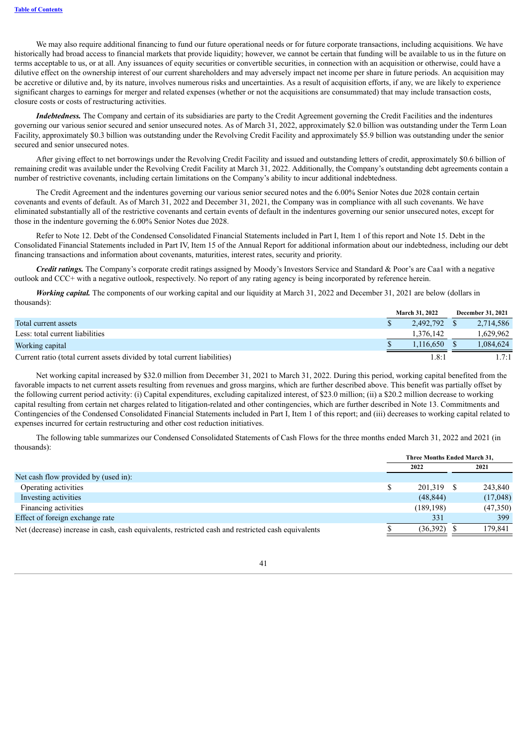We may also require additional financing to fund our future operational needs or for future corporate transactions, including acquisitions. We have historically had broad access to financial markets that provide liquidity; however, we cannot be certain that funding will be available to us in the future on terms acceptable to us, or at all. Any issuances of equity securities or convertible securities, in connection with an acquisition or otherwise, could have a dilutive effect on the ownership interest of our current shareholders and may adversely impact net income per share in future periods. An acquisition may be accretive or dilutive and, by its nature, involves numerous risks and uncertainties. As a result of acquisition efforts, if any, we are likely to experience significant charges to earnings for merger and related expenses (whether or not the acquisitions are consummated) that may include transaction costs, closure costs or costs of restructuring activities.

***Indebtedness.*** The Company and certain of its subsidiaries are party to the Credit Agreement governing the Credit Facilities and the indentures governing our various senior secured and senior unsecured notes. As of March 31, 2022, approximately $2.0 billion was outstanding under the Term Loan Facility, approximately $0.3 billion was outstanding under the Revolving Credit Facility and approximately $5.9 billion was outstanding under the senior secured and senior unsecured notes.

After giving effect to net borrowings under the Revolving Credit Facility and issued and outstanding letters of credit, approximately $0.6 billion of remaining credit was available under the Revolving Credit Facility at March 31, 2022. Additionally, the Company's outstanding debt agreements contain a number of restrictive covenants, including certain limitations on the Company's ability to incur additional indebtedness.

The Credit Agreement and the indentures governing our various senior secured notes and the 6.00% Senior Notes due 2028 contain certain covenants and events of default. As of March 31, 2022 and December 31, 2021, the Company was in compliance with all such covenants. We have eliminated substantially all of the restrictive covenants and certain events of default in the indentures governing our senior unsecured notes, except for those in the indenture governing the 6.00% Senior Notes due 2028.

Refer to Note 12. Debt of the Condensed Consolidated Financial Statements included in Part I, Item 1 of this report and Note 15. Debt in the Consolidated Financial Statements included in Part IV, Item 15 of the Annual Report for additional information about our indebtedness, including our debt financing transactions and information about covenants, maturities, interest rates, security and priority.

***Credit ratings.*** The Company's corporate credit ratings assigned by Moody's Investors Service and Standard & Poor's are Caa1 with a negative outlook and CCC+ with a negative outlook, respectively. No report of any rating agency is being incorporated by reference herein.

***Working capital.*** The components of our working capital and our liquidity at March 31, 2022 and December 31, 2021 are below (dollars in thousands):

| | March 31, 2022 | December 31, 2021 |
|---|---|---|
| Total current assets | $ 2,492,792 | $ 2,714,586 |
| Less: total current liabilities | 1,376,142 | 1,629,962 |
| Working capital | $ 1,116,650 | $ 1,084,624 |
| Current ratio (total current assets divided by total current liabilities) | 1.8:1 | 1.7:1 |

Net working capital increased by $32.0 million from December 31, 2021 to March 31, 2022. During this period, working capital benefited from the favorable impacts to net current assets resulting from revenues and gross margins, which are further described above. This benefit was partially offset by the following current period activity: (i) Capital expenditures, excluding capitalized interest, of $23.0 million; (ii) a $20.2 million decrease to working capital resulting from certain net charges related to litigation-related and other contingencies, which are further described in Note 13. Commitments and Contingencies of the Condensed Consolidated Financial Statements included in Part I, Item 1 of this report; and (iii) decreases to working capital related to expenses incurred for certain restructuring and other cost reduction initiatives.

The following table summarizes our Condensed Consolidated Statements of Cash Flows for the three months ended March 31, 2022 and 2021 (in thousands):

| | Three Months Ended March 31, | |
|---|---|---|
| | 2022 | 2021 |
| Net cash flow provided by (used in): | | |
| Operating activities | $ 201,319 | $ 243,840 |
| Investing activities | (48,844) | (17,048) |
| Financing activities | (189,198) | (47,350) |
| Effect of foreign exchange rate | 331 | 399 |
| Net (decrease) increase in cash, cash equivalents, restricted cash and restricted cash equivalents | $ (36,392) | $ 179,841 |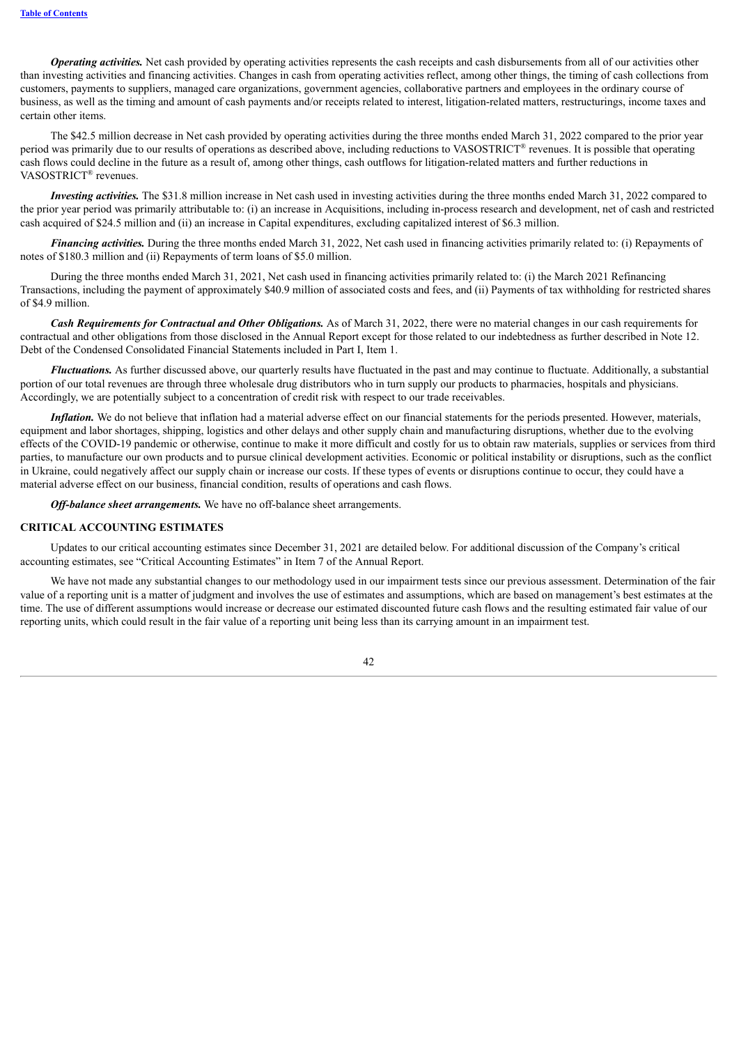***Operating activities.*** Net cash provided by operating activities represents the cash receipts and cash disbursements from all of our activities other than investing activities and financing activities. Changes in cash from operating activities reflect, among other things, the timing of cash collections from customers, payments to suppliers, managed care organizations, government agencies, collaborative partners and employees in the ordinary course of business, as well as the timing and amount of cash payments and/or receipts related to interest, litigation-related matters, restructurings, income taxes and certain other items.

The $42.5 million decrease in Net cash provided by operating activities during the three months ended March 31, 2022 compared to the prior year period was primarily due to our results of operations as described above, including reductions to VASOSTRICT® revenues. It is possible that operating cash flows could decline in the future as a result of, among other things, cash outflows for litigation-related matters and further reductions in VASOSTRICT® revenues.

***Investing activities.*** The $31.8 million increase in Net cash used in investing activities during the three months ended March 31, 2022 compared to the prior year period was primarily attributable to: (i) an increase in Acquisitions, including in-process research and development, net of cash and restricted cash acquired of $24.5 million and (ii) an increase in Capital expenditures, excluding capitalized interest of $6.3 million.

***Financing activities.*** During the three months ended March 31, 2022, Net cash used in financing activities primarily related to: (i) Repayments of notes of $180.3 million and (ii) Repayments of term loans of $5.0 million.

During the three months ended March 31, 2021, Net cash used in financing activities primarily related to: (i) the March 2021 Refinancing Transactions, including the payment of approximately $40.9 million of associated costs and fees, and (ii) Payments of tax withholding for restricted shares of $4.9 million.

***Cash Requirements for Contractual and Other Obligations.*** As of March 31, 2022, there were no material changes in our cash requirements for contractual and other obligations from those disclosed in the Annual Report except for those related to our indebtedness as further described in Note 12. Debt of the Condensed Consolidated Financial Statements included in Part I, Item 1.

***Fluctuations.*** As further discussed above, our quarterly results have fluctuated in the past and may continue to fluctuate. Additionally, a substantial portion of our total revenues are through three wholesale drug distributors who in turn supply our products to pharmacies, hospitals and physicians. Accordingly, we are potentially subject to a concentration of credit risk with respect to our trade receivables.

***Inflation.*** We do not believe that inflation had a material adverse effect on our financial statements for the periods presented. However, materials, equipment and labor shortages, shipping, logistics and other delays and other supply chain and manufacturing disruptions, whether due to the evolving effects of the COVID-19 pandemic or otherwise, continue to make it more difficult and costly for us to obtain raw materials, supplies or services from third parties, to manufacture our own products and to pursue clinical development activities. Economic or political instability or disruptions, such as the conflict in Ukraine, could negatively affect our supply chain or increase our costs. If these types of events or disruptions continue to occur, they could have a material adverse effect on our business, financial condition, results of operations and cash flows.

***Off-balance sheet arrangements.*** We have no off-balance sheet arrangements.

## CRITICAL ACCOUNTING ESTIMATES

Updates to our critical accounting estimates since December 31, 2021 are detailed below. For additional discussion of the Company's critical accounting estimates, see "Critical Accounting Estimates" in Item 7 of the Annual Report.

We have not made any substantial changes to our methodology used in our impairment tests since our previous assessment. Determination of the fair value of a reporting unit is a matter of judgment and involves the use of estimates and assumptions, which are based on management's best estimates at the time. The use of different assumptions would increase or decrease our estimated discounted future cash flows and the resulting estimated fair value of our reporting units, which could result in the fair value of a reporting unit being less than its carrying amount in an impairment test.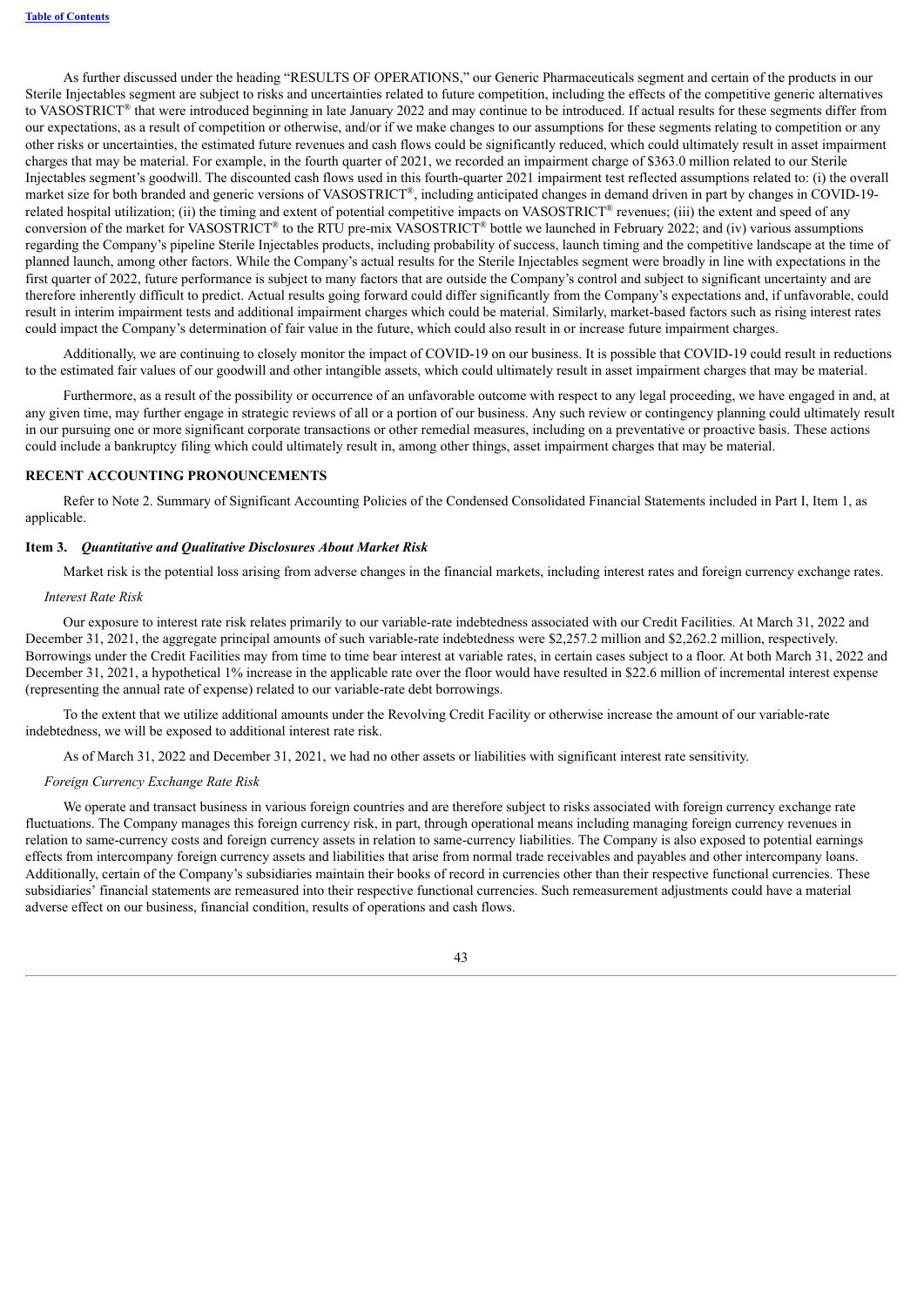As further discussed under the heading "RESULTS OF OPERATIONS," our Generic Pharmaceuticals segment and certain of the products in our Sterile Injectables segment are subject to risks and uncertainties related to future competition, including the effects of the competitive generic alternatives to VASOSTRICT® that were introduced beginning in late January 2022 and may continue to be introduced. If actual results for these segments differ from our expectations, as a result of competition or otherwise, and/or if we make changes to our assumptions for these segments relating to competition or any other risks or uncertainties, the estimated future revenues and cash flows could be significantly reduced, which could ultimately result in asset impairment charges that may be material. For example, in the fourth quarter of 2021, we recorded an impairment charge of $363.0 million related to our Sterile Injectables segment's goodwill. The discounted cash flows used in this fourth-quarter 2021 impairment test reflected assumptions related to: (i) the overall market size for both branded and generic versions of VASOSTRICT®, including anticipated changes in demand driven in part by changes in COVID-19-related hospital utilization; (ii) the timing and extent of potential competitive impacts on VASOSTRICT® revenues; (iii) the extent and speed of any conversion of the market for VASOSTRICT® to the RTU pre-mix VASOSTRICT® bottle we launched in February 2022; and (iv) various assumptions regarding the Company's pipeline Sterile Injectables products, including probability of success, launch timing and the competitive landscape at the time of planned launch, among other factors. While the Company's actual results for the Sterile Injectables segment were broadly in line with expectations in the first quarter of 2022, future performance is subject to many factors that are outside the Company's control and subject to significant uncertainty and are therefore inherently difficult to predict. Actual results going forward could differ significantly from the Company's expectations and, if unfavorable, could result in interim impairment tests and additional impairment charges which could be material. Similarly, market-based factors such as rising interest rates could impact the Company's determination of fair value in the future, which could also result in or increase future impairment charges.

Additionally, we are continuing to closely monitor the impact of COVID-19 on our business. It is possible that COVID-19 could result in reductions to the estimated fair values of our goodwill and other intangible assets, which could ultimately result in asset impairment charges that may be material.

Furthermore, as a result of the possibility or occurrence of an unfavorable outcome with respect to any legal proceeding, we have engaged in and, at any given time, may further engage in strategic reviews of all or a portion of our business. Any such review or contingency planning could ultimately result in our pursuing one or more significant corporate transactions or other remedial measures, including on a preventative or proactive basis. These actions could include a bankruptcy filing which could ultimately result in, among other things, asset impairment charges that may be material.

## RECENT ACCOUNTING PRONOUNCEMENTS

Refer to Note 2. Summary of Significant Accounting Policies of the Condensed Consolidated Financial Statements included in Part I, Item 1, as applicable.

## Item 3. *Quantitative and Qualitative Disclosures About Market Risk*

Market risk is the potential loss arising from adverse changes in the financial markets, including interest rates and foreign currency exchange rates.

*Interest Rate Risk*

Our exposure to interest rate risk relates primarily to our variable-rate indebtedness associated with our Credit Facilities. At March 31, 2022 and December 31, 2021, the aggregate principal amounts of such variable-rate indebtedness were $2,257.2 million and $2,262.2 million, respectively. Borrowings under the Credit Facilities may from time to time bear interest at variable rates, in certain cases subject to a floor. At both March 31, 2022 and December 31, 2021, a hypothetical 1% increase in the applicable rate over the floor would have resulted in $22.6 million of incremental interest expense (representing the annual rate of expense) related to our variable-rate debt borrowings.

To the extent that we utilize additional amounts under the Revolving Credit Facility or otherwise increase the amount of our variable-rate indebtedness, we will be exposed to additional interest rate risk.

As of March 31, 2022 and December 31, 2021, we had no other assets or liabilities with significant interest rate sensitivity.

*Foreign Currency Exchange Rate Risk*

We operate and transact business in various foreign countries and are therefore subject to risks associated with foreign currency exchange rate fluctuations. The Company manages this foreign currency risk, in part, through operational means including managing foreign currency revenues in relation to same-currency costs and foreign currency assets in relation to same-currency liabilities. The Company is also exposed to potential earnings effects from intercompany foreign currency assets and liabilities that arise from normal trade receivables and payables and other intercompany loans. Additionally, certain of the Company's subsidiaries maintain their books of record in currencies other than their respective functional currencies. These subsidiaries' financial statements are remeasured into their respective functional currencies. Such remeasurement adjustments could have a material adverse effect on our business, financial condition, results of operations and cash flows.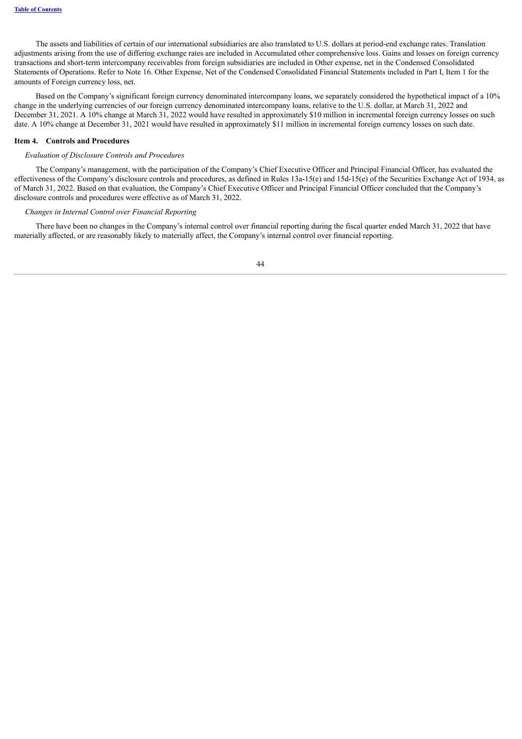The assets and liabilities of certain of our international subsidiaries are also translated to U.S. dollars at period-end exchange rates. Translation adjustments arising from the use of differing exchange rates are included in Accumulated other comprehensive loss. Gains and losses on foreign currency transactions and short-term intercompany receivables from foreign subsidiaries are included in Other expense, net in the Condensed Consolidated Statements of Operations. Refer to Note 16. Other Expense, Net of the Condensed Consolidated Financial Statements included in Part I, Item 1 for the amounts of Foreign currency loss, net.

Based on the Company's significant foreign currency denominated intercompany loans, we separately considered the hypothetical impact of a 10% change in the underlying currencies of our foreign currency denominated intercompany loans, relative to the U.S. dollar, at March 31, 2022 and December 31, 2021. A 10% change at March 31, 2022 would have resulted in approximately $10 million in incremental foreign currency losses on such date. A 10% change at December 31, 2021 would have resulted in approximately $11 million in incremental foreign currency losses on such date.

### Item 4. Controls and Procedures

*Evaluation of Disclosure Controls and Procedures*

The Company's management, with the participation of the Company's Chief Executive Officer and Principal Financial Officer, has evaluated the effectiveness of the Company's disclosure controls and procedures, as defined in Rules 13a-15(e) and 15d-15(e) of the Securities Exchange Act of 1934, as of March 31, 2022. Based on that evaluation, the Company's Chief Executive Officer and Principal Financial Officer concluded that the Company's disclosure controls and procedures were effective as of March 31, 2022.

*Changes in Internal Control over Financial Reporting*

There have been no changes in the Company's internal control over financial reporting during the fiscal quarter ended March 31, 2022 that have materially affected, or are reasonably likely to materially affect, the Company's internal control over financial reporting.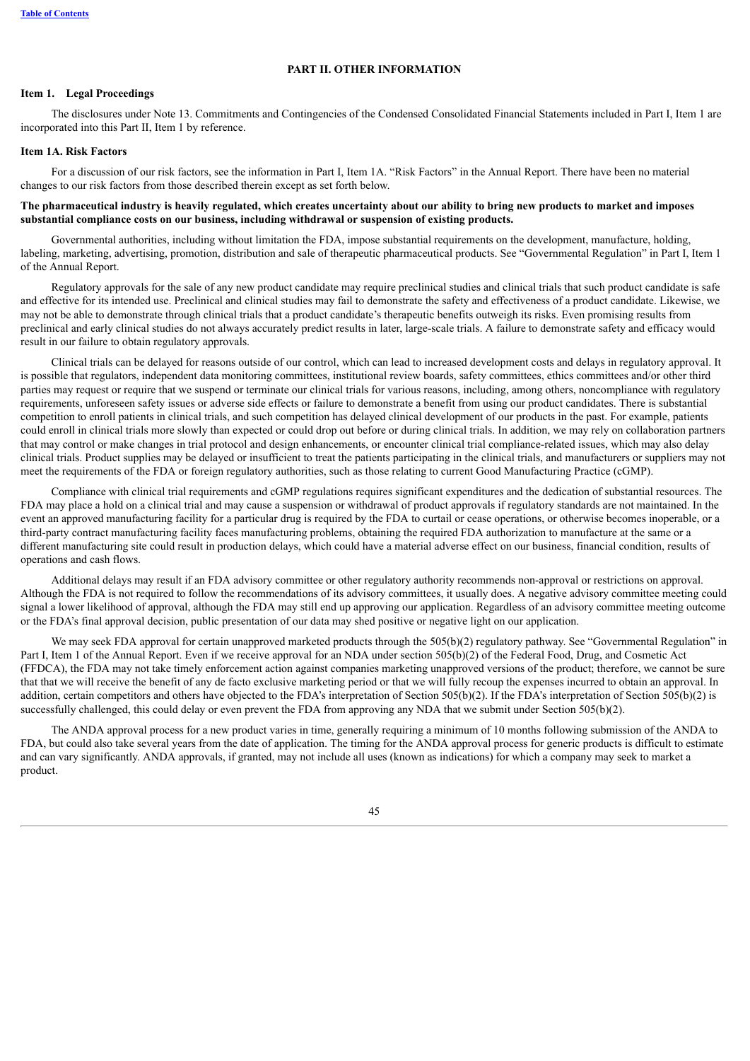## PART II. OTHER INFORMATION

### Item 1. Legal Proceedings

The disclosures under Note 13. Commitments and Contingencies of the Condensed Consolidated Financial Statements included in Part I, Item 1 are incorporated into this Part II, Item 1 by reference.

### Item 1A. Risk Factors

For a discussion of our risk factors, see the information in Part I, Item 1A. "Risk Factors" in the Annual Report. There have been no material changes to our risk factors from those described therein except as set forth below.

**The pharmaceutical industry is heavily regulated, which creates uncertainty about our ability to bring new products to market and imposes substantial compliance costs on our business, including withdrawal or suspension of existing products.**

Governmental authorities, including without limitation the FDA, impose substantial requirements on the development, manufacture, holding, labeling, marketing, advertising, promotion, distribution and sale of therapeutic pharmaceutical products. See "Governmental Regulation" in Part I, Item 1 of the Annual Report.

Regulatory approvals for the sale of any new product candidate may require preclinical studies and clinical trials that such product candidate is safe and effective for its intended use. Preclinical and clinical studies may fail to demonstrate the safety and effectiveness of a product candidate. Likewise, we may not be able to demonstrate through clinical trials that a product candidate's therapeutic benefits outweigh its risks. Even promising results from preclinical and early clinical studies do not always accurately predict results in later, large-scale trials. A failure to demonstrate safety and efficacy would result in our failure to obtain regulatory approvals.

Clinical trials can be delayed for reasons outside of our control, which can lead to increased development costs and delays in regulatory approval. It is possible that regulators, independent data monitoring committees, institutional review boards, safety committees, ethics committees and/or other third parties may request or require that we suspend or terminate our clinical trials for various reasons, including, among others, noncompliance with regulatory requirements, unforeseen safety issues or adverse side effects or failure to demonstrate a benefit from using our product candidates. There is substantial competition to enroll patients in clinical trials, and such competition has delayed clinical development of our products in the past. For example, patients could enroll in clinical trials more slowly than expected or could drop out before or during clinical trials. In addition, we may rely on collaboration partners that may control or make changes in trial protocol and design enhancements, or encounter clinical trial compliance-related issues, which may also delay clinical trials. Product supplies may be delayed or insufficient to treat the patients participating in the clinical trials, and manufacturers or suppliers may not meet the requirements of the FDA or foreign regulatory authorities, such as those relating to current Good Manufacturing Practice (cGMP).

Compliance with clinical trial requirements and cGMP regulations requires significant expenditures and the dedication of substantial resources. The FDA may place a hold on a clinical trial and may cause a suspension or withdrawal of product approvals if regulatory standards are not maintained. In the event an approved manufacturing facility for a particular drug is required by the FDA to curtail or cease operations, or otherwise becomes inoperable, or a third-party contract manufacturing facility faces manufacturing problems, obtaining the required FDA authorization to manufacture at the same or a different manufacturing site could result in production delays, which could have a material adverse effect on our business, financial condition, results of operations and cash flows.

Additional delays may result if an FDA advisory committee or other regulatory authority recommends non-approval or restrictions on approval. Although the FDA is not required to follow the recommendations of its advisory committees, it usually does. A negative advisory committee meeting could signal a lower likelihood of approval, although the FDA may still end up approving our application. Regardless of an advisory committee meeting outcome or the FDA's final approval decision, public presentation of our data may shed positive or negative light on our application.

We may seek FDA approval for certain unapproved marketed products through the 505(b)(2) regulatory pathway. See "Governmental Regulation" in Part I, Item 1 of the Annual Report. Even if we receive approval for an NDA under section 505(b)(2) of the Federal Food, Drug, and Cosmetic Act (FFDCA), the FDA may not take timely enforcement action against companies marketing unapproved versions of the product; therefore, we cannot be sure that that we will receive the benefit of any de facto exclusive marketing period or that we will fully recoup the expenses incurred to obtain an approval. In addition, certain competitors and others have objected to the FDA's interpretation of Section 505(b)(2). If the FDA's interpretation of Section 505(b)(2) is successfully challenged, this could delay or even prevent the FDA from approving any NDA that we submit under Section 505(b)(2).

The ANDA approval process for a new product varies in time, generally requiring a minimum of 10 months following submission of the ANDA to FDA, but could also take several years from the date of application. The timing for the ANDA approval process for generic products is difficult to estimate and can vary significantly. ANDA approvals, if granted, may not include all uses (known as indications) for which a company may seek to market a product.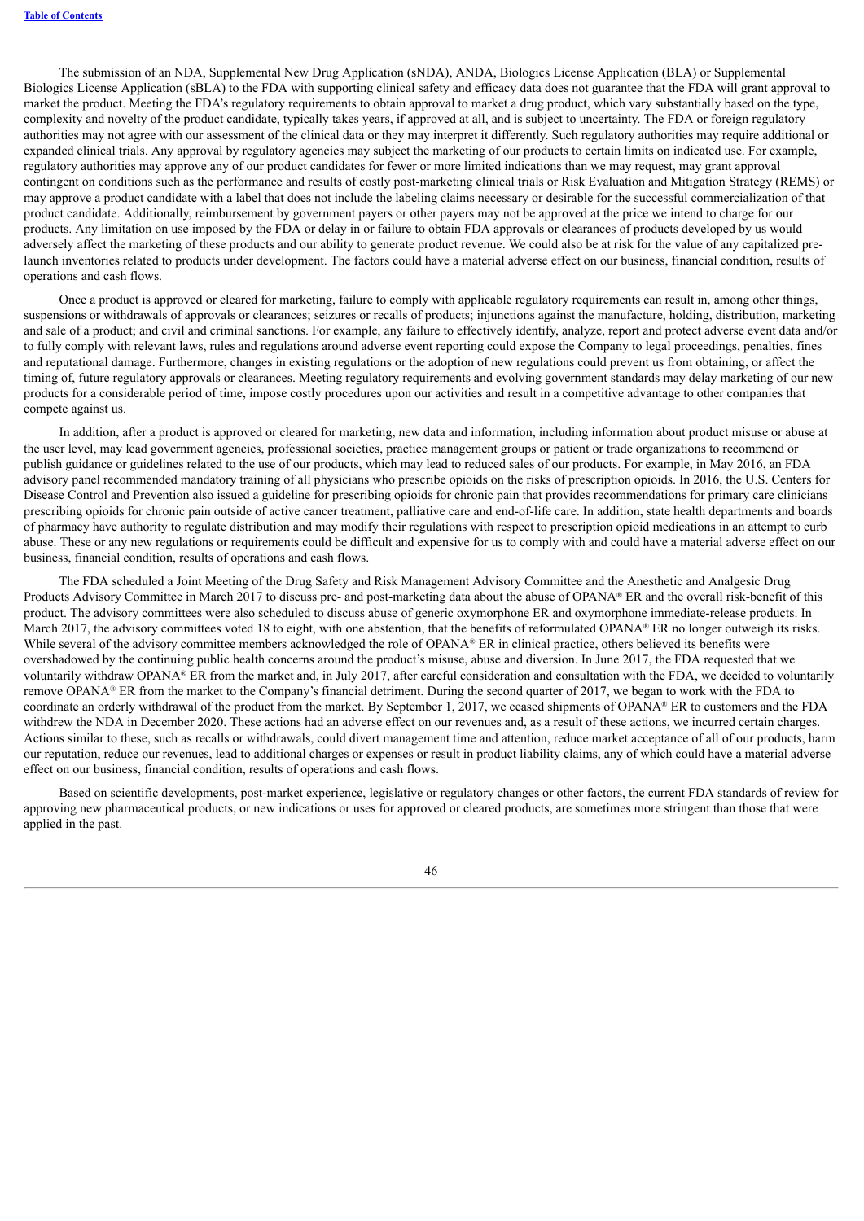The submission of an NDA, Supplemental New Drug Application (sNDA), ANDA, Biologics License Application (BLA) or Supplemental Biologics License Application (sBLA) to the FDA with supporting clinical safety and efficacy data does not guarantee that the FDA will grant approval to market the product. Meeting the FDA's regulatory requirements to obtain approval to market a drug product, which vary substantially based on the type, complexity and novelty of the product candidate, typically takes years, if approved at all, and is subject to uncertainty. The FDA or foreign regulatory authorities may not agree with our assessment of the clinical data or they may interpret it differently. Such regulatory authorities may require additional or expanded clinical trials. Any approval by regulatory agencies may subject the marketing of our products to certain limits on indicated use. For example, regulatory authorities may approve any of our product candidates for fewer or more limited indications than we may request, may grant approval contingent on conditions such as the performance and results of costly post-marketing clinical trials or Risk Evaluation and Mitigation Strategy (REMS) or may approve a product candidate with a label that does not include the labeling claims necessary or desirable for the successful commercialization of that product candidate. Additionally, reimbursement by government payers or other payers may not be approved at the price we intend to charge for our products. Any limitation on use imposed by the FDA or delay in or failure to obtain FDA approvals or clearances of products developed by us would adversely affect the marketing of these products and our ability to generate product revenue. We could also be at risk for the value of any capitalized pre-launch inventories related to products under development. The factors could have a material adverse effect on our business, financial condition, results of operations and cash flows.

Once a product is approved or cleared for marketing, failure to comply with applicable regulatory requirements can result in, among other things, suspensions or withdrawals of approvals or clearances; seizures or recalls of products; injunctions against the manufacture, holding, distribution, marketing and sale of a product; and civil and criminal sanctions. For example, any failure to effectively identify, analyze, report and protect adverse event data and/or to fully comply with relevant laws, rules and regulations around adverse event reporting could expose the Company to legal proceedings, penalties, fines and reputational damage. Furthermore, changes in existing regulations or the adoption of new regulations could prevent us from obtaining, or affect the timing of, future regulatory approvals or clearances. Meeting regulatory requirements and evolving government standards may delay marketing of our new products for a considerable period of time, impose costly procedures upon our activities and result in a competitive advantage to other companies that compete against us.

In addition, after a product is approved or cleared for marketing, new data and information, including information about product misuse or abuse at the user level, may lead government agencies, professional societies, practice management groups or patient or trade organizations to recommend or publish guidance or guidelines related to the use of our products, which may lead to reduced sales of our products. For example, in May 2016, an FDA advisory panel recommended mandatory training of all physicians who prescribe opioids on the risks of prescription opioids. In 2016, the U.S. Centers for Disease Control and Prevention also issued a guideline for prescribing opioids for chronic pain that provides recommendations for primary care clinicians prescribing opioids for chronic pain outside of active cancer treatment, palliative care and end-of-life care. In addition, state health departments and boards of pharmacy have authority to regulate distribution and may modify their regulations with respect to prescription opioid medications in an attempt to curb abuse. These or any new regulations or requirements could be difficult and expensive for us to comply with and could have a material adverse effect on our business, financial condition, results of operations and cash flows.

The FDA scheduled a Joint Meeting of the Drug Safety and Risk Management Advisory Committee and the Anesthetic and Analgesic Drug Products Advisory Committee in March 2017 to discuss pre- and post-marketing data about the abuse of OPANA® ER and the overall risk-benefit of this product. The advisory committees were also scheduled to discuss abuse of generic oxymorphone ER and oxymorphone immediate-release products. In March 2017, the advisory committees voted 18 to eight, with one abstention, that the benefits of reformulated OPANA® ER no longer outweigh its risks. While several of the advisory committee members acknowledged the role of OPANA® ER in clinical practice, others believed its benefits were overshadowed by the continuing public health concerns around the product's misuse, abuse and diversion. In June 2017, the FDA requested that we voluntarily withdraw OPANA® ER from the market and, in July 2017, after careful consideration and consultation with the FDA, we decided to voluntarily remove OPANA® ER from the market to the Company's financial detriment. During the second quarter of 2017, we began to work with the FDA to coordinate an orderly withdrawal of the product from the market. By September 1, 2017, we ceased shipments of OPANA® ER to customers and the FDA withdrew the NDA in December 2020. These actions had an adverse effect on our revenues and, as a result of these actions, we incurred certain charges. Actions similar to these, such as recalls or withdrawals, could divert management time and attention, reduce market acceptance of all of our products, harm our reputation, reduce our revenues, lead to additional charges or expenses or result in product liability claims, any of which could have a material adverse effect on our business, financial condition, results of operations and cash flows.

Based on scientific developments, post-market experience, legislative or regulatory changes or other factors, the current FDA standards of review for approving new pharmaceutical products, or new indications or uses for approved or cleared products, are sometimes more stringent than those that were applied in the past.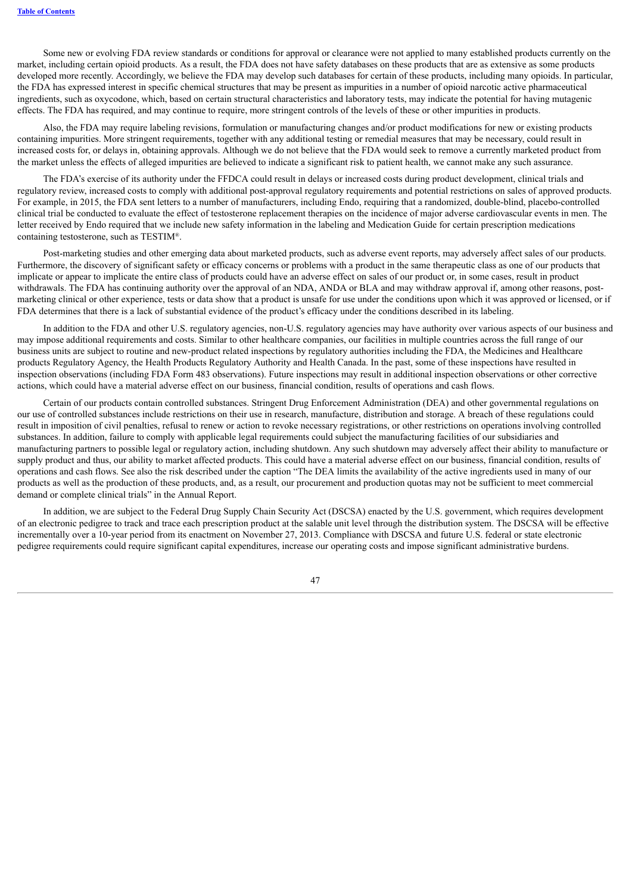Some new or evolving FDA review standards or conditions for approval or clearance were not applied to many established products currently on the market, including certain opioid products. As a result, the FDA does not have safety databases on these products that are as extensive as some products developed more recently. Accordingly, we believe the FDA may develop such databases for certain of these products, including many opioids. In particular, the FDA has expressed interest in specific chemical structures that may be present as impurities in a number of opioid narcotic active pharmaceutical ingredients, such as oxycodone, which, based on certain structural characteristics and laboratory tests, may indicate the potential for having mutagenic effects. The FDA has required, and may continue to require, more stringent controls of the levels of these or other impurities in products.

Also, the FDA may require labeling revisions, formulation or manufacturing changes and/or product modifications for new or existing products containing impurities. More stringent requirements, together with any additional testing or remedial measures that may be necessary, could result in increased costs for, or delays in, obtaining approvals. Although we do not believe that the FDA would seek to remove a currently marketed product from the market unless the effects of alleged impurities are believed to indicate a significant risk to patient health, we cannot make any such assurance.

The FDA's exercise of its authority under the FFDCA could result in delays or increased costs during product development, clinical trials and regulatory review, increased costs to comply with additional post-approval regulatory requirements and potential restrictions on sales of approved products. For example, in 2015, the FDA sent letters to a number of manufacturers, including Endo, requiring that a randomized, double-blind, placebo-controlled clinical trial be conducted to evaluate the effect of testosterone replacement therapies on the incidence of major adverse cardiovascular events in men. The letter received by Endo required that we include new safety information in the labeling and Medication Guide for certain prescription medications containing testosterone, such as TESTIM®.

Post-marketing studies and other emerging data about marketed products, such as adverse event reports, may adversely affect sales of our products. Furthermore, the discovery of significant safety or efficacy concerns or problems with a product in the same therapeutic class as one of our products that implicate or appear to implicate the entire class of products could have an adverse effect on sales of our product or, in some cases, result in product withdrawals. The FDA has continuing authority over the approval of an NDA, ANDA or BLA and may withdraw approval if, among other reasons, post-marketing clinical or other experience, tests or data show that a product is unsafe for use under the conditions upon which it was approved or licensed, or if FDA determines that there is a lack of substantial evidence of the product's efficacy under the conditions described in its labeling.

In addition to the FDA and other U.S. regulatory agencies, non-U.S. regulatory agencies may have authority over various aspects of our business and may impose additional requirements and costs. Similar to other healthcare companies, our facilities in multiple countries across the full range of our business units are subject to routine and new-product related inspections by regulatory authorities including the FDA, the Medicines and Healthcare products Regulatory Agency, the Health Products Regulatory Authority and Health Canada. In the past, some of these inspections have resulted in inspection observations (including FDA Form 483 observations). Future inspections may result in additional inspection observations or other corrective actions, which could have a material adverse effect on our business, financial condition, results of operations and cash flows.

Certain of our products contain controlled substances. Stringent Drug Enforcement Administration (DEA) and other governmental regulations on our use of controlled substances include restrictions on their use in research, manufacture, distribution and storage. A breach of these regulations could result in imposition of civil penalties, refusal to renew or action to revoke necessary registrations, or other restrictions on operations involving controlled substances. In addition, failure to comply with applicable legal requirements could subject the manufacturing facilities of our subsidiaries and manufacturing partners to possible legal or regulatory action, including shutdown. Any such shutdown may adversely affect their ability to manufacture or supply product and thus, our ability to market affected products. This could have a material adverse effect on our business, financial condition, results of operations and cash flows. See also the risk described under the caption "The DEA limits the availability of the active ingredients used in many of our products as well as the production of these products, and, as a result, our procurement and production quotas may not be sufficient to meet commercial demand or complete clinical trials" in the Annual Report.

In addition, we are subject to the Federal Drug Supply Chain Security Act (DSCSA) enacted by the U.S. government, which requires development of an electronic pedigree to track and trace each prescription product at the salable unit level through the distribution system. The DSCSA will be effective incrementally over a 10-year period from its enactment on November 27, 2013. Compliance with DSCSA and future U.S. federal or state electronic pedigree requirements could require significant capital expenditures, increase our operating costs and impose significant administrative burdens.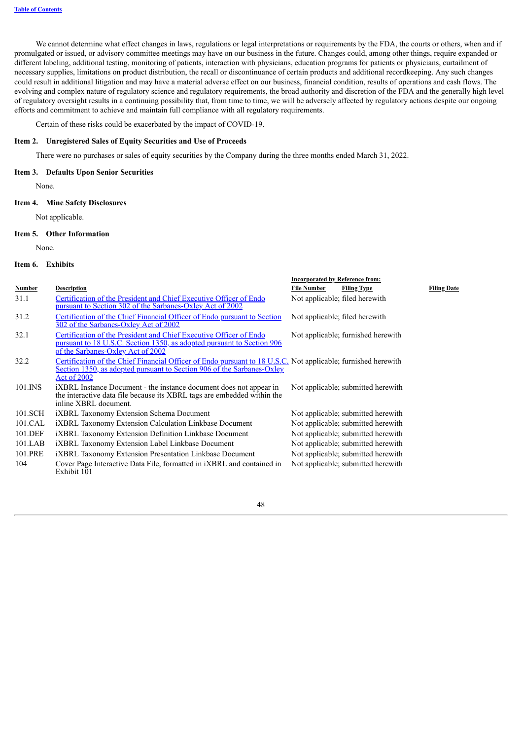We cannot determine what effect changes in laws, regulations or legal interpretations or requirements by the FDA, the courts or others, when and if promulgated or issued, or advisory committee meetings may have on our business in the future. Changes could, among other things, require expanded or different labeling, additional testing, monitoring of patients, interaction with physicians, education programs for patients or physicians, curtailment of necessary supplies, limitations on product distribution, the recall or discontinuance of certain products and additional recordkeeping. Any such changes could result in additional litigation and may have a material adverse effect on our business, financial condition, results of operations and cash flows. The evolving and complex nature of regulatory science and regulatory requirements, the broad authority and discretion of the FDA and the generally high level of regulatory oversight results in a continuing possibility that, from time to time, we will be adversely affected by regulatory actions despite our ongoing efforts and commitment to achieve and maintain full compliance with all regulatory requirements.

Certain of these risks could be exacerbated by the impact of COVID-19.

## Item 2. Unregistered Sales of Equity Securities and Use of Proceeds

There were no purchases or sales of equity securities by the Company during the three months ended March 31, 2022.

## Item 3. Defaults Upon Senior Securities

None.

## Item 4. Mine Safety Disclosures

Not applicable.

## Item 5. Other Information

None.

## Item 6. Exhibits

| | | Incorporated by Reference from: | | |
|---|---|---|---|---|
| **Number** | **Description** | **File Number** | **Filing Type** | **Filing Date** |
| 31.1 | Certification of the President and Chief Executive Officer of Endo pursuant to Section 302 of the Sarbanes-Oxley Act of 2002 | Not applicable; filed herewith | | |
| 31.2 | Certification of the Chief Financial Officer of Endo pursuant to Section 302 of the Sarbanes-Oxley Act of 2002 | Not applicable; filed herewith | | |
| 32.1 | Certification of the President and Chief Executive Officer of Endo pursuant to 18 U.S.C. Section 1350, as adopted pursuant to Section 906 of the Sarbanes-Oxley Act of 2002 | Not applicable; furnished herewith | | |
| 32.2 | Certification of the Chief Financial Officer of Endo pursuant to 18 U.S.C. Section 1350, as adopted pursuant to Section 906 of the Sarbanes-Oxley Act of 2002 | Not applicable; furnished herewith | | |
| 101.INS | iXBRL Instance Document - the instance document does not appear in the interactive data file because its XBRL tags are embedded within the inline XBRL document. | Not applicable; submitted herewith | | |
| 101.SCH | iXBRL Taxonomy Extension Schema Document | Not applicable; submitted herewith | | |
| 101.CAL | iXBRL Taxonomy Extension Calculation Linkbase Document | Not applicable; submitted herewith | | |
| 101.DEF | iXBRL Taxonomy Extension Definition Linkbase Document | Not applicable; submitted herewith | | |
| 101.LAB | iXBRL Taxonomy Extension Label Linkbase Document | Not applicable; submitted herewith | | |
| 101.PRE | iXBRL Taxonomy Extension Presentation Linkbase Document | Not applicable; submitted herewith | | |
| 104 | Cover Page Interactive Data File, formatted in iXBRL and contained in Exhibit 101 | Not applicable; submitted herewith | | |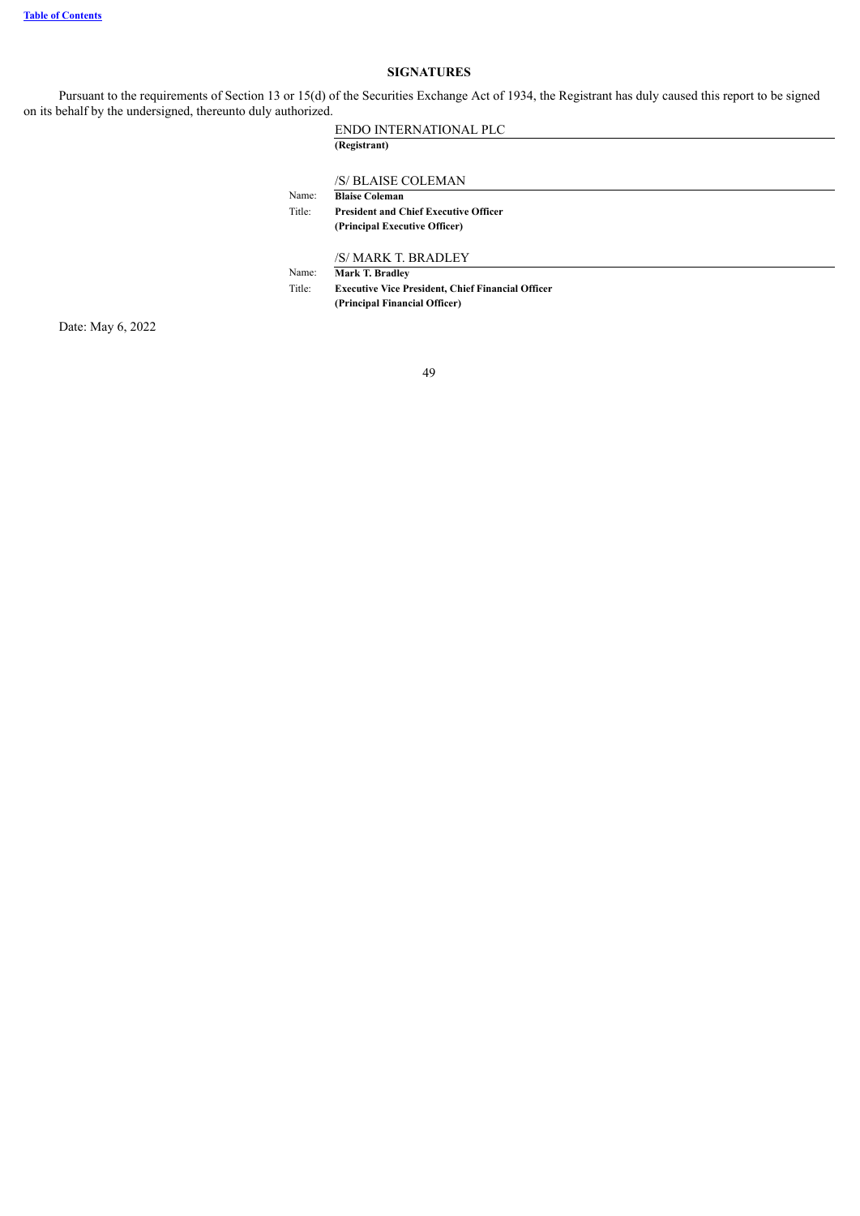## SIGNATURES

Pursuant to the requirements of Section 13 or 15(d) of the Securities Exchange Act of 1934, the Registrant has duly caused this report to be signed on its behalf by the undersigned, thereunto duly authorized.

ENDO INTERNATIONAL PLC
**(Registrant)**

/S/ BLAISE COLEMAN

Name: **Blaise Coleman**
Title: **President and Chief Executive Officer**
**(Principal Executive Officer)**

/S/ MARK T. BRADLEY

Name: **Mark T. Bradley**
Title: **Executive Vice President, Chief Financial Officer**
**(Principal Financial Officer)**

Date: May 6, 2022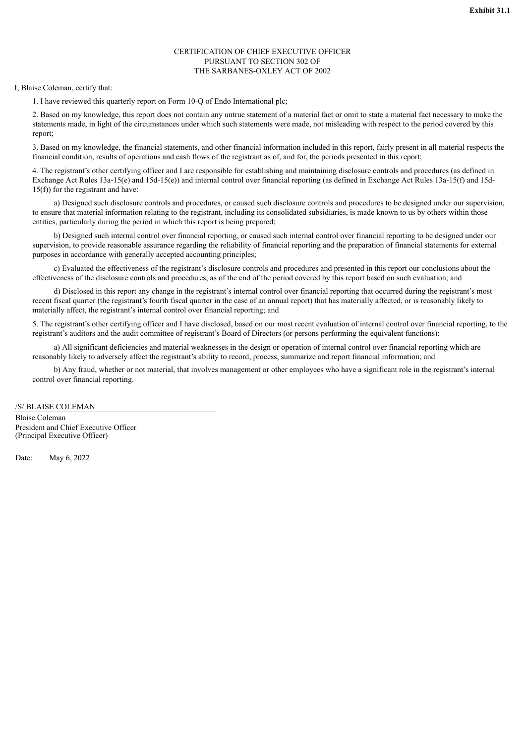**Exhibit 31.1**

CERTIFICATION OF CHIEF EXECUTIVE OFFICER
PURSUANT TO SECTION 302 OF
THE SARBANES-OXLEY ACT OF 2002

I, Blaise Coleman, certify that:

1. I have reviewed this quarterly report on Form 10-Q of Endo International plc;

2. Based on my knowledge, this report does not contain any untrue statement of a material fact or omit to state a material fact necessary to make the statements made, in light of the circumstances under which such statements were made, not misleading with respect to the period covered by this report;

3. Based on my knowledge, the financial statements, and other financial information included in this report, fairly present in all material respects the financial condition, results of operations and cash flows of the registrant as of, and for, the periods presented in this report;

4. The registrant's other certifying officer and I are responsible for establishing and maintaining disclosure controls and procedures (as defined in Exchange Act Rules 13a-15(e) and 15d-15(e)) and internal control over financial reporting (as defined in Exchange Act Rules 13a-15(f) and 15d-15(f)) for the registrant and have:

a) Designed such disclosure controls and procedures, or caused such disclosure controls and procedures to be designed under our supervision, to ensure that material information relating to the registrant, including its consolidated subsidiaries, is made known to us by others within those entities, particularly during the period in which this report is being prepared;

b) Designed such internal control over financial reporting, or caused such internal control over financial reporting to be designed under our supervision, to provide reasonable assurance regarding the reliability of financial reporting and the preparation of financial statements for external purposes in accordance with generally accepted accounting principles;

c) Evaluated the effectiveness of the registrant's disclosure controls and procedures and presented in this report our conclusions about the effectiveness of the disclosure controls and procedures, as of the end of the period covered by this report based on such evaluation; and

d) Disclosed in this report any change in the registrant's internal control over financial reporting that occurred during the registrant's most recent fiscal quarter (the registrant's fourth fiscal quarter in the case of an annual report) that has materially affected, or is reasonably likely to materially affect, the registrant's internal control over financial reporting; and

5. The registrant's other certifying officer and I have disclosed, based on our most recent evaluation of internal control over financial reporting, to the registrant's auditors and the audit committee of registrant's Board of Directors (or persons performing the equivalent functions):

a) All significant deficiencies and material weaknesses in the design or operation of internal control over financial reporting which are reasonably likely to adversely affect the registrant's ability to record, process, summarize and report financial information; and

b) Any fraud, whether or not material, that involves management or other employees who have a significant role in the registrant's internal control over financial reporting.

/S/ BLAISE COLEMAN

Blaise Coleman
President and Chief Executive Officer
(Principal Executive Officer)

Date: May 6, 2022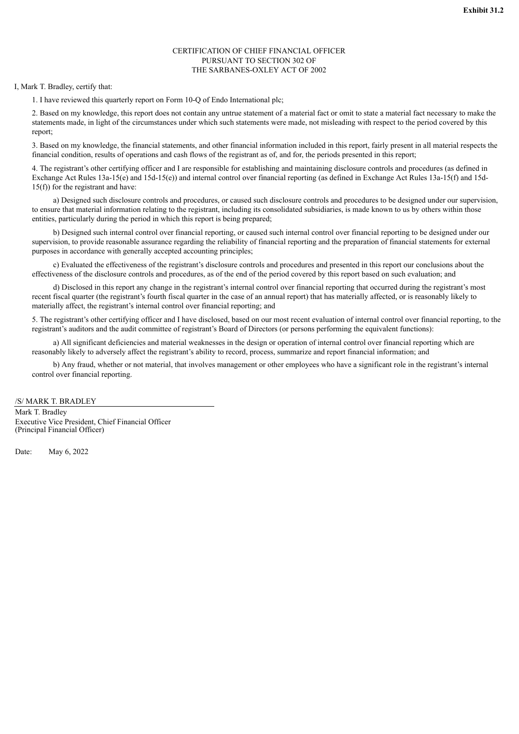**Exhibit 31.2**

CERTIFICATION OF CHIEF FINANCIAL OFFICER
PURSUANT TO SECTION 302 OF
THE SARBANES-OXLEY ACT OF 2002

I, Mark T. Bradley, certify that:

1. I have reviewed this quarterly report on Form 10-Q of Endo International plc;

2. Based on my knowledge, this report does not contain any untrue statement of a material fact or omit to state a material fact necessary to make the statements made, in light of the circumstances under which such statements were made, not misleading with respect to the period covered by this report;

3. Based on my knowledge, the financial statements, and other financial information included in this report, fairly present in all material respects the financial condition, results of operations and cash flows of the registrant as of, and for, the periods presented in this report;

4. The registrant's other certifying officer and I are responsible for establishing and maintaining disclosure controls and procedures (as defined in Exchange Act Rules 13a-15(e) and 15d-15(e)) and internal control over financial reporting (as defined in Exchange Act Rules 13a-15(f) and 15d-15(f)) for the registrant and have:

a) Designed such disclosure controls and procedures, or caused such disclosure controls and procedures to be designed under our supervision, to ensure that material information relating to the registrant, including its consolidated subsidiaries, is made known to us by others within those entities, particularly during the period in which this report is being prepared;

b) Designed such internal control over financial reporting, or caused such internal control over financial reporting to be designed under our supervision, to provide reasonable assurance regarding the reliability of financial reporting and the preparation of financial statements for external purposes in accordance with generally accepted accounting principles;

c) Evaluated the effectiveness of the registrant's disclosure controls and procedures and presented in this report our conclusions about the effectiveness of the disclosure controls and procedures, as of the end of the period covered by this report based on such evaluation; and

d) Disclosed in this report any change in the registrant's internal control over financial reporting that occurred during the registrant's most recent fiscal quarter (the registrant's fourth fiscal quarter in the case of an annual report) that has materially affected, or is reasonably likely to materially affect, the registrant's internal control over financial reporting; and

5. The registrant's other certifying officer and I have disclosed, based on our most recent evaluation of internal control over financial reporting, to the registrant's auditors and the audit committee of registrant's Board of Directors (or persons performing the equivalent functions):

a) All significant deficiencies and material weaknesses in the design or operation of internal control over financial reporting which are reasonably likely to adversely affect the registrant's ability to record, process, summarize and report financial information; and

b) Any fraud, whether or not material, that involves management or other employees who have a significant role in the registrant's internal control over financial reporting.

/S/ MARK T. BRADLEY

Mark T. Bradley
Executive Vice President, Chief Financial Officer
(Principal Financial Officer)

Date: May 6, 2022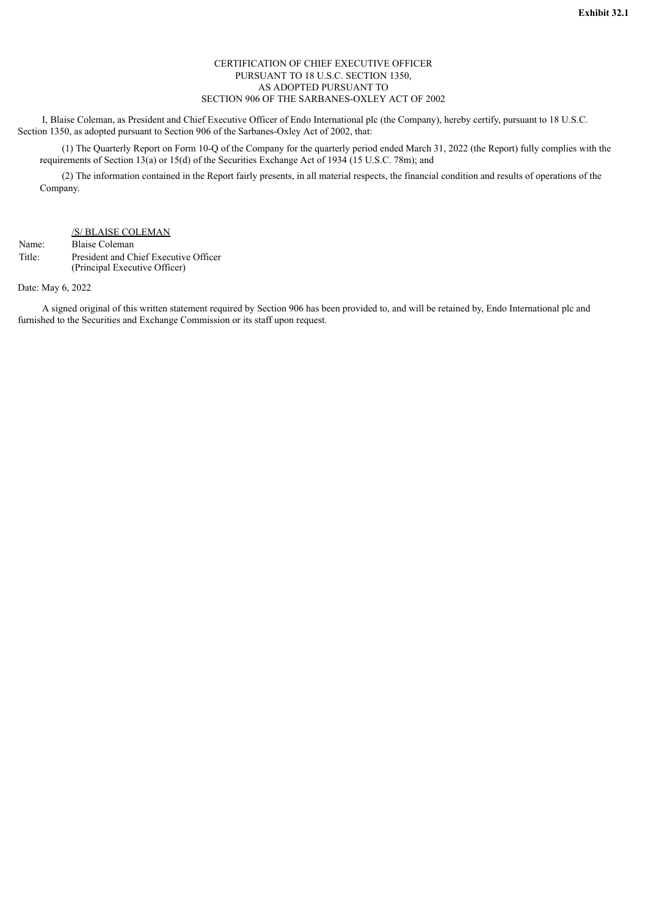**Exhibit 32.1**

CERTIFICATION OF CHIEF EXECUTIVE OFFICER
PURSUANT TO 18 U.S.C. SECTION 1350,
AS ADOPTED PURSUANT TO
SECTION 906 OF THE SARBANES-OXLEY ACT OF 2002

I, Blaise Coleman, as President and Chief Executive Officer of Endo International plc (the Company), hereby certify, pursuant to 18 U.S.C. Section 1350, as adopted pursuant to Section 906 of the Sarbanes-Oxley Act of 2002, that:

(1) The Quarterly Report on Form 10-Q of the Company for the quarterly period ended March 31, 2022 (the Report) fully complies with the requirements of Section 13(a) or 15(d) of the Securities Exchange Act of 1934 (15 U.S.C. 78m); and

(2) The information contained in the Report fairly presents, in all material respects, the financial condition and results of operations of the Company.

| | |
|---|---|
| | /S/ BLAISE COLEMAN |
| Name: | Blaise Coleman |
| Title: | President and Chief Executive Officer (Principal Executive Officer) |

Date: May 6, 2022

A signed original of this written statement required by Section 906 has been provided to, and will be retained by, Endo International plc and furnished to the Securities and Exchange Commission or its staff upon request.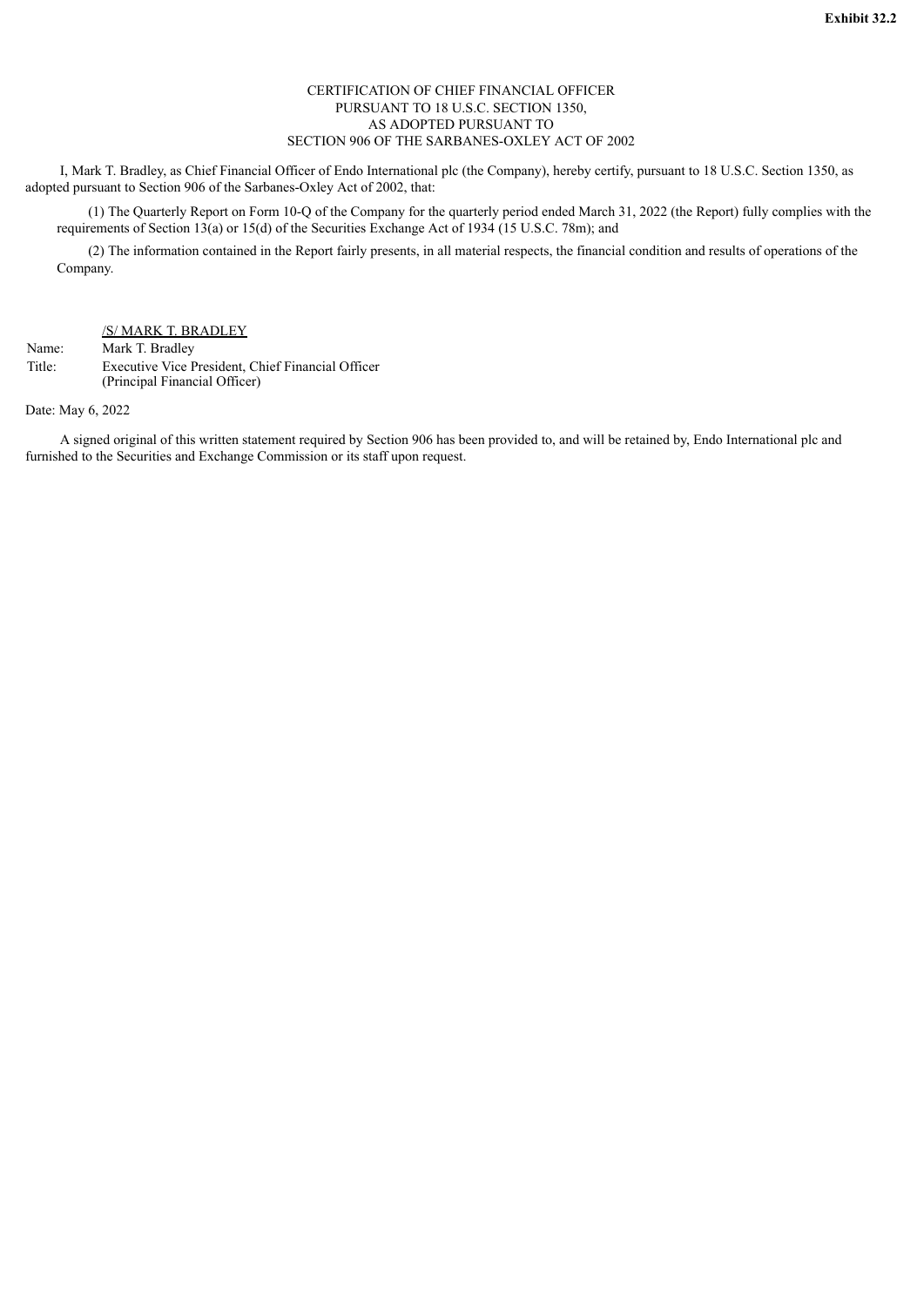**Exhibit 32.2**

CERTIFICATION OF CHIEF FINANCIAL OFFICER
PURSUANT TO 18 U.S.C. SECTION 1350,
AS ADOPTED PURSUANT TO
SECTION 906 OF THE SARBANES-OXLEY ACT OF 2002

I, Mark T. Bradley, as Chief Financial Officer of Endo International plc (the Company), hereby certify, pursuant to 18 U.S.C. Section 1350, as adopted pursuant to Section 906 of the Sarbanes-Oxley Act of 2002, that:

(1) The Quarterly Report on Form 10-Q of the Company for the quarterly period ended March 31, 2022 (the Report) fully complies with the requirements of Section 13(a) or 15(d) of the Securities Exchange Act of 1934 (15 U.S.C. 78m); and

(2) The information contained in the Report fairly presents, in all material respects, the financial condition and results of operations of the Company.

| | |
|---|---|
| | /S/ MARK T. BRADLEY |
| Name: | Mark T. Bradley |
| Title: | Executive Vice President, Chief Financial Officer (Principal Financial Officer) |

Date: May 6, 2022

A signed original of this written statement required by Section 906 has been provided to, and will be retained by, Endo International plc and furnished to the Securities and Exchange Commission or its staff upon request.